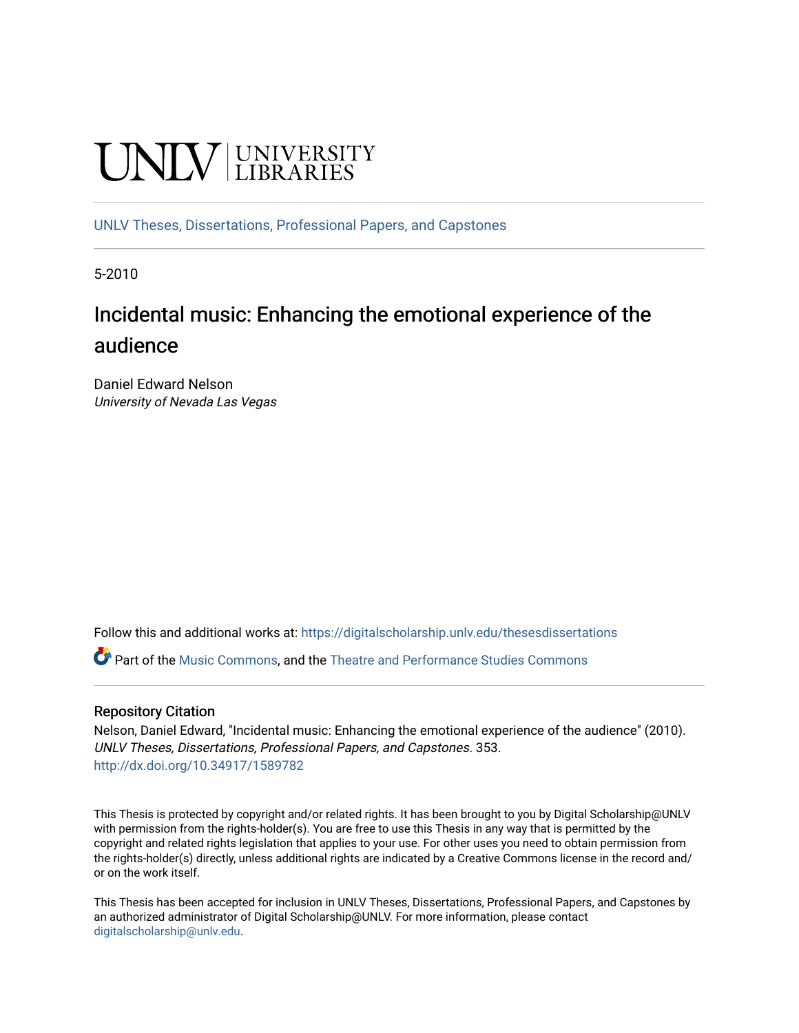UNLV | UNIVERSITY LIBRARIES

UNLV Theses, Dissertations, Professional Papers, and Capstones

5-2010

# Incidental music: Enhancing the emotional experience of the audience

Daniel Edward Nelson
*University of Nevada Las Vegas*

Follow this and additional works at: https://digitalscholarship.unlv.edu/thesesdissertations

Part of the Music Commons, and the Theatre and Performance Studies Commons

## Repository Citation

Nelson, Daniel Edward, "Incidental music: Enhancing the emotional experience of the audience" (2010). *UNLV Theses, Dissertations, Professional Papers, and Capstones*. 353.
http://dx.doi.org/10.34917/1589782

This Thesis is protected by copyright and/or related rights. It has been brought to you by Digital Scholarship@UNLV with permission from the rights-holder(s). You are free to use this Thesis in any way that is permitted by the copyright and related rights legislation that applies to your use. For other uses you need to obtain permission from the rights-holder(s) directly, unless additional rights are indicated by a Creative Commons license in the record and/or on the work itself.

This Thesis has been accepted for inclusion in UNLV Theses, Dissertations, Professional Papers, and Capstones by an authorized administrator of Digital Scholarship@UNLV. For more information, please contact digitalscholarship@unlv.edu.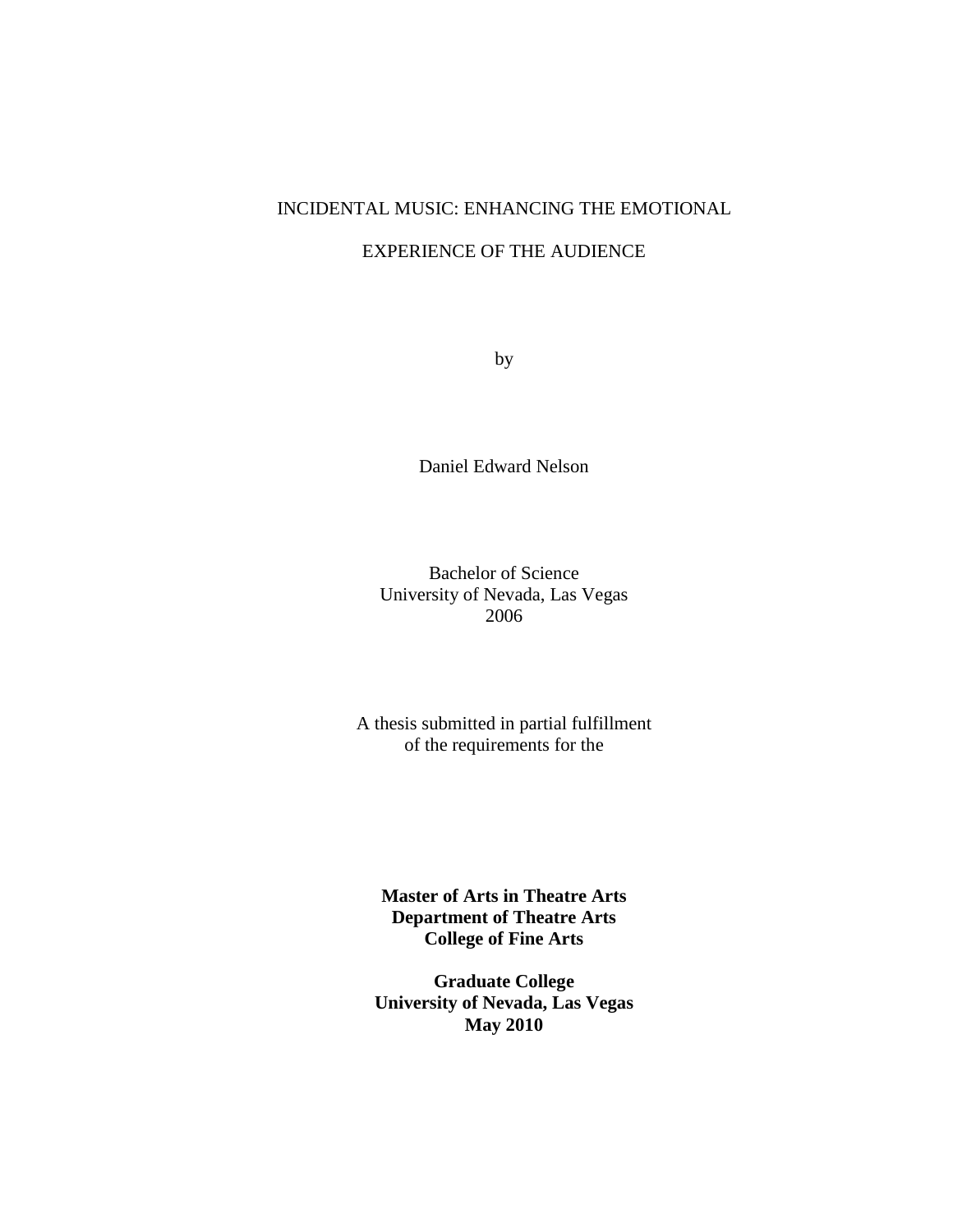INCIDENTAL MUSIC: ENHANCING THE EMOTIONAL

EXPERIENCE OF THE AUDIENCE

by

Daniel Edward Nelson

Bachelor of Science
University of Nevada, Las Vegas
2006

A thesis submitted in partial fulfillment
of the requirements for the

**Master of Arts in Theatre Arts**
**Department of Theatre Arts**
**College of Fine Arts**

**Graduate College**
**University of Nevada, Las Vegas**
**May 2010**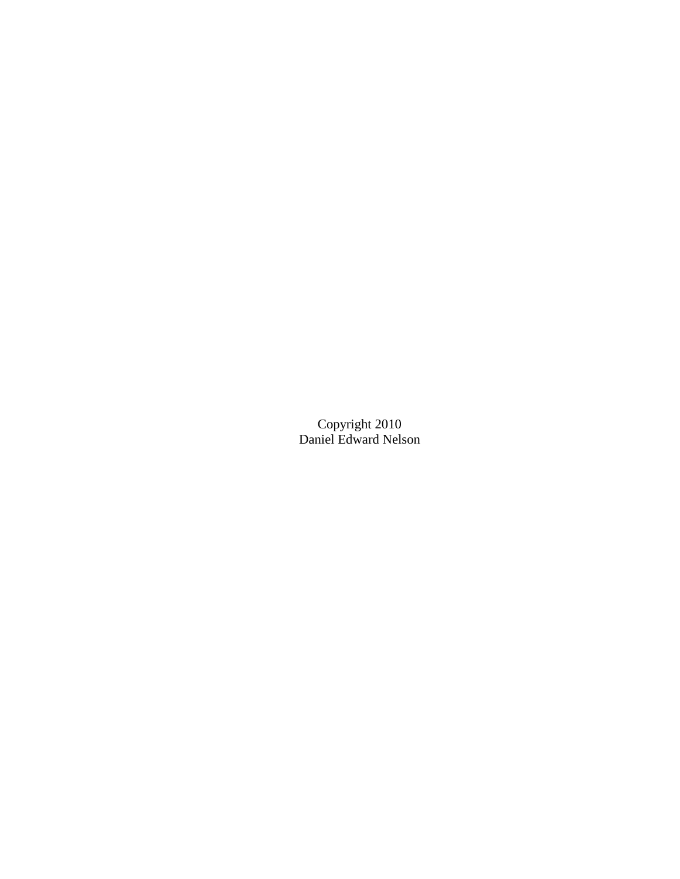Copyright 2010
Daniel Edward Nelson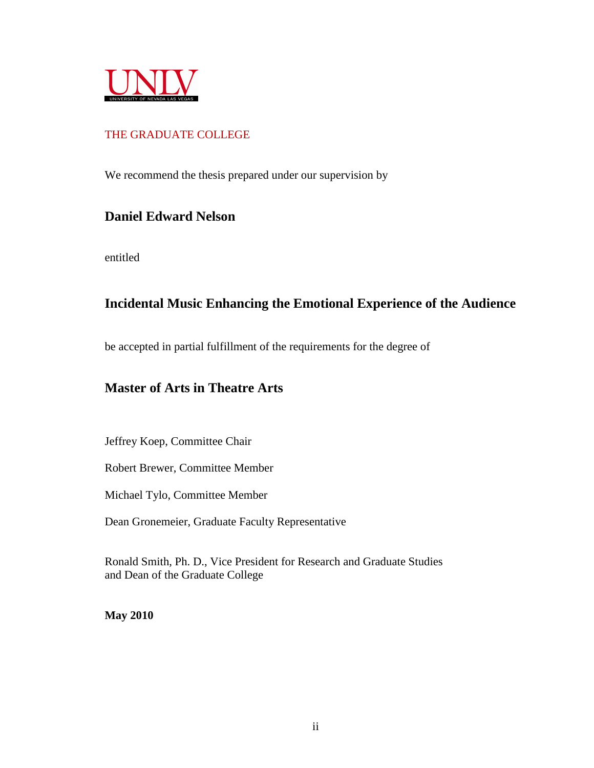UNLV
UNIVERSITY OF NEVADA LAS VEGAS

THE GRADUATE COLLEGE

We recommend the thesis prepared under our supervision by

**Daniel Edward Nelson**

entitled

**Incidental Music Enhancing the Emotional Experience of the Audience**

be accepted in partial fulfillment of the requirements for the degree of

**Master of Arts in Theatre Arts**

Jeffrey Koep, Committee Chair

Robert Brewer, Committee Member

Michael Tylo, Committee Member

Dean Gronemeier, Graduate Faculty Representative

Ronald Smith, Ph. D., Vice President for Research and Graduate Studies
and Dean of the Graduate College

**May 2010**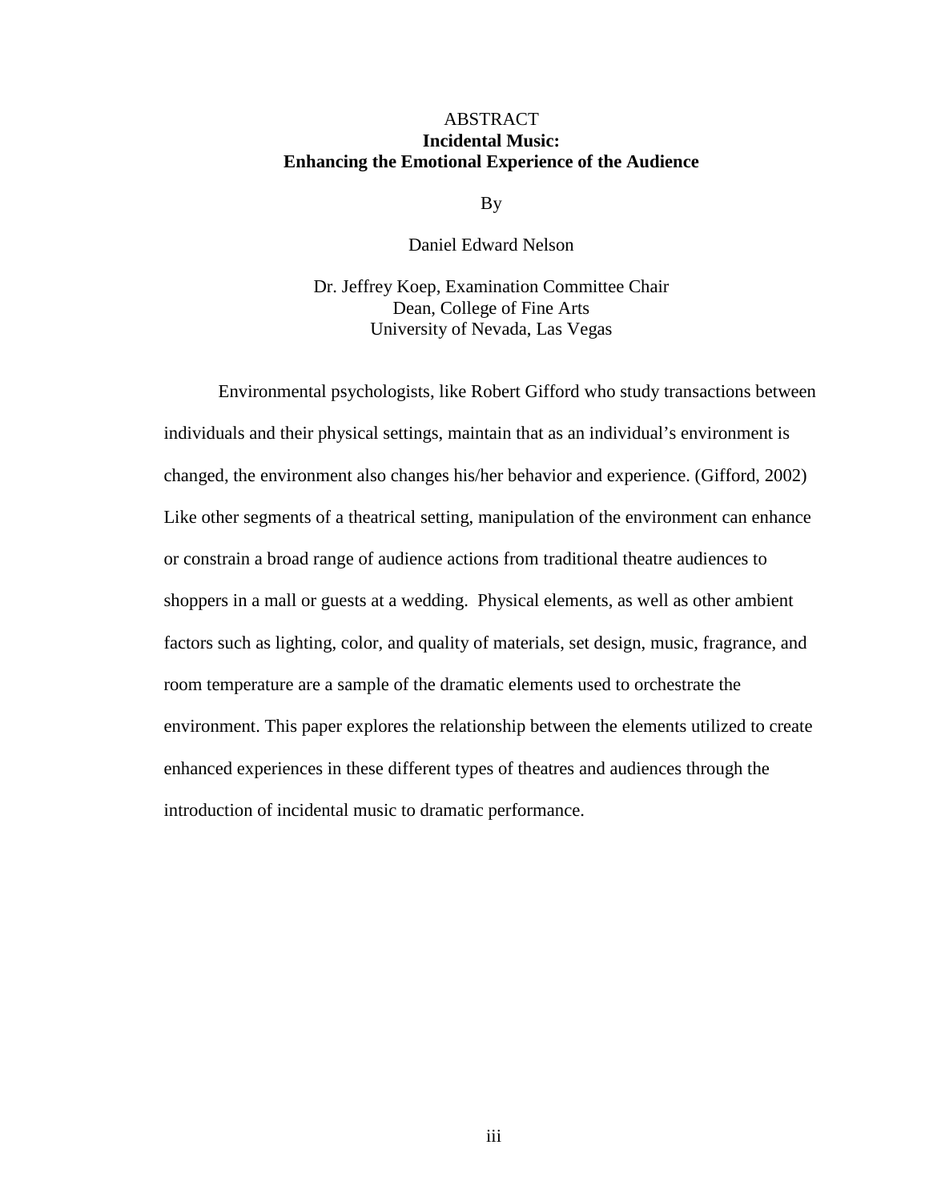ABSTRACT

# Incidental Music: Enhancing the Emotional Experience of the Audience

By

Daniel Edward Nelson

Dr. Jeffrey Koep, Examination Committee Chair
Dean, College of Fine Arts
University of Nevada, Las Vegas

Environmental psychologists, like Robert Gifford who study transactions between individuals and their physical settings, maintain that as an individual's environment is changed, the environment also changes his/her behavior and experience. (Gifford, 2002) Like other segments of a theatrical setting, manipulation of the environment can enhance or constrain a broad range of audience actions from traditional theatre audiences to shoppers in a mall or guests at a wedding. Physical elements, as well as other ambient factors such as lighting, color, and quality of materials, set design, music, fragrance, and room temperature are a sample of the dramatic elements used to orchestrate the environment. This paper explores the relationship between the elements utilized to create enhanced experiences in these different types of theatres and audiences through the introduction of incidental music to dramatic performance.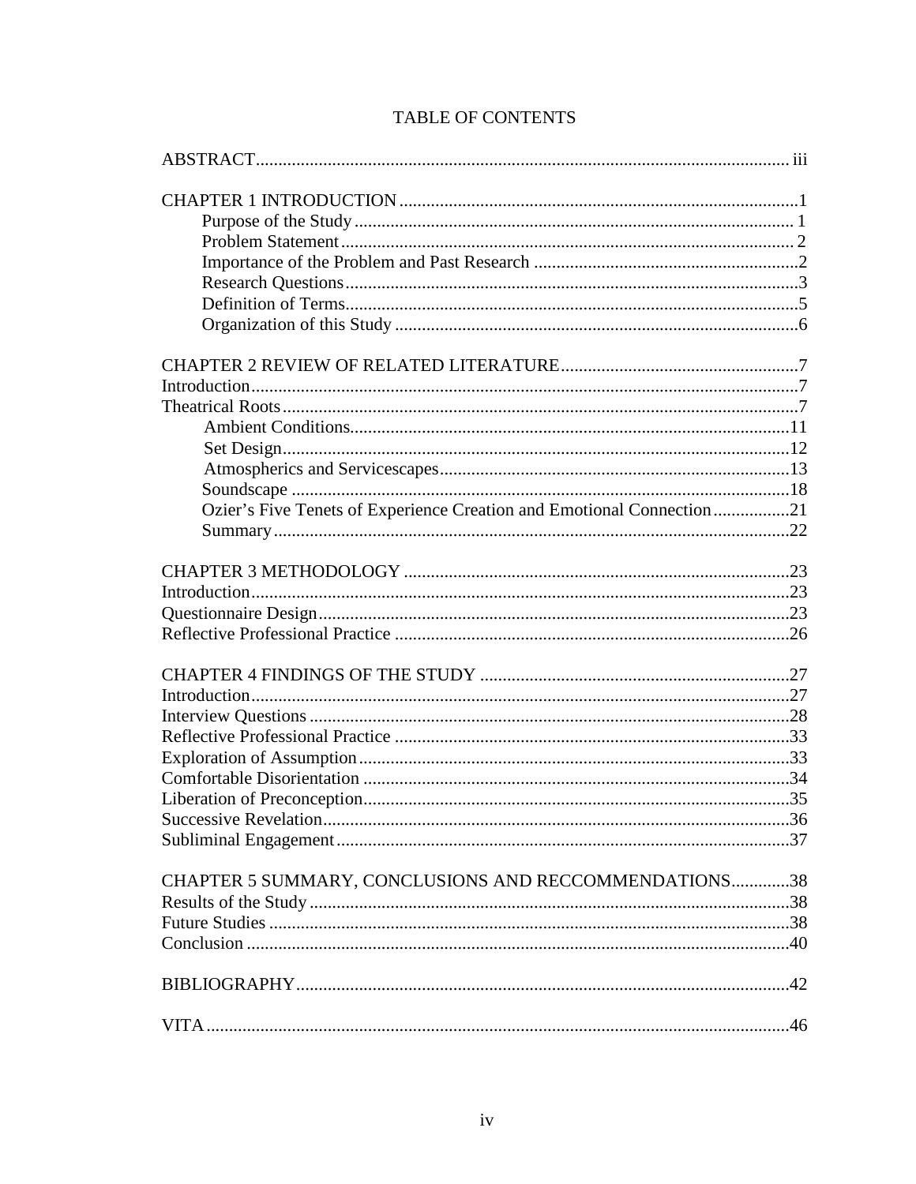# TABLE OF CONTENTS

ABSTRACT....................................................................................................................... iii

CHAPTER 1 INTRODUCTION ........................................................................................1
- Purpose of the Study ................................................................................................. 1
- Problem Statement .................................................................................................... 2
- Importance of the Problem and Past Research ...........................................................2
- Research Questions .....................................................................................................3
- Definition of Terms......................................................................................................5
- Organization of this Study ..........................................................................................6

CHAPTER 2 REVIEW OF RELATED LITERATURE.....................................................7
Introduction.........................................................................................................................7
Theatrical Roots..................................................................................................................7
- Ambient Conditions.................................................................................................11
- Set Design.................................................................................................................12
- Atmospherics and Servicescapes..............................................................................13
- Soundscape ...............................................................................................................18
- Ozier's Five Tenets of Experience Creation and Emotional Connection.................21
- Summary...................................................................................................................22

CHAPTER 3 METHODOLOGY .....................................................................................23
Introduction........................................................................................................................23
Questionnaire Design.........................................................................................................23
Reflective Professional Practice ........................................................................................26

CHAPTER 4 FINDINGS OF THE STUDY ....................................................................27
Introduction........................................................................................................................27
Interview Questions ...........................................................................................................28
Reflective Professional Practice ........................................................................................33
Exploration of Assumption................................................................................................33
Comfortable Disorientation ...............................................................................................34
Liberation of Preconception...............................................................................................35
Successive Revelation........................................................................................................36
Subliminal Engagement.....................................................................................................37

CHAPTER 5 SUMMARY, CONCLUSIONS AND RECCOMMENDATIONS.............38
Results of the Study ...........................................................................................................38
Future Studies ....................................................................................................................38
Conclusion .........................................................................................................................40

BIBLIOGRAPHY.............................................................................................................42

VITA .................................................................................................................................46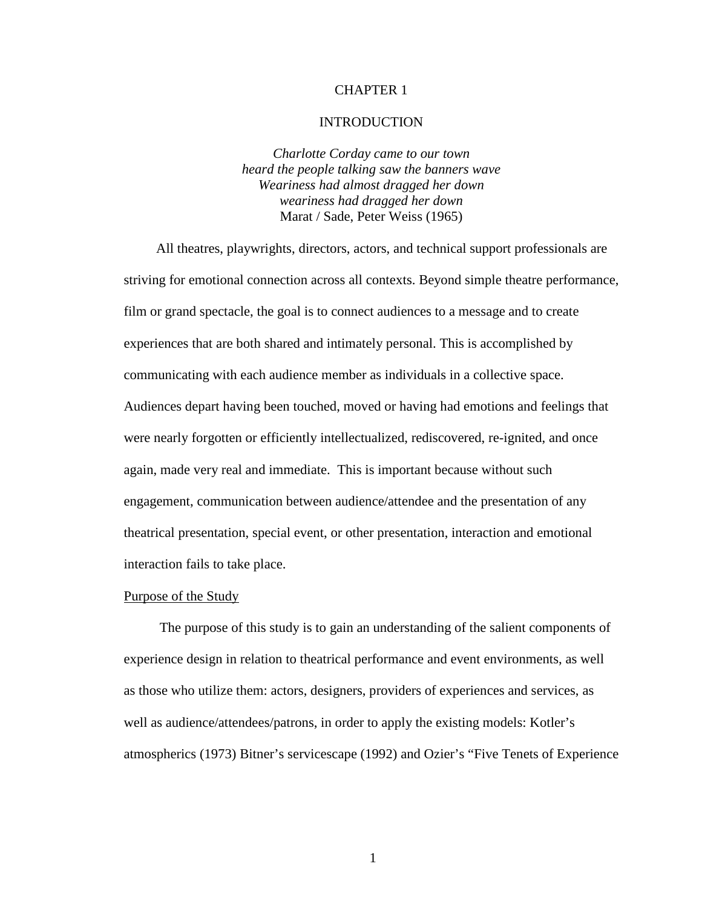# CHAPTER 1

# INTRODUCTION

*Charlotte Corday came to our town*
*heard the people talking saw the banners wave*
*Weariness had almost dragged her down*
*weariness had dragged her down*
Marat / Sade, Peter Weiss (1965)

All theatres, playwrights, directors, actors, and technical support professionals are striving for emotional connection across all contexts. Beyond simple theatre performance, film or grand spectacle, the goal is to connect audiences to a message and to create experiences that are both shared and intimately personal. This is accomplished by communicating with each audience member as individuals in a collective space. Audiences depart having been touched, moved or having had emotions and feelings that were nearly forgotten or efficiently intellectualized, rediscovered, re-ignited, and once again, made very real and immediate. This is important because without such engagement, communication between audience/attendee and the presentation of any theatrical presentation, special event, or other presentation, interaction and emotional interaction fails to take place.

## Purpose of the Study

The purpose of this study is to gain an understanding of the salient components of experience design in relation to theatrical performance and event environments, as well as those who utilize them: actors, designers, providers of experiences and services, as well as audience/attendees/patrons, in order to apply the existing models: Kotler's atmospherics (1973) Bitner's servicescape (1992) and Ozier's "Five Tenets of Experience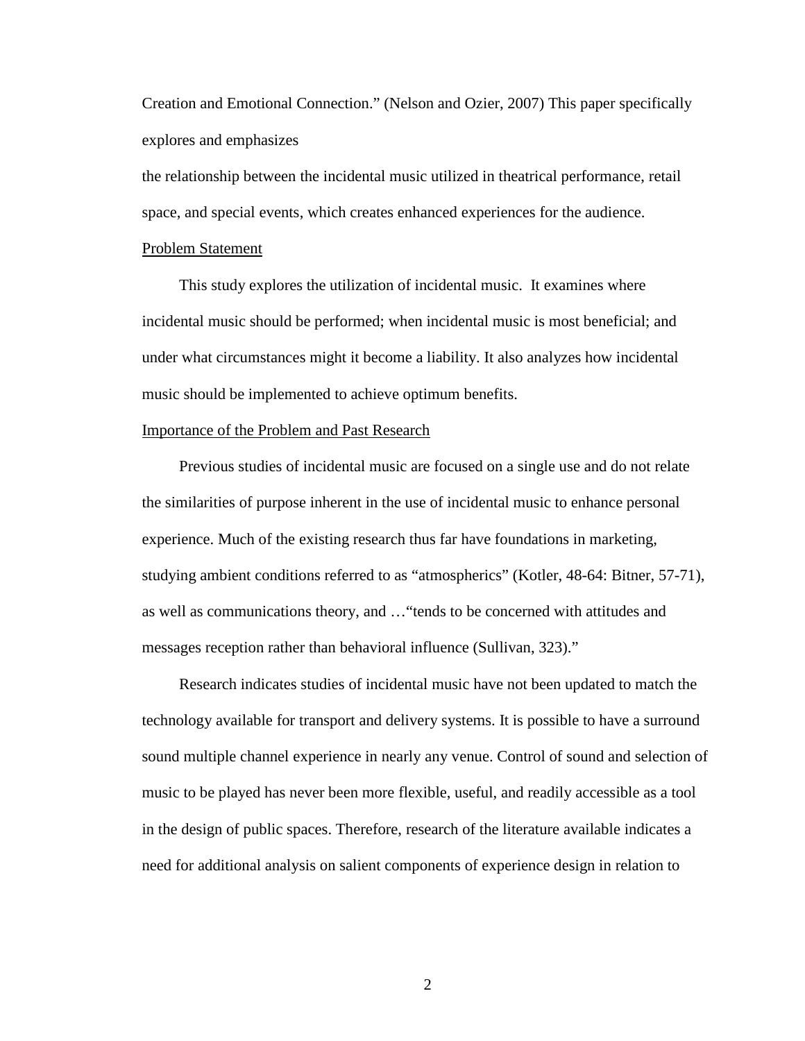Creation and Emotional Connection." (Nelson and Ozier, 2007) This paper specifically explores and emphasizes the relationship between the incidental music utilized in theatrical performance, retail space, and special events, which creates enhanced experiences for the audience.

<u>Problem Statement</u>

This study explores the utilization of incidental music. It examines where incidental music should be performed; when incidental music is most beneficial; and under what circumstances might it become a liability. It also analyzes how incidental music should be implemented to achieve optimum benefits.

<u>Importance of the Problem and Past Research</u>

Previous studies of incidental music are focused on a single use and do not relate the similarities of purpose inherent in the use of incidental music to enhance personal experience. Much of the existing research thus far have foundations in marketing, studying ambient conditions referred to as "atmospherics" (Kotler, 48-64: Bitner, 57-71), as well as communications theory, and …"tends to be concerned with attitudes and messages reception rather than behavioral influence (Sullivan, 323)."

Research indicates studies of incidental music have not been updated to match the technology available for transport and delivery systems. It is possible to have a surround sound multiple channel experience in nearly any venue. Control of sound and selection of music to be played has never been more flexible, useful, and readily accessible as a tool in the design of public spaces. Therefore, research of the literature available indicates a need for additional analysis on salient components of experience design in relation to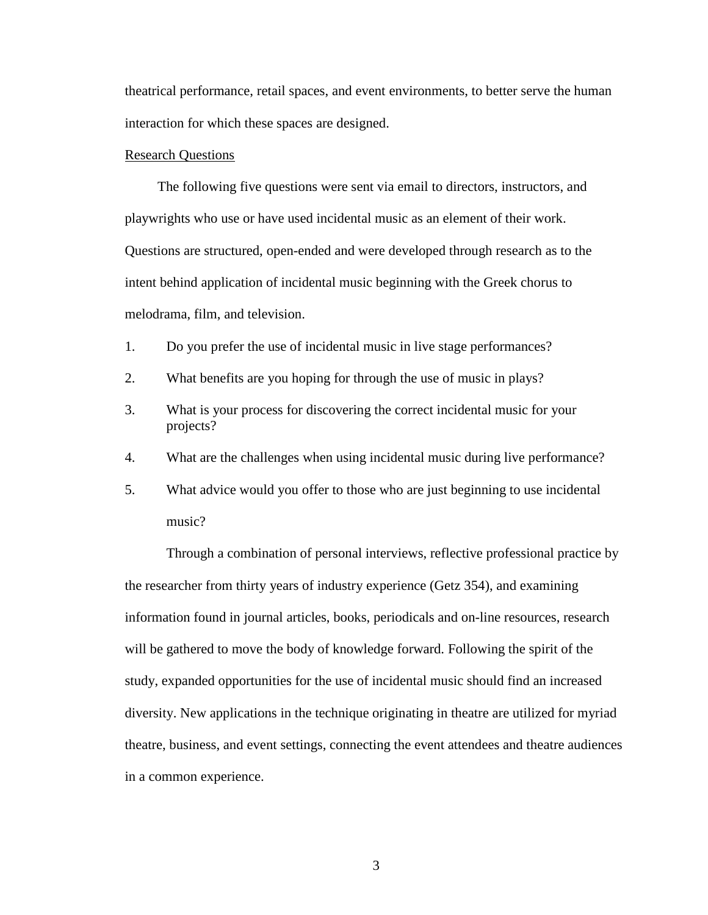theatrical performance, retail spaces, and event environments, to better serve the human interaction for which these spaces are designed.

<u>Research Questions</u>

The following five questions were sent via email to directors, instructors, and playwrights who use or have used incidental music as an element of their work. Questions are structured, open-ended and were developed through research as to the intent behind application of incidental music beginning with the Greek chorus to melodrama, film, and television.

1. Do you prefer the use of incidental music in live stage performances?
2. What benefits are you hoping for through the use of music in plays?
3. What is your process for discovering the correct incidental music for your projects?
4. What are the challenges when using incidental music during live performance?
5. What advice would you offer to those who are just beginning to use incidental music?

Through a combination of personal interviews, reflective professional practice by the researcher from thirty years of industry experience (Getz 354), and examining information found in journal articles, books, periodicals and on-line resources, research will be gathered to move the body of knowledge forward. Following the spirit of the study, expanded opportunities for the use of incidental music should find an increased diversity. New applications in the technique originating in theatre are utilized for myriad theatre, business, and event settings, connecting the event attendees and theatre audiences in a common experience.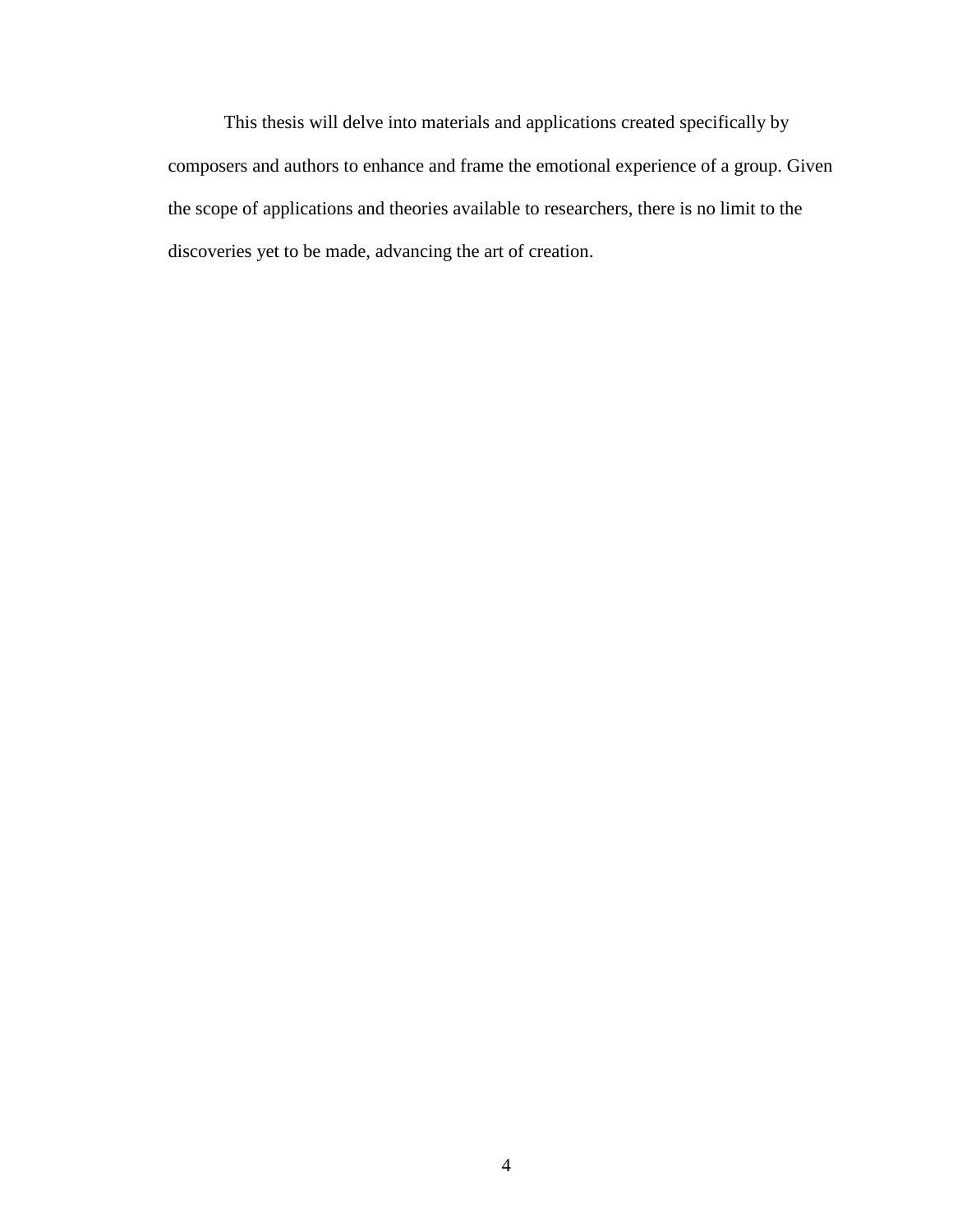This thesis will delve into materials and applications created specifically by composers and authors to enhance and frame the emotional experience of a group. Given the scope of applications and theories available to researchers, there is no limit to the discoveries yet to be made, advancing the art of creation.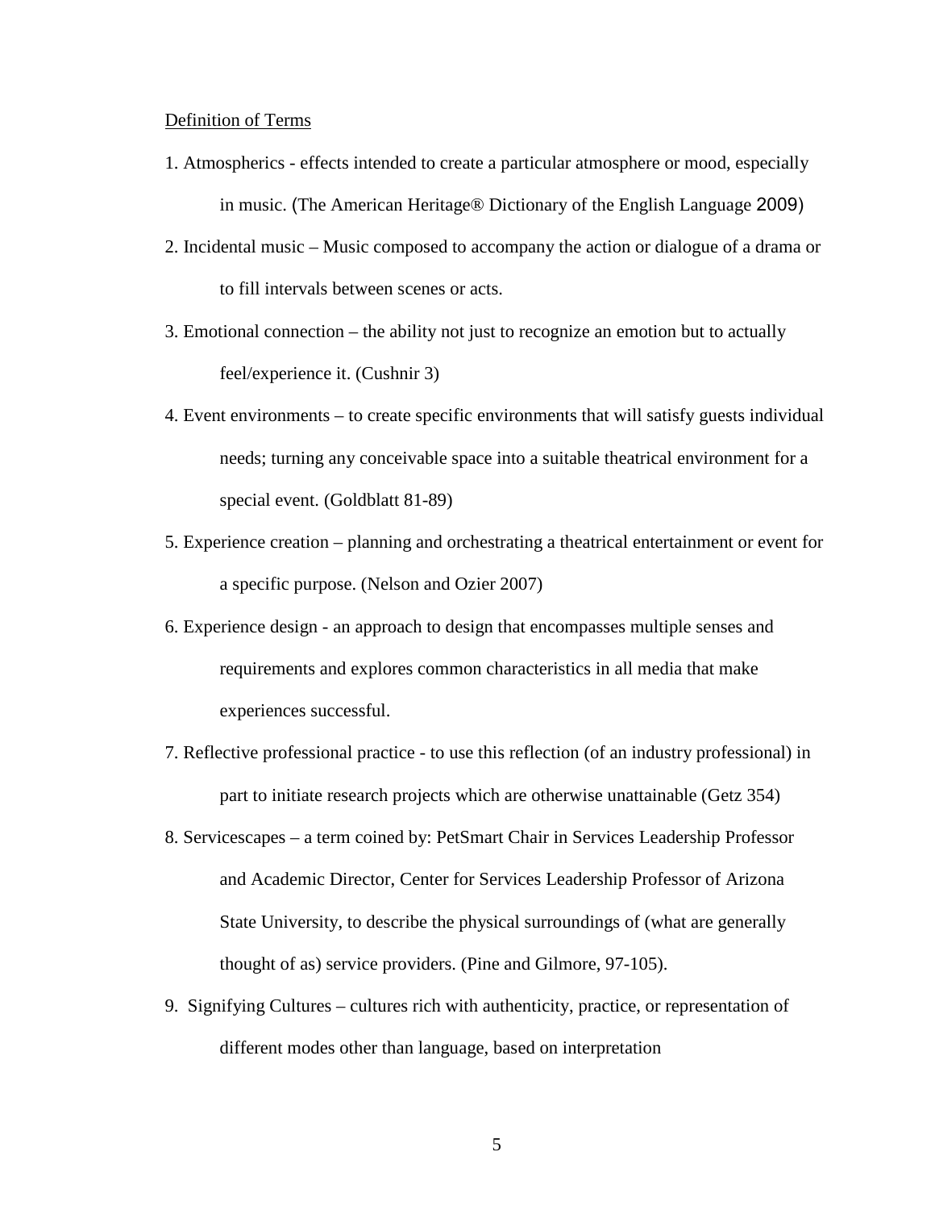<u>Definition of Terms</u>

1. Atmospherics - effects intended to create a particular atmosphere or mood, especially in music. (The American Heritage® Dictionary of the English Language 2009)
2. Incidental music – Music composed to accompany the action or dialogue of a drama or to fill intervals between scenes or acts.
3. Emotional connection – the ability not just to recognize an emotion but to actually feel/experience it. (Cushnir 3)
4. Event environments – to create specific environments that will satisfy guests individual needs; turning any conceivable space into a suitable theatrical environment for a special event. (Goldblatt 81-89)
5. Experience creation – planning and orchestrating a theatrical entertainment or event for a specific purpose. (Nelson and Ozier 2007)
6. Experience design - an approach to design that encompasses multiple senses and requirements and explores common characteristics in all media that make experiences successful.
7. Reflective professional practice - to use this reflection (of an industry professional) in part to initiate research projects which are otherwise unattainable (Getz 354)
8. Servicescapes – a term coined by: PetSmart Chair in Services Leadership Professor and Academic Director, Center for Services Leadership Professor of Arizona State University, to describe the physical surroundings of (what are generally thought of as) service providers. (Pine and Gilmore, 97-105).
9. Signifying Cultures – cultures rich with authenticity, practice, or representation of different modes other than language, based on interpretation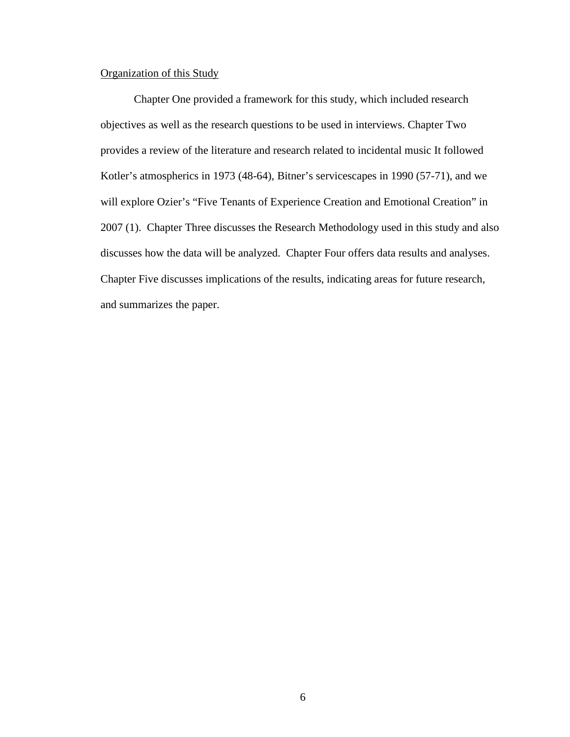Organization of this Study

Chapter One provided a framework for this study, which included research objectives as well as the research questions to be used in interviews. Chapter Two provides a review of the literature and research related to incidental music It followed Kotler's atmospherics in 1973 (48-64), Bitner's servicescapes in 1990 (57-71), and we will explore Ozier's "Five Tenants of Experience Creation and Emotional Creation" in 2007 (1). Chapter Three discusses the Research Methodology used in this study and also discusses how the data will be analyzed. Chapter Four offers data results and analyses. Chapter Five discusses implications of the results, indicating areas for future research, and summarizes the paper.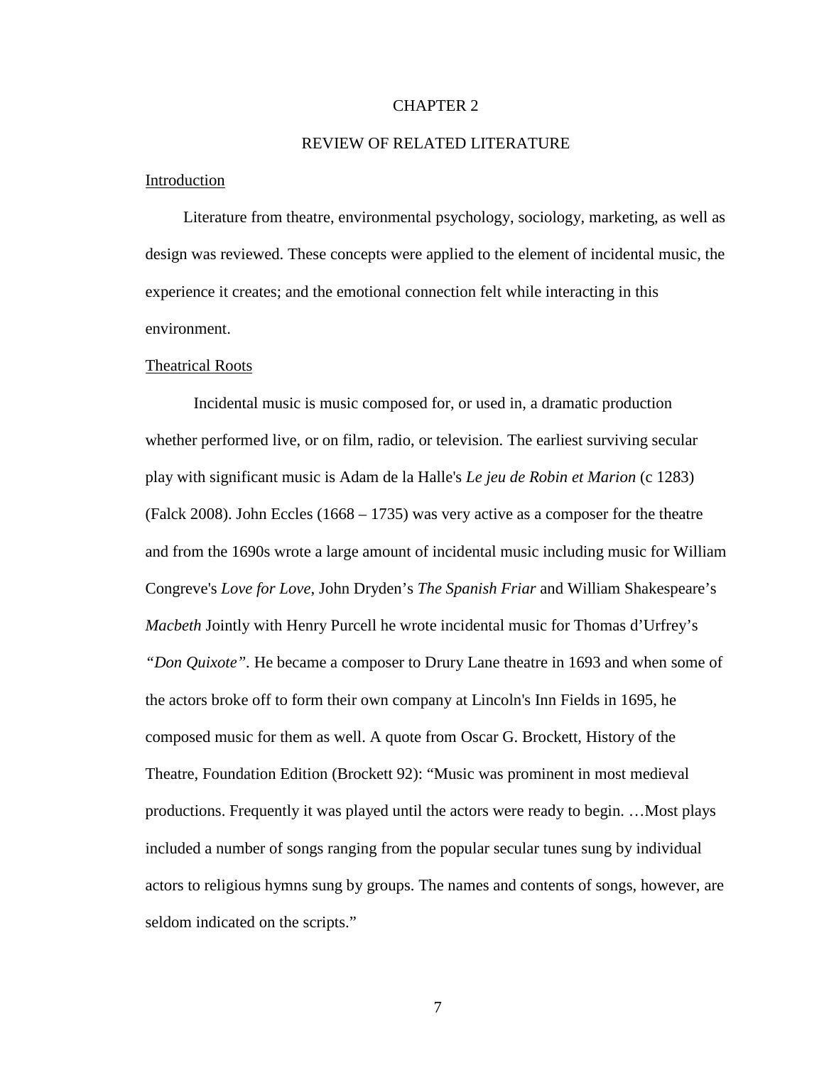# CHAPTER 2

## REVIEW OF RELATED LITERATURE

### Introduction

Literature from theatre, environmental psychology, sociology, marketing, as well as design was reviewed. These concepts were applied to the element of incidental music, the experience it creates; and the emotional connection felt while interacting in this environment.

### Theatrical Roots

Incidental music is music composed for, or used in, a dramatic production whether performed live, or on film, radio, or television. The earliest surviving secular play with significant music is Adam de la Halle's *Le jeu de Robin et Marion* (c 1283) (Falck 2008). John Eccles (1668 – 1735) was very active as a composer for the theatre and from the 1690s wrote a large amount of incidental music including music for William Congreve's *Love for Love*, John Dryden's *The Spanish Friar* and William Shakespeare's *Macbeth* Jointly with Henry Purcell he wrote incidental music for Thomas d'Urfrey's *"Don Quixote"*. He became a composer to Drury Lane theatre in 1693 and when some of the actors broke off to form their own company at Lincoln's Inn Fields in 1695, he composed music for them as well. A quote from Oscar G. Brockett, History of the Theatre, Foundation Edition (Brockett 92): "Music was prominent in most medieval productions. Frequently it was played until the actors were ready to begin. …Most plays included a number of songs ranging from the popular secular tunes sung by individual actors to religious hymns sung by groups. The names and contents of songs, however, are seldom indicated on the scripts."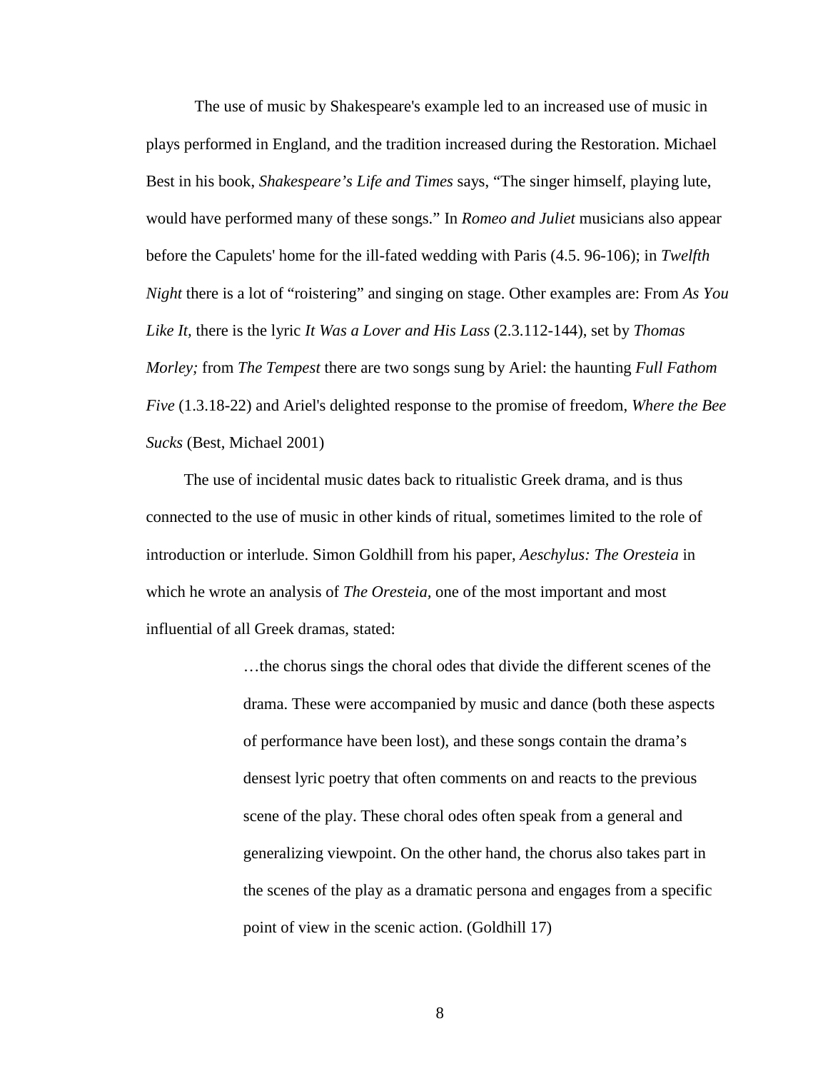The use of music by Shakespeare's example led to an increased use of music in plays performed in England, and the tradition increased during the Restoration. Michael Best in his book, *Shakespeare's Life and Times* says, "The singer himself, playing lute, would have performed many of these songs." In *Romeo and Juliet* musicians also appear before the Capulets' home for the ill-fated wedding with Paris (4.5. 96-106); in *Twelfth Night* there is a lot of "roistering" and singing on stage. Other examples are: From *As You Like It,* there is the lyric *It Was a Lover and His Lass* (2.3.112-144), set by *Thomas Morley;* from *The Tempest* there are two songs sung by Ariel: the haunting *Full Fathom Five* (1.3.18-22) and Ariel's delighted response to the promise of freedom, *Where the Bee Sucks* (Best, Michael 2001)

The use of incidental music dates back to ritualistic Greek drama, and is thus connected to the use of music in other kinds of ritual, sometimes limited to the role of introduction or interlude. Simon Goldhill from his paper, *Aeschylus: The Oresteia* in which he wrote an analysis of *The Oresteia,* one of the most important and most influential of all Greek dramas, stated:

> …the chorus sings the choral odes that divide the different scenes of the drama. These were accompanied by music and dance (both these aspects of performance have been lost), and these songs contain the drama's densest lyric poetry that often comments on and reacts to the previous scene of the play. These choral odes often speak from a general and generalizing viewpoint. On the other hand, the chorus also takes part in the scenes of the play as a dramatic persona and engages from a specific point of view in the scenic action. (Goldhill 17)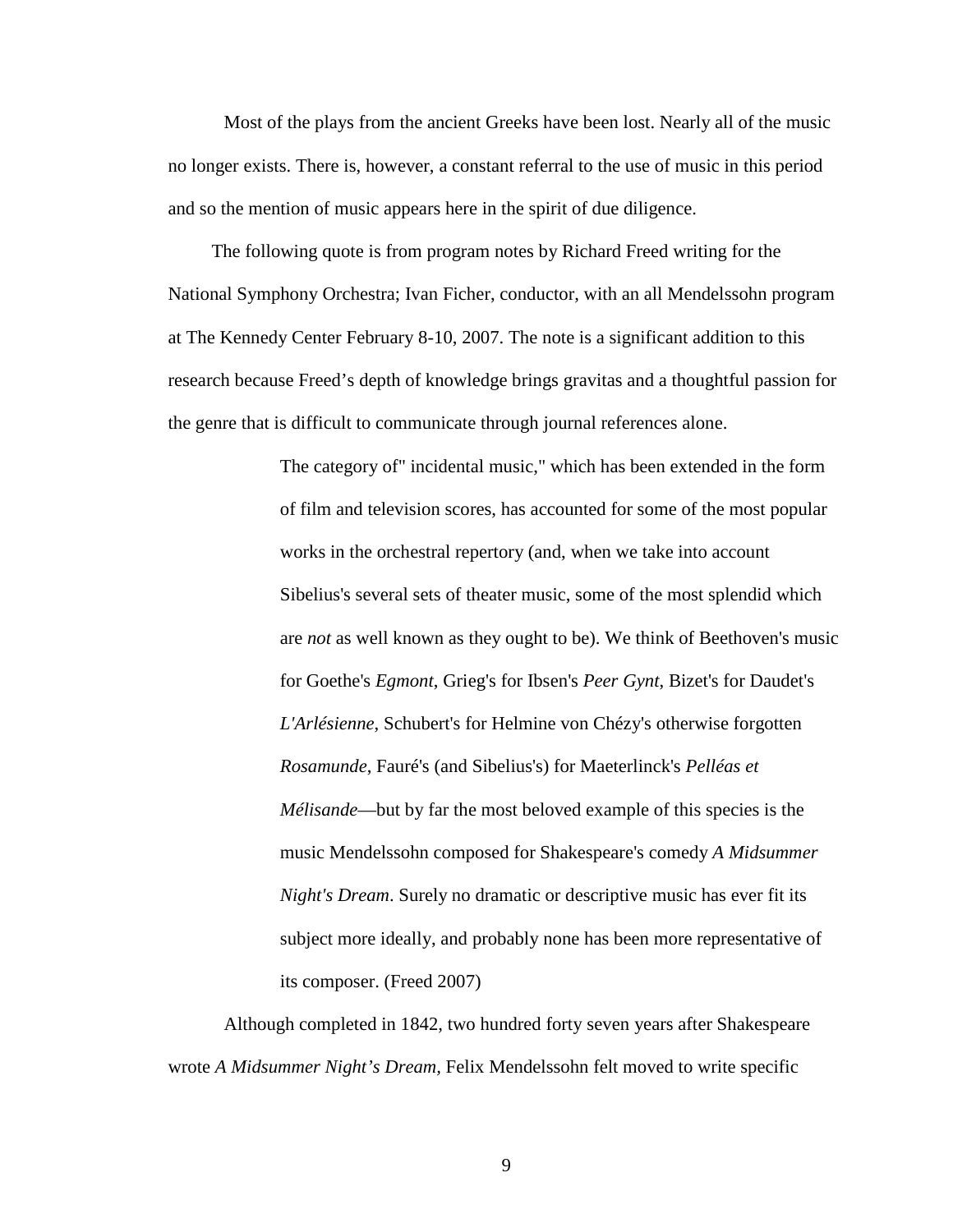Most of the plays from the ancient Greeks have been lost. Nearly all of the music no longer exists. There is, however, a constant referral to the use of music in this period and so the mention of music appears here in the spirit of due diligence.

The following quote is from program notes by Richard Freed writing for the National Symphony Orchestra; Ivan Ficher, conductor, with an all Mendelssohn program at The Kennedy Center February 8-10, 2007. The note is a significant addition to this research because Freed's depth of knowledge brings gravitas and a thoughtful passion for the genre that is difficult to communicate through journal references alone.

> The category of" incidental music," which has been extended in the form of film and television scores, has accounted for some of the most popular works in the orchestral repertory (and, when we take into account Sibelius's several sets of theater music, some of the most splendid which are *not* as well known as they ought to be). We think of Beethoven's music for Goethe's *Egmont*, Grieg's for Ibsen's *Peer Gynt*, Bizet's for Daudet's *L'Arlésienne*, Schubert's for Helmine von Chézy's otherwise forgotten *Rosamunde*, Fauré's (and Sibelius's) for Maeterlinck's *Pelléas et Mélisande*—but by far the most beloved example of this species is the music Mendelssohn composed for Shakespeare's comedy *A Midsummer Night's Dream*. Surely no dramatic or descriptive music has ever fit its subject more ideally, and probably none has been more representative of its composer. (Freed 2007)

Although completed in 1842, two hundred forty seven years after Shakespeare wrote *A Midsummer Night's Dream,* Felix Mendelssohn felt moved to write specific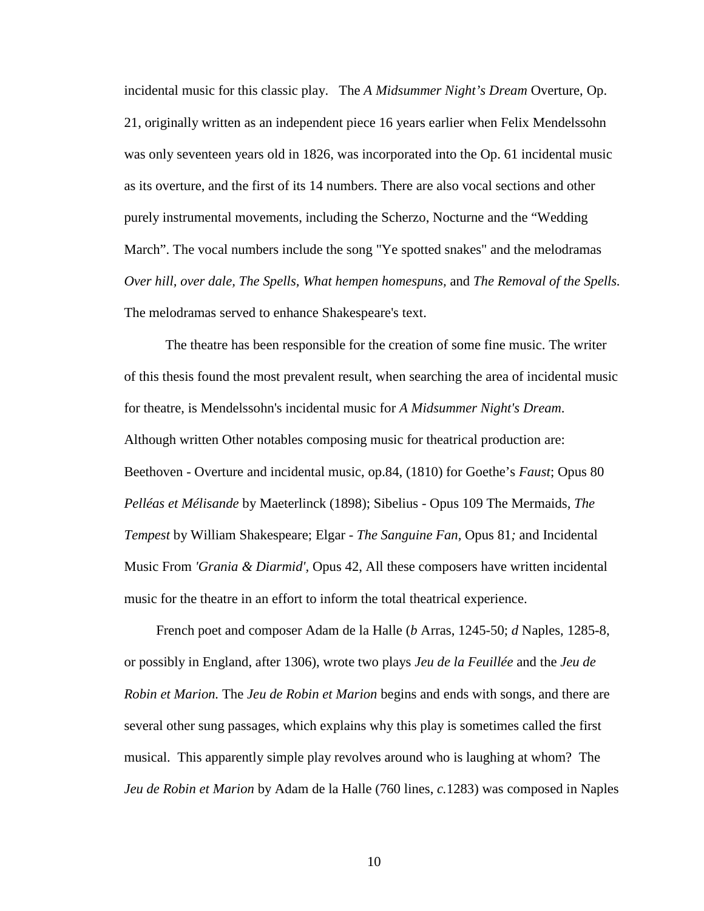incidental music for this classic play. The *A Midsummer Night's Dream* Overture, Op. 21, originally written as an independent piece 16 years earlier when Felix Mendelssohn was only seventeen years old in 1826, was incorporated into the Op. 61 incidental music as its overture, and the first of its 14 numbers. There are also vocal sections and other purely instrumental movements, including the Scherzo, Nocturne and the "Wedding March". The vocal numbers include the song "Ye spotted snakes" and the melodramas *Over hill, over dale, The Spells, What hempen homespuns,* and *The Removal of the Spells.* The melodramas served to enhance Shakespeare's text.

The theatre has been responsible for the creation of some fine music. The writer of this thesis found the most prevalent result, when searching the area of incidental music for theatre, is Mendelssohn's incidental music for *A Midsummer Night's Dream*. Although written Other notables composing music for theatrical production are: Beethoven - Overture and incidental music, op.84, (1810) for Goethe's *Faust*; Opus 80 *Pelléas et Mélisande* by Maeterlinck (1898); Sibelius - Opus 109 The Mermaids, *The Tempest* by William Shakespeare; Elgar - *The Sanguine Fan,* Opus 81*;* and Incidental Music From *'Grania & Diarmid'*, Opus 42, All these composers have written incidental music for the theatre in an effort to inform the total theatrical experience.

French poet and composer Adam de la Halle (*b* Arras, 1245-50; *d* Naples, 1285-8, or possibly in England, after 1306), wrote two plays *Jeu de la Feuillée* and the *Jeu de Robin et Marion.* The *Jeu de Robin et Marion* begins and ends with songs, and there are several other sung passages, which explains why this play is sometimes called the first musical. This apparently simple play revolves around who is laughing at whom? The *Jeu de Robin et Marion* by Adam de la Halle (760 lines, *c.*1283) was composed in Naples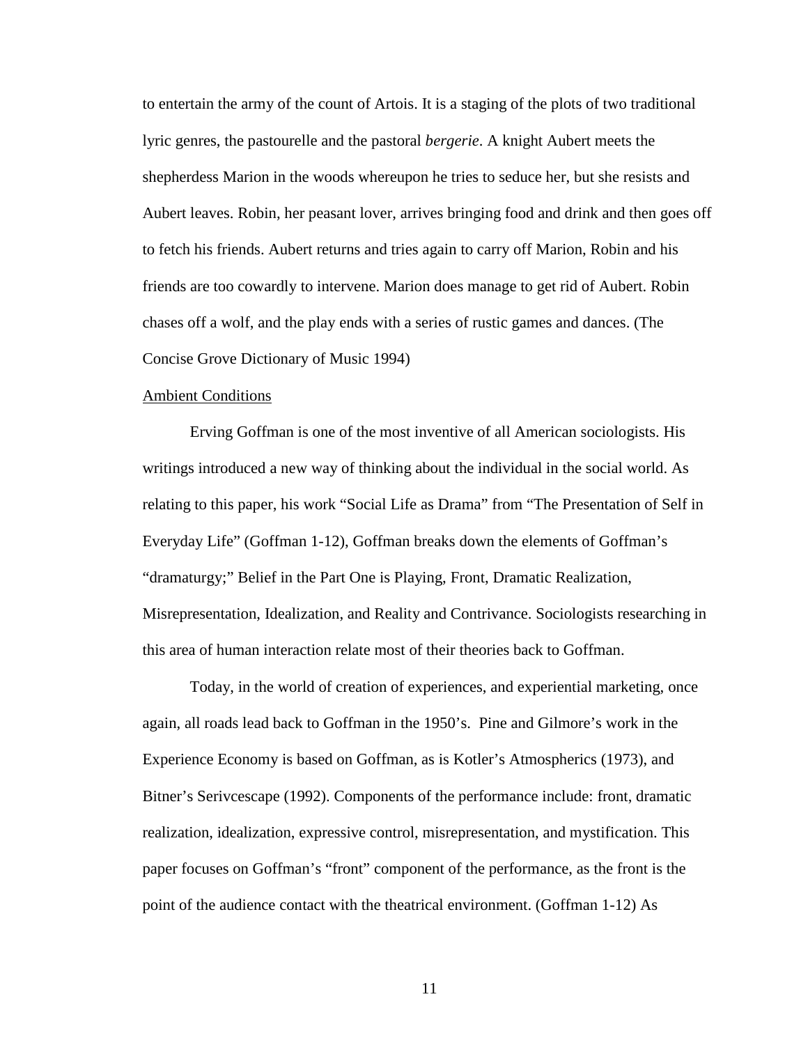to entertain the army of the count of Artois. It is a staging of the plots of two traditional lyric genres, the pastourelle and the pastoral *bergerie*. A knight Aubert meets the shepherdess Marion in the woods whereupon he tries to seduce her, but she resists and Aubert leaves. Robin, her peasant lover, arrives bringing food and drink and then goes off to fetch his friends. Aubert returns and tries again to carry off Marion, Robin and his friends are too cowardly to intervene. Marion does manage to get rid of Aubert. Robin chases off a wolf, and the play ends with a series of rustic games and dances. (The Concise Grove Dictionary of Music 1994)

<u>Ambient Conditions</u>

Erving Goffman is one of the most inventive of all American sociologists. His writings introduced a new way of thinking about the individual in the social world. As relating to this paper, his work "Social Life as Drama" from "The Presentation of Self in Everyday Life" (Goffman 1-12), Goffman breaks down the elements of Goffman's "dramaturgy;" Belief in the Part One is Playing, Front, Dramatic Realization, Misrepresentation, Idealization, and Reality and Contrivance. Sociologists researching in this area of human interaction relate most of their theories back to Goffman.

Today, in the world of creation of experiences, and experiential marketing, once again, all roads lead back to Goffman in the 1950's. Pine and Gilmore's work in the Experience Economy is based on Goffman, as is Kotler's Atmospherics (1973), and Bitner's Serivcescape (1992). Components of the performance include: front, dramatic realization, idealization, expressive control, misrepresentation, and mystification. This paper focuses on Goffman's "front" component of the performance, as the front is the point of the audience contact with the theatrical environment. (Goffman 1-12) As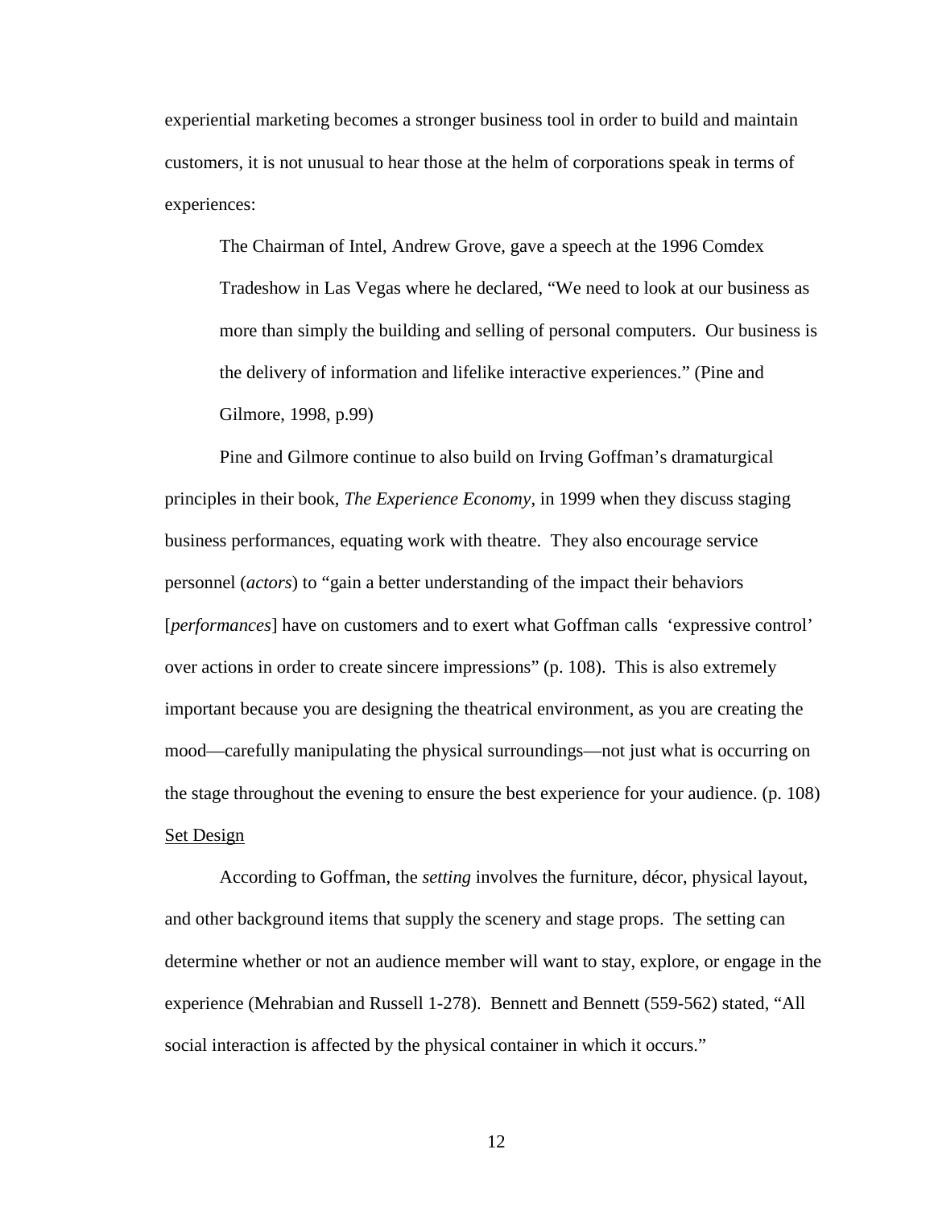experiential marketing becomes a stronger business tool in order to build and maintain customers, it is not unusual to hear those at the helm of corporations speak in terms of experiences:

> The Chairman of Intel, Andrew Grove, gave a speech at the 1996 Comdex Tradeshow in Las Vegas where he declared, "We need to look at our business as more than simply the building and selling of personal computers. Our business is the delivery of information and lifelike interactive experiences." (Pine and Gilmore, 1998, p.99)

Pine and Gilmore continue to also build on Irving Goffman's dramaturgical principles in their book, *The Experience Economy*, in 1999 when they discuss staging business performances, equating work with theatre. They also encourage service personnel (*actors*) to "gain a better understanding of the impact their behaviors [*performances*] have on customers and to exert what Goffman calls 'expressive control' over actions in order to create sincere impressions" (p. 108). This is also extremely important because you are designing the theatrical environment, as you are creating the mood—carefully manipulating the physical surroundings—not just what is occurring on the stage throughout the evening to ensure the best experience for your audience. (p. 108)

<u>Set Design</u>

According to Goffman, the *setting* involves the furniture, décor, physical layout, and other background items that supply the scenery and stage props. The setting can determine whether or not an audience member will want to stay, explore, or engage in the experience (Mehrabian and Russell 1-278). Bennett and Bennett (559-562) stated, "All social interaction is affected by the physical container in which it occurs."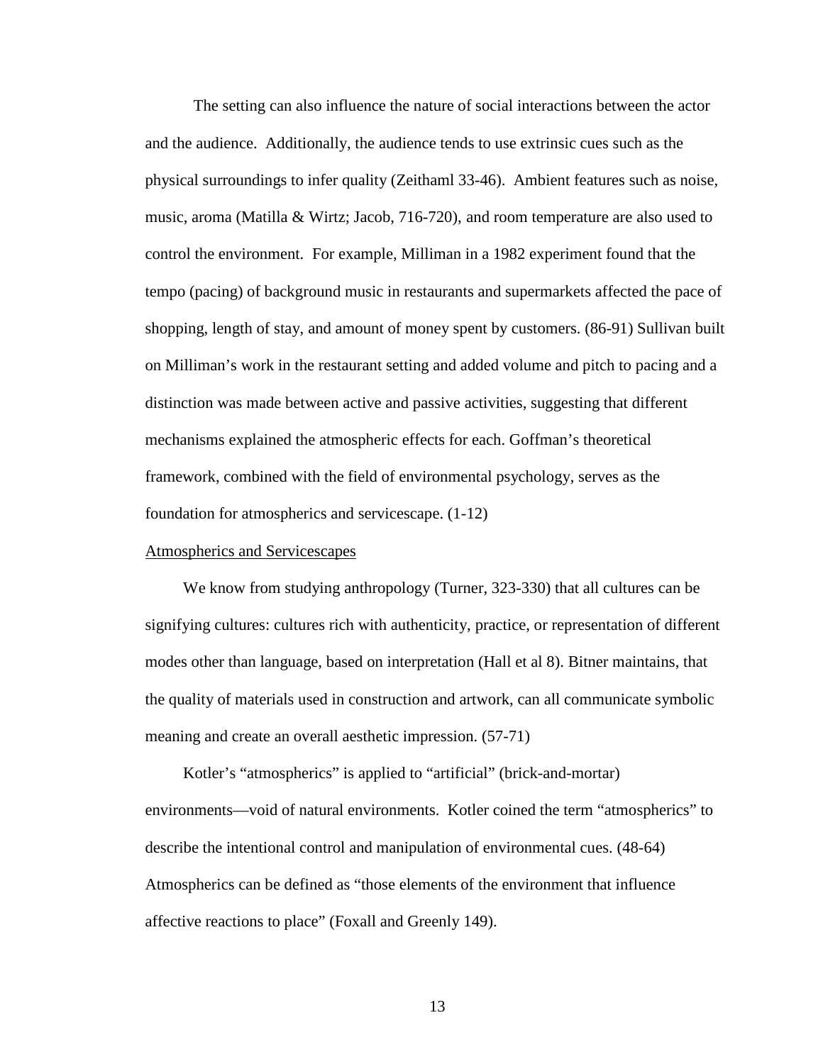The setting can also influence the nature of social interactions between the actor and the audience. Additionally, the audience tends to use extrinsic cues such as the physical surroundings to infer quality (Zeithaml 33-46). Ambient features such as noise, music, aroma (Matilla & Wirtz; Jacob, 716-720), and room temperature are also used to control the environment. For example, Milliman in a 1982 experiment found that the tempo (pacing) of background music in restaurants and supermarkets affected the pace of shopping, length of stay, and amount of money spent by customers. (86-91) Sullivan built on Milliman's work in the restaurant setting and added volume and pitch to pacing and a distinction was made between active and passive activities, suggesting that different mechanisms explained the atmospheric effects for each. Goffman's theoretical framework, combined with the field of environmental psychology, serves as the foundation for atmospherics and servicescape. (1-12)

<u>Atmospherics and Servicescapes</u>

We know from studying anthropology (Turner, 323-330) that all cultures can be signifying cultures: cultures rich with authenticity, practice, or representation of different modes other than language, based on interpretation (Hall et al 8). Bitner maintains, that the quality of materials used in construction and artwork, can all communicate symbolic meaning and create an overall aesthetic impression. (57-71)

Kotler's "atmospherics" is applied to "artificial" (brick-and-mortar) environments—void of natural environments. Kotler coined the term "atmospherics" to describe the intentional control and manipulation of environmental cues. (48-64) Atmospherics can be defined as "those elements of the environment that influence affective reactions to place" (Foxall and Greenly 149).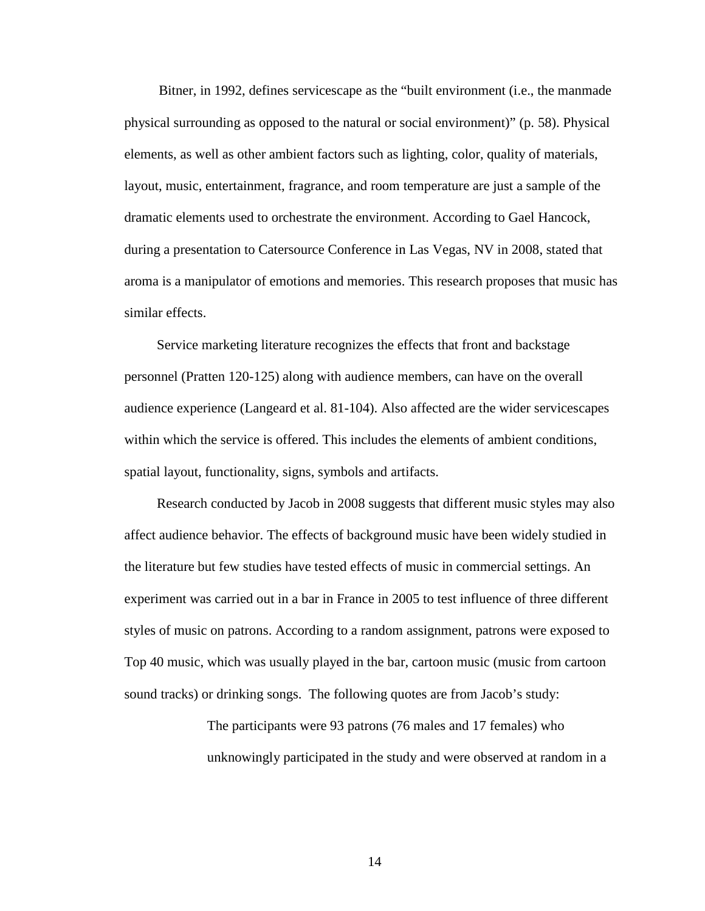Bitner, in 1992, defines servicescape as the "built environment (i.e., the manmade physical surrounding as opposed to the natural or social environment)" (p. 58). Physical elements, as well as other ambient factors such as lighting, color, quality of materials, layout, music, entertainment, fragrance, and room temperature are just a sample of the dramatic elements used to orchestrate the environment. According to Gael Hancock, during a presentation to Catersource Conference in Las Vegas, NV in 2008, stated that aroma is a manipulator of emotions and memories. This research proposes that music has similar effects.

Service marketing literature recognizes the effects that front and backstage personnel (Pratten 120-125) along with audience members, can have on the overall audience experience (Langeard et al. 81-104). Also affected are the wider servicescapes within which the service is offered. This includes the elements of ambient conditions, spatial layout, functionality, signs, symbols and artifacts.

Research conducted by Jacob in 2008 suggests that different music styles may also affect audience behavior. The effects of background music have been widely studied in the literature but few studies have tested effects of music in commercial settings. An experiment was carried out in a bar in France in 2005 to test influence of three different styles of music on patrons. According to a random assignment, patrons were exposed to Top 40 music, which was usually played in the bar, cartoon music (music from cartoon sound tracks) or drinking songs. The following quotes are from Jacob's study:

> The participants were 93 patrons (76 males and 17 females) who unknowingly participated in the study and were observed at random in a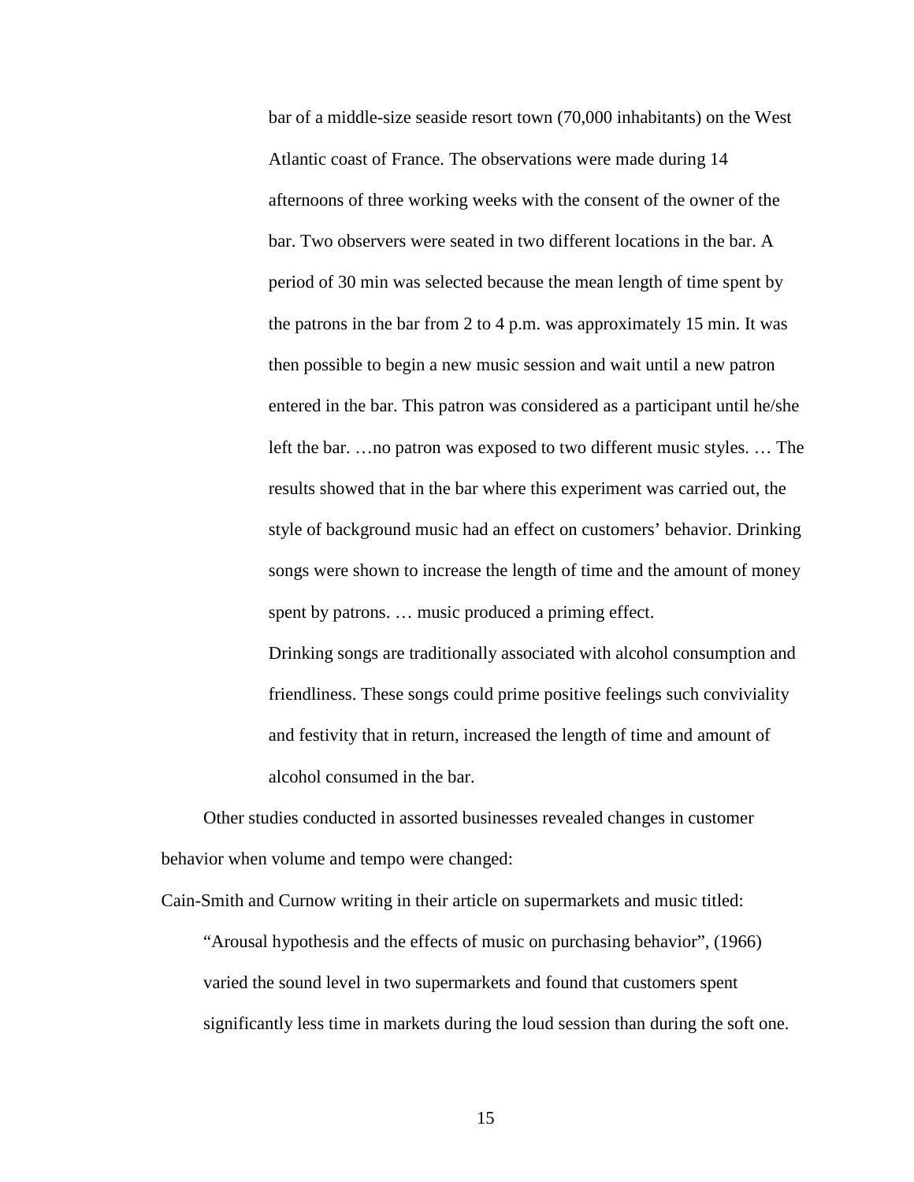> bar of a middle-size seaside resort town (70,000 inhabitants) on the West Atlantic coast of France. The observations were made during 14 afternoons of three working weeks with the consent of the owner of the bar. Two observers were seated in two different locations in the bar. A period of 30 min was selected because the mean length of time spent by the patrons in the bar from 2 to 4 p.m. was approximately 15 min. It was then possible to begin a new music session and wait until a new patron entered in the bar. This patron was considered as a participant until he/she left the bar. …no patron was exposed to two different music styles. … The results showed that in the bar where this experiment was carried out, the style of background music had an effect on customers' behavior. Drinking songs were shown to increase the length of time and the amount of money spent by patrons. … music produced a priming effect.
>
> Drinking songs are traditionally associated with alcohol consumption and friendliness. These songs could prime positive feelings such conviviality and festivity that in return, increased the length of time and amount of alcohol consumed in the bar.

Other studies conducted in assorted businesses revealed changes in customer behavior when volume and tempo were changed:

Cain-Smith and Curnow writing in their article on supermarkets and music titled:

> "Arousal hypothesis and the effects of music on purchasing behavior", (1966) varied the sound level in two supermarkets and found that customers spent significantly less time in markets during the loud session than during the soft one.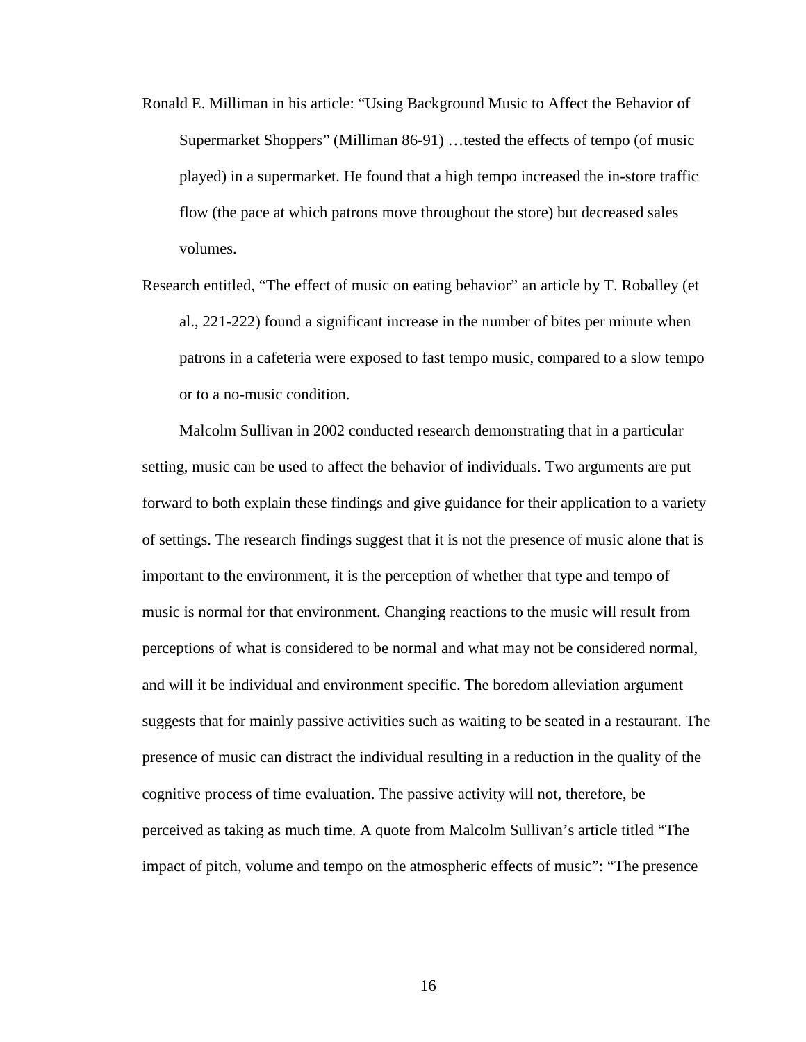Ronald E. Milliman in his article: “Using Background Music to Affect the Behavior of Supermarket Shoppers” (Milliman 86-91) …tested the effects of tempo (of music played) in a supermarket. He found that a high tempo increased the in-store traffic flow (the pace at which patrons move throughout the store) but decreased sales volumes.

Research entitled, “The effect of music on eating behavior” an article by T. Roballey (et al., 221-222) found a significant increase in the number of bites per minute when patrons in a cafeteria were exposed to fast tempo music, compared to a slow tempo or to a no-music condition.

Malcolm Sullivan in 2002 conducted research demonstrating that in a particular setting, music can be used to affect the behavior of individuals. Two arguments are put forward to both explain these findings and give guidance for their application to a variety of settings. The research findings suggest that it is not the presence of music alone that is important to the environment, it is the perception of whether that type and tempo of music is normal for that environment. Changing reactions to the music will result from perceptions of what is considered to be normal and what may not be considered normal, and will it be individual and environment specific. The boredom alleviation argument suggests that for mainly passive activities such as waiting to be seated in a restaurant. The presence of music can distract the individual resulting in a reduction in the quality of the cognitive process of time evaluation. The passive activity will not, therefore, be perceived as taking as much time. A quote from Malcolm Sullivan’s article titled “The impact of pitch, volume and tempo on the atmospheric effects of music”: “The presence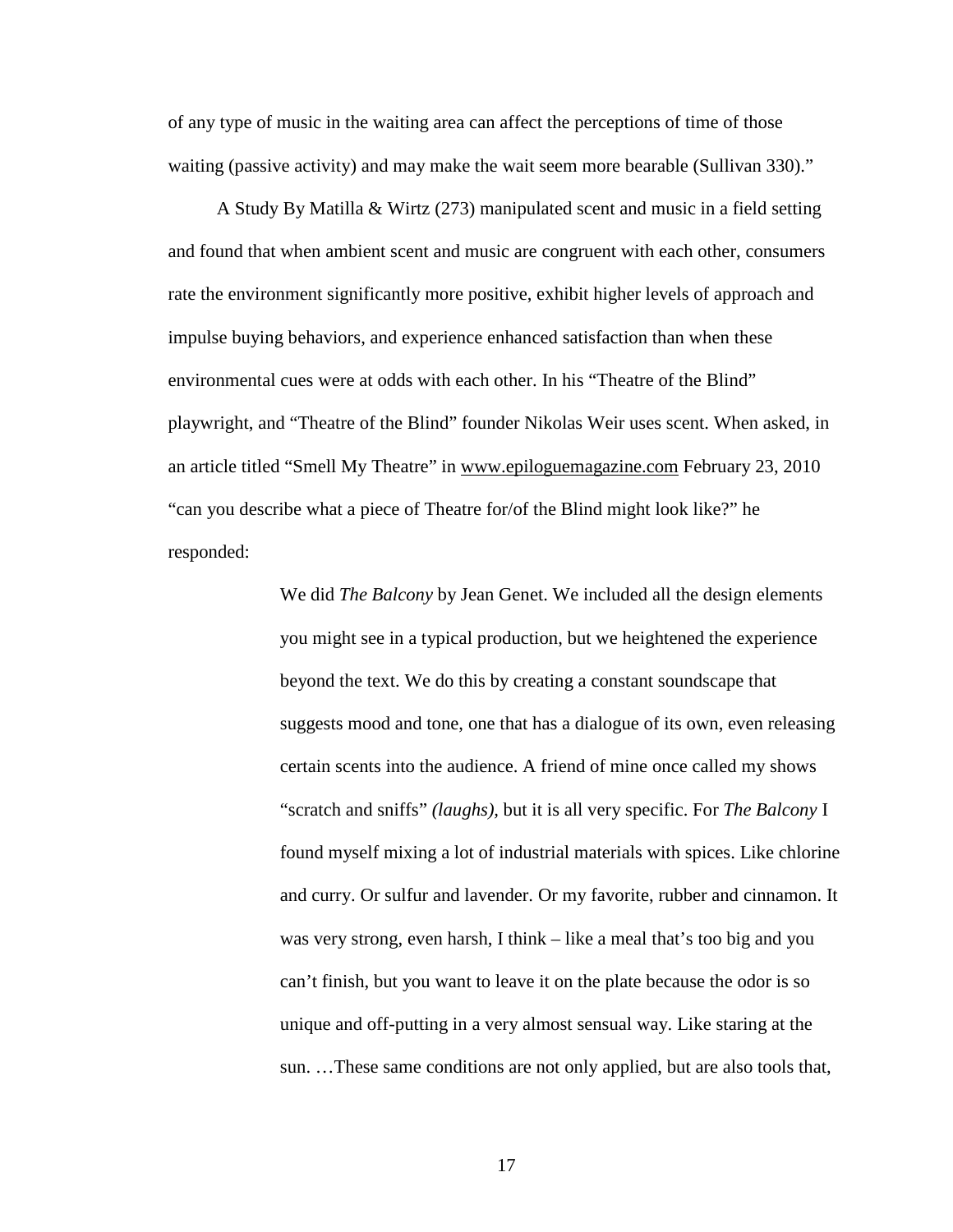of any type of music in the waiting area can affect the perceptions of time of those waiting (passive activity) and may make the wait seem more bearable (Sullivan 330)."

A Study By Matilla & Wirtz (273) manipulated scent and music in a field setting and found that when ambient scent and music are congruent with each other, consumers rate the environment significantly more positive, exhibit higher levels of approach and impulse buying behaviors, and experience enhanced satisfaction than when these environmental cues were at odds with each other. In his "Theatre of the Blind" playwright, and "Theatre of the Blind" founder Nikolas Weir uses scent. When asked, in an article titled "Smell My Theatre" in www.epiloguemagazine.com February 23, 2010 "can you describe what a piece of Theatre for/of the Blind might look like?" he responded:

> We did *The Balcony* by Jean Genet. We included all the design elements you might see in a typical production, but we heightened the experience beyond the text. We do this by creating a constant soundscape that suggests mood and tone, one that has a dialogue of its own, even releasing certain scents into the audience. A friend of mine once called my shows "scratch and sniffs" *(laughs)*, but it is all very specific. For *The Balcony* I found myself mixing a lot of industrial materials with spices. Like chlorine and curry. Or sulfur and lavender. Or my favorite, rubber and cinnamon. It was very strong, even harsh, I think – like a meal that's too big and you can't finish, but you want to leave it on the plate because the odor is so unique and off-putting in a very almost sensual way. Like staring at the sun. …These same conditions are not only applied, but are also tools that,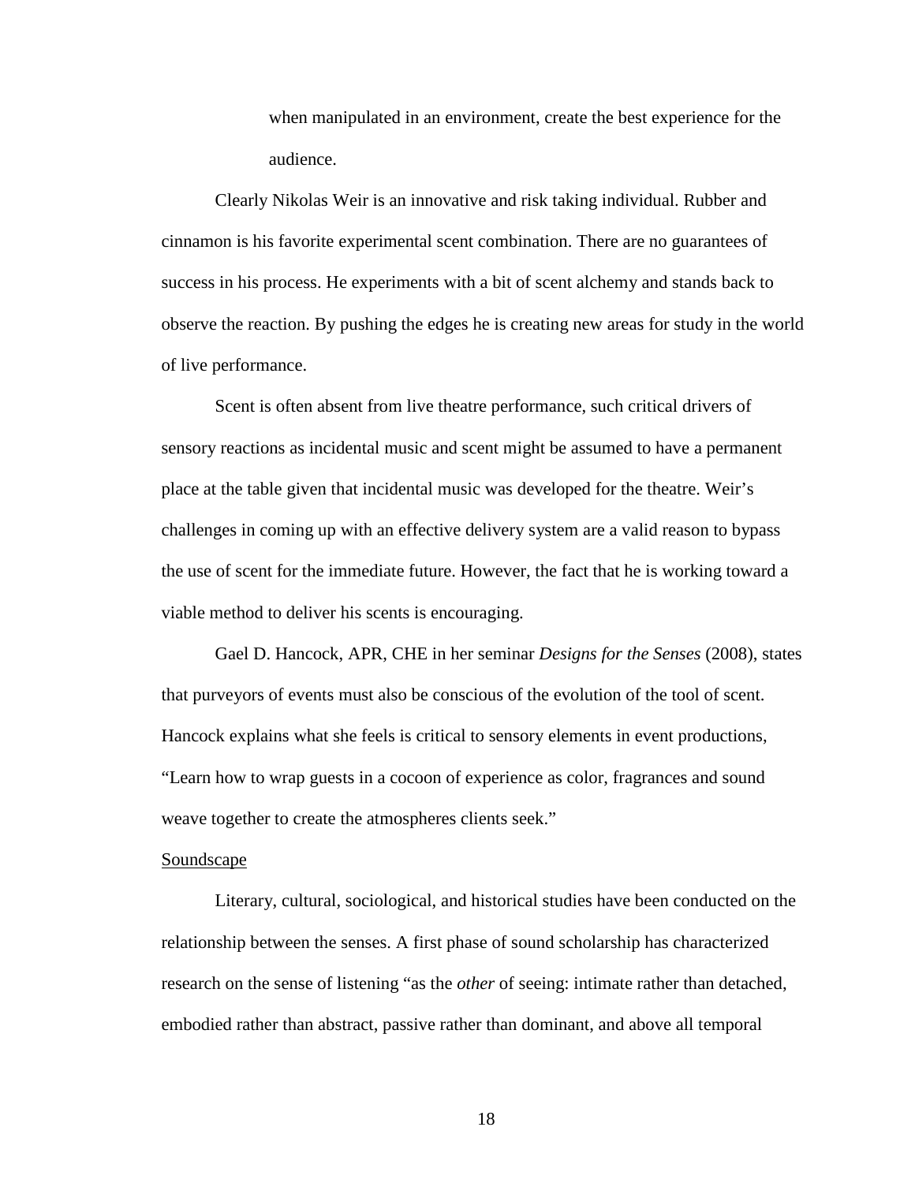> when manipulated in an environment, create the best experience for the audience.

Clearly Nikolas Weir is an innovative and risk taking individual. Rubber and cinnamon is his favorite experimental scent combination. There are no guarantees of success in his process. He experiments with a bit of scent alchemy and stands back to observe the reaction. By pushing the edges he is creating new areas for study in the world of live performance.

Scent is often absent from live theatre performance, such critical drivers of sensory reactions as incidental music and scent might be assumed to have a permanent place at the table given that incidental music was developed for the theatre. Weir's challenges in coming up with an effective delivery system are a valid reason to bypass the use of scent for the immediate future. However, the fact that he is working toward a viable method to deliver his scents is encouraging.

Gael D. Hancock, APR, CHE in her seminar *Designs for the Senses* (2008), states that purveyors of events must also be conscious of the evolution of the tool of scent. Hancock explains what she feels is critical to sensory elements in event productions, "Learn how to wrap guests in a cocoon of experience as color, fragrances and sound weave together to create the atmospheres clients seek."

<u>Soundscape</u>

Literary, cultural, sociological, and historical studies have been conducted on the relationship between the senses. A first phase of sound scholarship has characterized research on the sense of listening "as the *other* of seeing: intimate rather than detached, embodied rather than abstract, passive rather than dominant, and above all temporal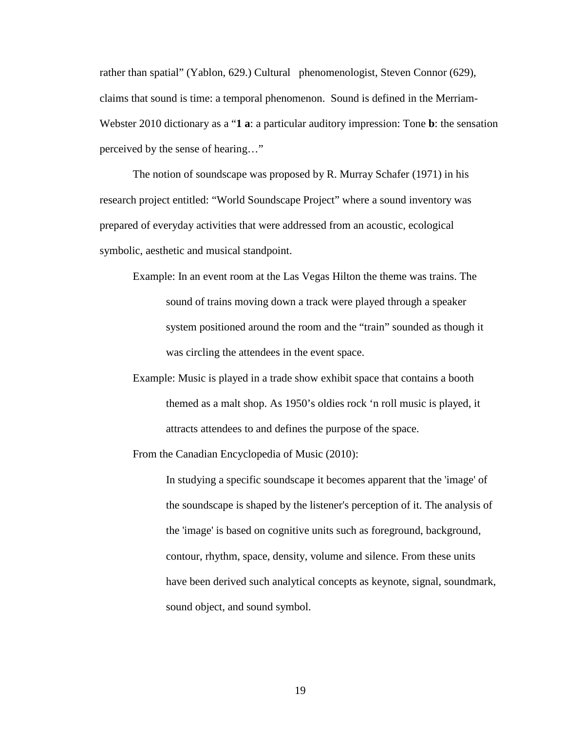rather than spatial" (Yablon, 629.) Cultural phenomenologist, Steven Connor (629), claims that sound is time: a temporal phenomenon. Sound is defined in the Merriam-Webster 2010 dictionary as a "**1 a**: a particular auditory impression: Tone **b**: the sensation perceived by the sense of hearing…"

The notion of soundscape was proposed by R. Murray Schafer (1971) in his research project entitled: "World Soundscape Project" where a sound inventory was prepared of everyday activities that were addressed from an acoustic, ecological symbolic, aesthetic and musical standpoint.

Example: In an event room at the Las Vegas Hilton the theme was trains. The sound of trains moving down a track were played through a speaker system positioned around the room and the "train" sounded as though it was circling the attendees in the event space.

Example: Music is played in a trade show exhibit space that contains a booth themed as a malt shop. As 1950's oldies rock 'n roll music is played, it attracts attendees to and defines the purpose of the space.

From the Canadian Encyclopedia of Music (2010):

> In studying a specific soundscape it becomes apparent that the 'image' of the soundscape is shaped by the listener's perception of it. The analysis of the 'image' is based on cognitive units such as foreground, background, contour, rhythm, space, density, volume and silence. From these units have been derived such analytical concepts as keynote, signal, soundmark, sound object, and sound symbol.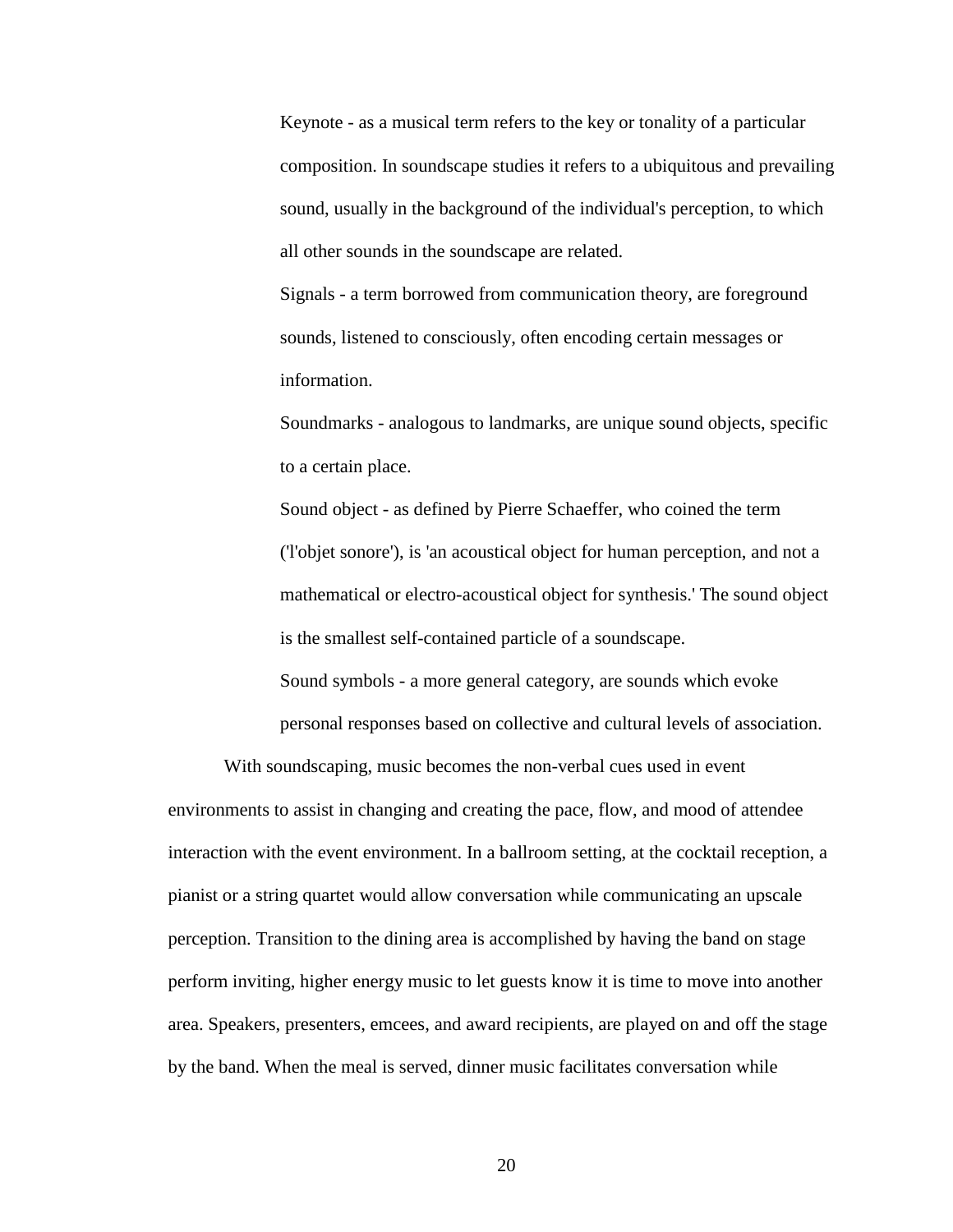Keynote - as a musical term refers to the key or tonality of a particular composition. In soundscape studies it refers to a ubiquitous and prevailing sound, usually in the background of the individual's perception, to which all other sounds in the soundscape are related.

Signals - a term borrowed from communication theory, are foreground sounds, listened to consciously, often encoding certain messages or information.

Soundmarks - analogous to landmarks, are unique sound objects, specific to a certain place.

Sound object - as defined by Pierre Schaeffer, who coined the term ('l'objet sonore'), is 'an acoustical object for human perception, and not a mathematical or electro-acoustical object for synthesis.' The sound object is the smallest self-contained particle of a soundscape.

Sound symbols - a more general category, are sounds which evoke personal responses based on collective and cultural levels of association.

With soundscaping, music becomes the non-verbal cues used in event environments to assist in changing and creating the pace, flow, and mood of attendee interaction with the event environment. In a ballroom setting, at the cocktail reception, a pianist or a string quartet would allow conversation while communicating an upscale perception. Transition to the dining area is accomplished by having the band on stage perform inviting, higher energy music to let guests know it is time to move into another area. Speakers, presenters, emcees, and award recipients, are played on and off the stage by the band. When the meal is served, dinner music facilitates conversation while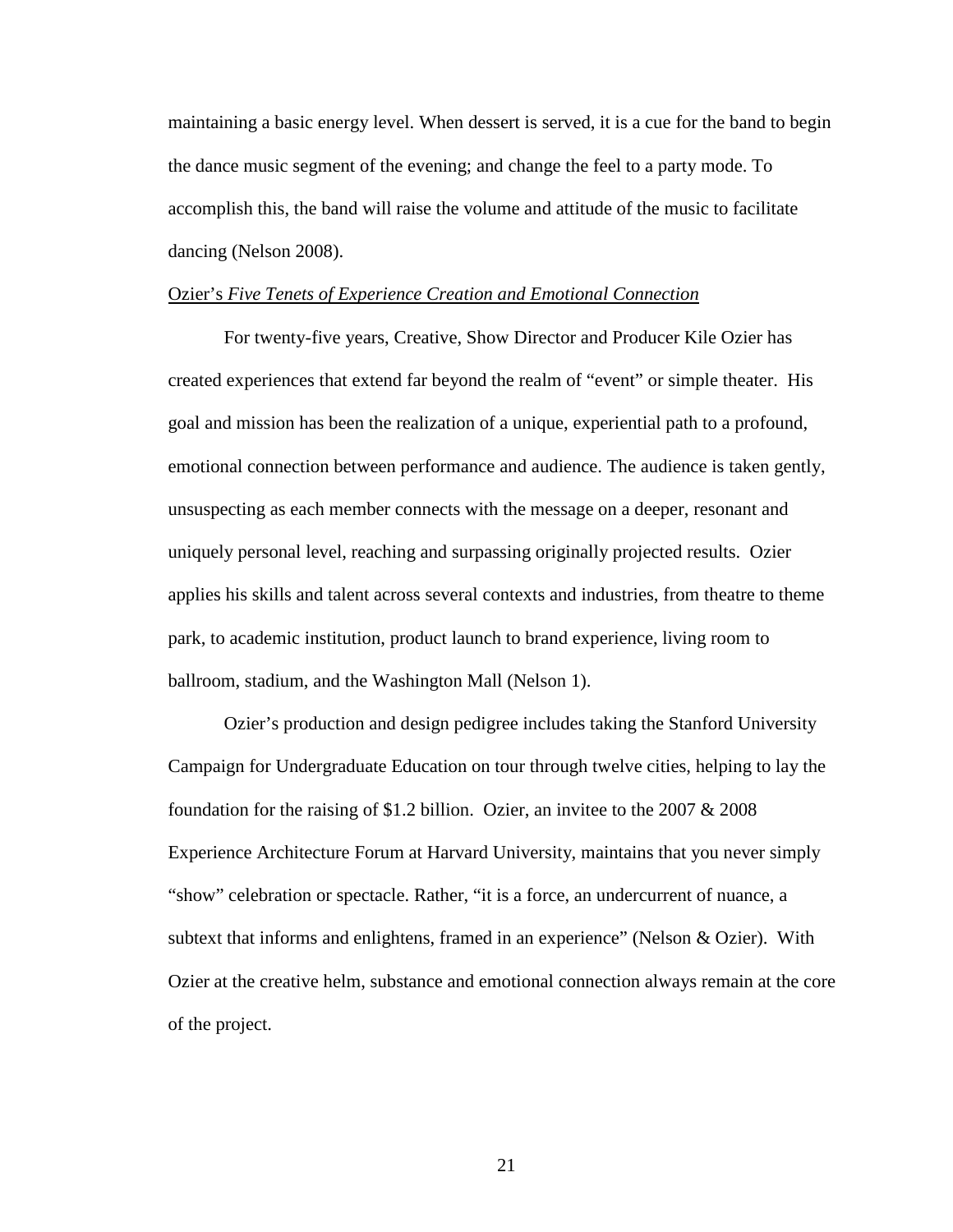maintaining a basic energy level. When dessert is served, it is a cue for the band to begin the dance music segment of the evening; and change the feel to a party mode. To accomplish this, the band will raise the volume and attitude of the music to facilitate dancing (Nelson 2008).

<u>Ozier's *Five Tenets of Experience Creation and Emotional Connection*</u>

For twenty-five years, Creative, Show Director and Producer Kile Ozier has created experiences that extend far beyond the realm of "event" or simple theater. His goal and mission has been the realization of a unique, experiential path to a profound, emotional connection between performance and audience. The audience is taken gently, unsuspecting as each member connects with the message on a deeper, resonant and uniquely personal level, reaching and surpassing originally projected results. Ozier applies his skills and talent across several contexts and industries, from theatre to theme park, to academic institution, product launch to brand experience, living room to ballroom, stadium, and the Washington Mall (Nelson 1).

Ozier's production and design pedigree includes taking the Stanford University Campaign for Undergraduate Education on tour through twelve cities, helping to lay the foundation for the raising of $1.2 billion. Ozier, an invitee to the 2007 & 2008 Experience Architecture Forum at Harvard University, maintains that you never simply "show" celebration or spectacle. Rather, "it is a force, an undercurrent of nuance, a subtext that informs and enlightens, framed in an experience" (Nelson & Ozier). With Ozier at the creative helm, substance and emotional connection always remain at the core of the project.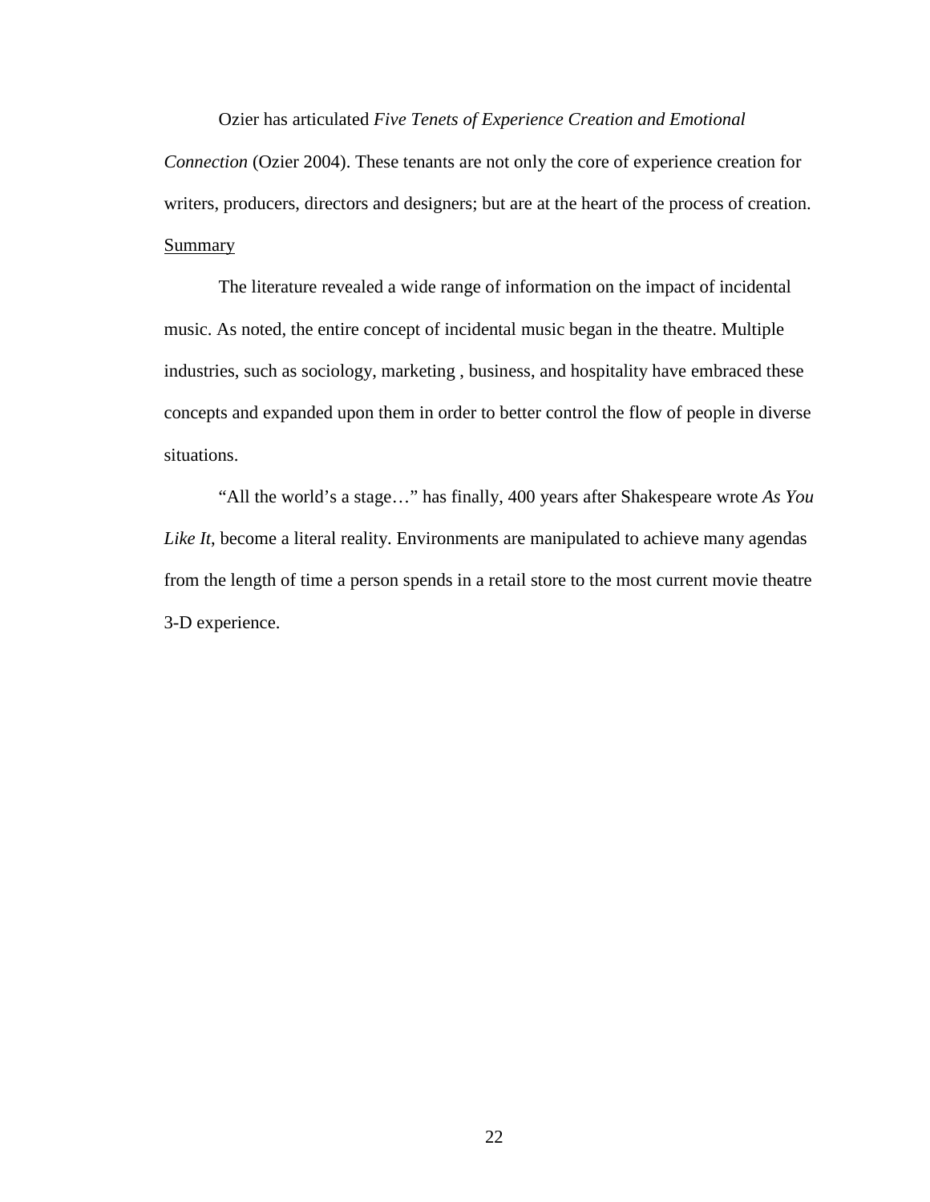Ozier has articulated *Five Tenets of Experience Creation and Emotional Connection* (Ozier 2004). These tenants are not only the core of experience creation for writers, producers, directors and designers; but are at the heart of the process of creation.

Summary

The literature revealed a wide range of information on the impact of incidental music. As noted, the entire concept of incidental music began in the theatre. Multiple industries, such as sociology, marketing , business, and hospitality have embraced these concepts and expanded upon them in order to better control the flow of people in diverse situations.

"All the world's a stage…" has finally, 400 years after Shakespeare wrote *As You Like It*, become a literal reality. Environments are manipulated to achieve many agendas from the length of time a person spends in a retail store to the most current movie theatre 3-D experience.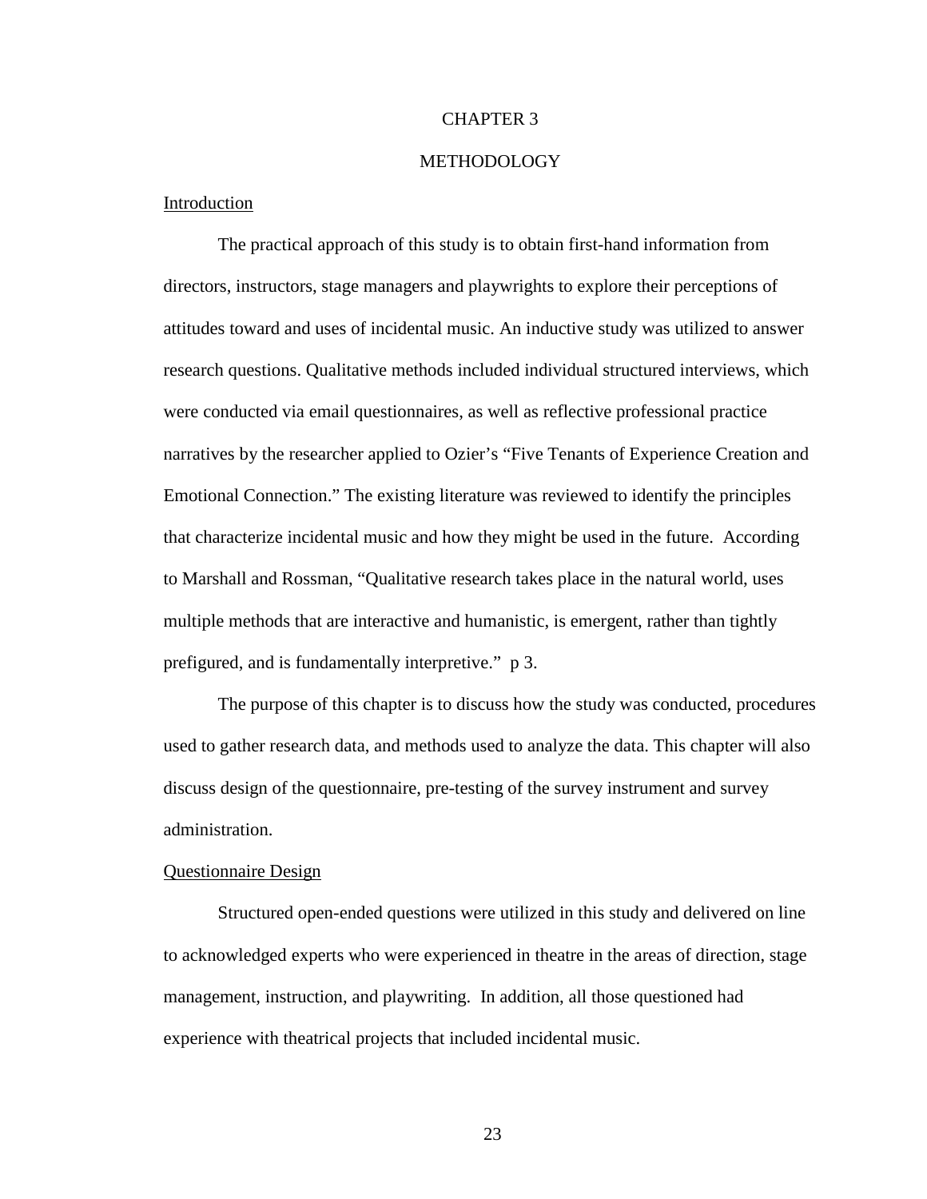# CHAPTER 3

# METHODOLOGY

## Introduction

The practical approach of this study is to obtain first-hand information from directors, instructors, stage managers and playwrights to explore their perceptions of attitudes toward and uses of incidental music. An inductive study was utilized to answer research questions. Qualitative methods included individual structured interviews, which were conducted via email questionnaires, as well as reflective professional practice narratives by the researcher applied to Ozier's "Five Tenants of Experience Creation and Emotional Connection." The existing literature was reviewed to identify the principles that characterize incidental music and how they might be used in the future. According to Marshall and Rossman, "Qualitative research takes place in the natural world, uses multiple methods that are interactive and humanistic, is emergent, rather than tightly prefigured, and is fundamentally interpretive." p 3.

The purpose of this chapter is to discuss how the study was conducted, procedures used to gather research data, and methods used to analyze the data. This chapter will also discuss design of the questionnaire, pre-testing of the survey instrument and survey administration.

## Questionnaire Design

Structured open-ended questions were utilized in this study and delivered on line to acknowledged experts who were experienced in theatre in the areas of direction, stage management, instruction, and playwriting. In addition, all those questioned had experience with theatrical projects that included incidental music.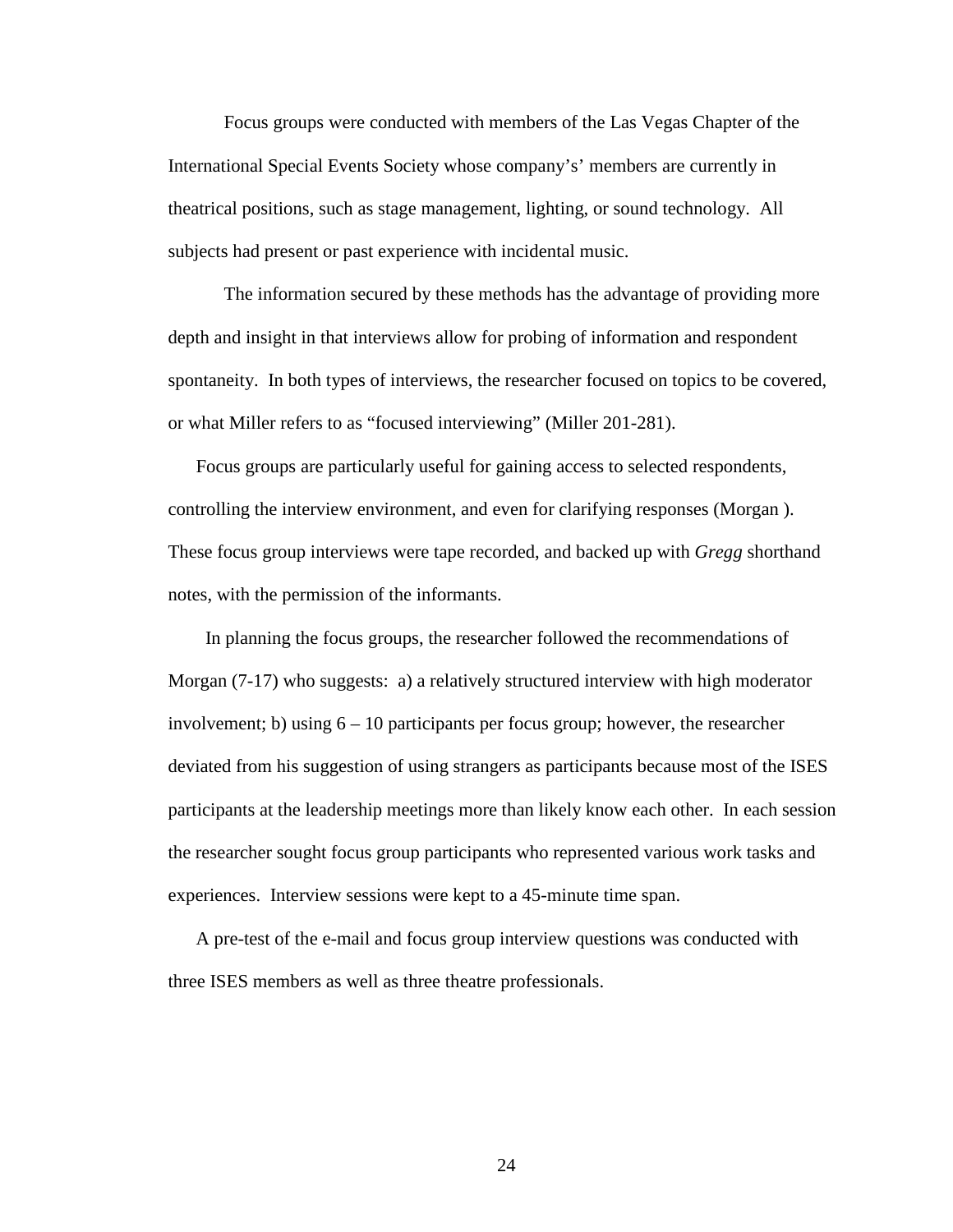Focus groups were conducted with members of the Las Vegas Chapter of the International Special Events Society whose company's' members are currently in theatrical positions, such as stage management, lighting, or sound technology. All subjects had present or past experience with incidental music.

The information secured by these methods has the advantage of providing more depth and insight in that interviews allow for probing of information and respondent spontaneity. In both types of interviews, the researcher focused on topics to be covered, or what Miller refers to as "focused interviewing" (Miller 201-281).

Focus groups are particularly useful for gaining access to selected respondents, controlling the interview environment, and even for clarifying responses (Morgan ). These focus group interviews were tape recorded, and backed up with *Gregg* shorthand notes, with the permission of the informants.

In planning the focus groups, the researcher followed the recommendations of Morgan (7-17) who suggests: a) a relatively structured interview with high moderator involvement; b) using 6 – 10 participants per focus group; however, the researcher deviated from his suggestion of using strangers as participants because most of the ISES participants at the leadership meetings more than likely know each other. In each session the researcher sought focus group participants who represented various work tasks and experiences. Interview sessions were kept to a 45-minute time span.

A pre-test of the e-mail and focus group interview questions was conducted with three ISES members as well as three theatre professionals.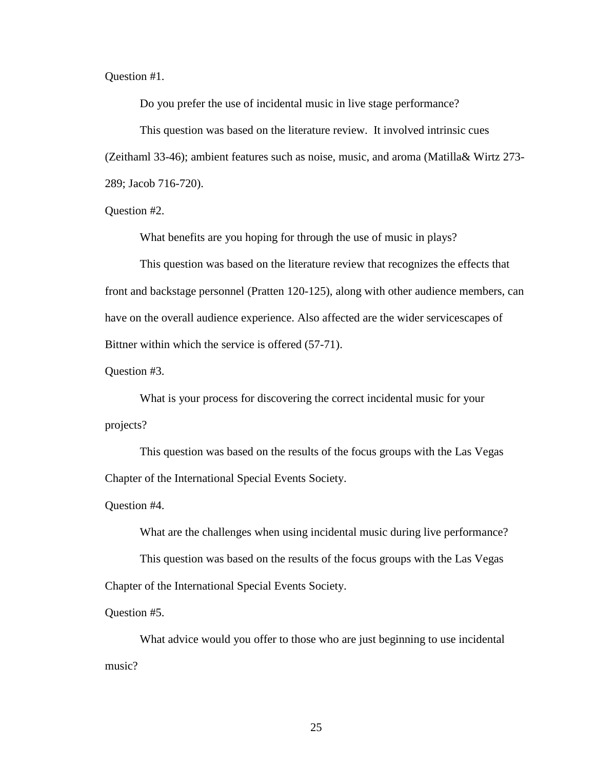Question #1.

Do you prefer the use of incidental music in live stage performance?

This question was based on the literature review. It involved intrinsic cues (Zeithaml 33-46); ambient features such as noise, music, and aroma (Matilla& Wirtz 273-289; Jacob 716-720).

Question #2.

What benefits are you hoping for through the use of music in plays?

This question was based on the literature review that recognizes the effects that front and backstage personnel (Pratten 120-125), along with other audience members, can have on the overall audience experience. Also affected are the wider servicescapes of Bittner within which the service is offered (57-71).

Question #3.

What is your process for discovering the correct incidental music for your projects?

This question was based on the results of the focus groups with the Las Vegas Chapter of the International Special Events Society.

Question #4.

What are the challenges when using incidental music during live performance?

This question was based on the results of the focus groups with the Las Vegas Chapter of the International Special Events Society.

Question #5.

What advice would you offer to those who are just beginning to use incidental music?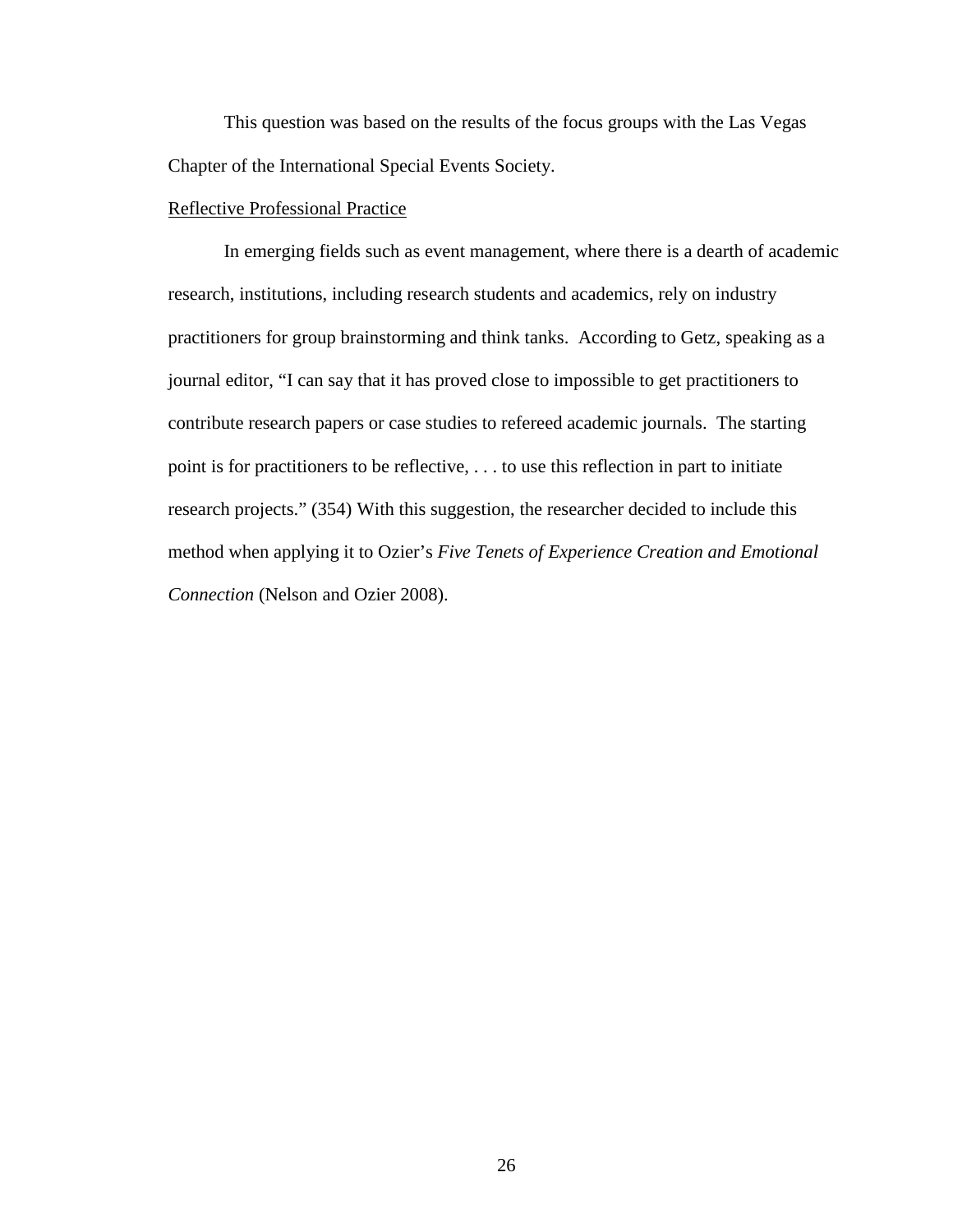This question was based on the results of the focus groups with the Las Vegas Chapter of the International Special Events Society.

<u>Reflective Professional Practice</u>

In emerging fields such as event management, where there is a dearth of academic research, institutions, including research students and academics, rely on industry practitioners for group brainstorming and think tanks. According to Getz, speaking as a journal editor, "I can say that it has proved close to impossible to get practitioners to contribute research papers or case studies to refereed academic journals. The starting point is for practitioners to be reflective, . . . to use this reflection in part to initiate research projects." (354) With this suggestion, the researcher decided to include this method when applying it to Ozier's *Five Tenets of Experience Creation and Emotional Connection* (Nelson and Ozier 2008).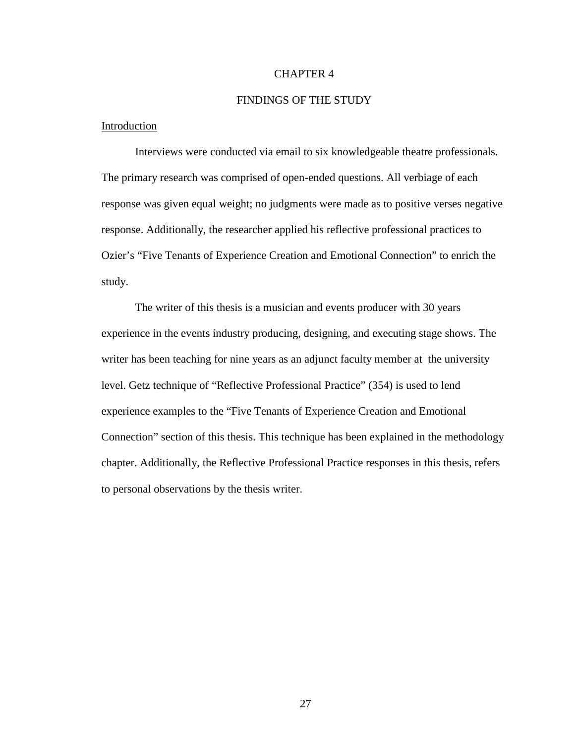# CHAPTER 4

# FINDINGS OF THE STUDY

## Introduction

Interviews were conducted via email to six knowledgeable theatre professionals. The primary research was comprised of open-ended questions. All verbiage of each response was given equal weight; no judgments were made as to positive verses negative response. Additionally, the researcher applied his reflective professional practices to Ozier's "Five Tenants of Experience Creation and Emotional Connection" to enrich the study.

The writer of this thesis is a musician and events producer with 30 years experience in the events industry producing, designing, and executing stage shows. The writer has been teaching for nine years as an adjunct faculty member at the university level. Getz technique of "Reflective Professional Practice" (354) is used to lend experience examples to the "Five Tenants of Experience Creation and Emotional Connection" section of this thesis. This technique has been explained in the methodology chapter. Additionally, the Reflective Professional Practice responses in this thesis, refers to personal observations by the thesis writer.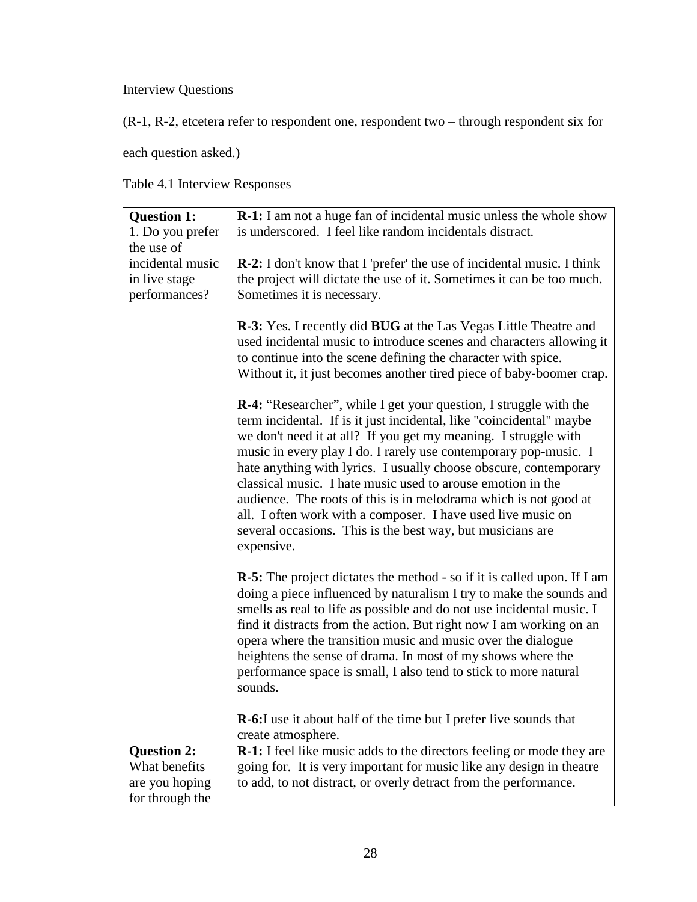Interview Questions

(R-1, R-2, etcetera refer to respondent one, respondent two – through respondent six for each question asked.)

Table 4.1 Interview Responses

| | |
|---|---|
| **Question 1:** 1. Do you prefer the use of incidental music in live stage performances? | **R-1:** I am not a huge fan of incidental music unless the whole show is underscored. I feel like random incidentals distract.<br><br>**R-2:** I don't know that I 'prefer' the use of incidental music. I think the project will dictate the use of it. Sometimes it can be too much. Sometimes it is necessary.<br><br>**R-3:** Yes. I recently did **BUG** at the Las Vegas Little Theatre and used incidental music to introduce scenes and characters allowing it to continue into the scene defining the character with spice. Without it, it just becomes another tired piece of baby-boomer crap.<br><br>**R-4:** "Researcher", while I get your question, I struggle with the term incidental. If is it just incidental, like "coincidental" maybe we don't need it at all? If you get my meaning. I struggle with music in every play I do. I rarely use contemporary pop-music. I hate anything with lyrics. I usually choose obscure, contemporary classical music. I hate music used to arouse emotion in the audience. The roots of this is in melodrama which is not good at all. I often work with a composer. I have used live music on several occasions. This is the best way, but musicians are expensive.<br><br>**R-5:** The project dictates the method - so if it is called upon. If I am doing a piece influenced by naturalism I try to make the sounds and smells as real to life as possible and do not use incidental music. I find it distracts from the action. But right now I am working on an opera where the transition music and music over the dialogue heightens the sense of drama. In most of my shows where the performance space is small, I also tend to stick to more natural sounds.<br><br>**R-6:**I use it about half of the time but I prefer live sounds that create atmosphere. |
| **Question 2:** What benefits are you hoping for through the | **R-1:** I feel like music adds to the directors feeling or mode they are going for. It is very important for music like any design in theatre to add, to not distract, or overly detract from the performance. |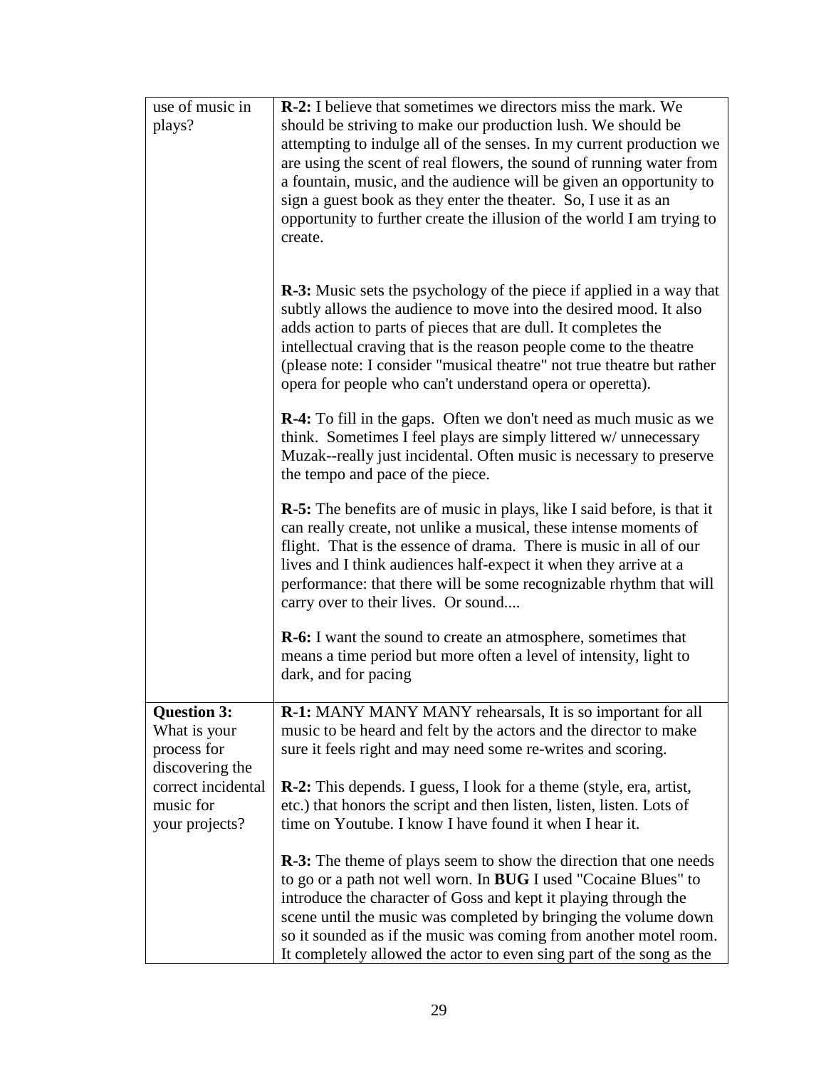| use of music in plays? | **R-2:** I believe that sometimes we directors miss the mark. We should be striving to make our production lush. We should be attempting to indulge all of the senses. In my current production we are using the scent of real flowers, the sound of running water from a fountain, music, and the audience will be given an opportunity to sign a guest book as they enter the theater. So, I use it as an opportunity to further create the illusion of the world I am trying to create.<br><br>**R-3:** Music sets the psychology of the piece if applied in a way that subtly allows the audience to move into the desired mood. It also adds action to parts of pieces that are dull. It completes the intellectual craving that is the reason people come to the theatre (please note: I consider "musical theatre" not true theatre but rather opera for people who can't understand opera or operetta).<br><br>**R-4:** To fill in the gaps. Often we don't need as much music as we think. Sometimes I feel plays are simply littered w/ unnecessary Muzak--really just incidental. Often music is necessary to preserve the tempo and pace of the piece.<br><br>**R-5:** The benefits are of music in plays, like I said before, is that it can really create, not unlike a musical, these intense moments of flight. That is the essence of drama. There is music in all of our lives and I think audiences half-expect it when they arrive at a performance: that there will be some recognizable rhythm that will carry over to their lives. Or sound....<br><br>**R-6:** I want the sound to create an atmosphere, sometimes that means a time period but more often a level of intensity, light to dark, and for pacing |
|---|---|
| **Question 3:** What is your process for discovering the correct incidental music for your projects? | **R-1:** MANY MANY MANY rehearsals, It is so important for all music to be heard and felt by the actors and the director to make sure it feels right and may need some re-writes and scoring.<br><br>**R-2:** This depends. I guess, I look for a theme (style, era, artist, etc.) that honors the script and then listen, listen, listen. Lots of time on Youtube. I know I have found it when I hear it.<br><br>**R-3:** The theme of plays seem to show the direction that one needs to go or a path not well worn. In **BUG** I used "Cocaine Blues" to introduce the character of Goss and kept it playing through the scene until the music was completed by bringing the volume down so it sounded as if the music was coming from another motel room. It completely allowed the actor to even sing part of the song as the |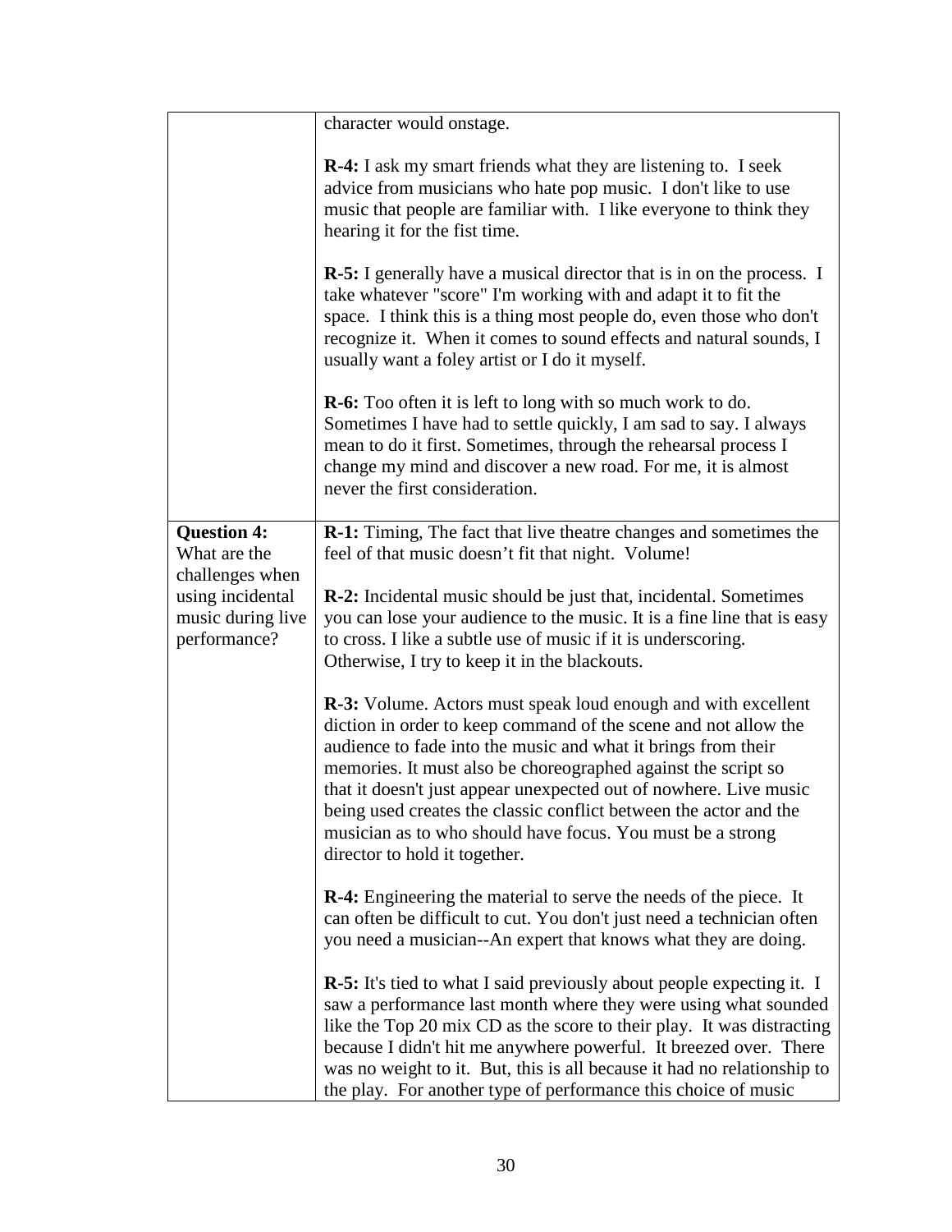| | |
|---|---|
| | character would onstage.<br><br>**R-4:** I ask my smart friends what they are listening to. I seek advice from musicians who hate pop music. I don't like to use music that people are familiar with. I like everyone to think they hearing it for the fist time.<br><br>**R-5:** I generally have a musical director that is in on the process. I take whatever "score" I'm working with and adapt it to fit the space. I think this is a thing most people do, even those who don't recognize it. When it comes to sound effects and natural sounds, I usually want a foley artist or I do it myself.<br><br>**R-6:** Too often it is left to long with so much work to do. Sometimes I have had to settle quickly, I am sad to say. I always mean to do it first. Sometimes, through the rehearsal process I change my mind and discover a new road. For me, it is almost never the first consideration. |
| **Question 4:** What are the challenges when using incidental music during live performance? | **R-1:** Timing, The fact that live theatre changes and sometimes the feel of that music doesn't fit that night. Volume!<br><br>**R-2:** Incidental music should be just that, incidental. Sometimes you can lose your audience to the music. It is a fine line that is easy to cross. I like a subtle use of music if it is underscoring. Otherwise, I try to keep it in the blackouts.<br><br>**R-3:** Volume. Actors must speak loud enough and with excellent diction in order to keep command of the scene and not allow the audience to fade into the music and what it brings from their memories. It must also be choreographed against the script so that it doesn't just appear unexpected out of nowhere. Live music being used creates the classic conflict between the actor and the musician as to who should have focus. You must be a strong director to hold it together.<br><br>**R-4:** Engineering the material to serve the needs of the piece. It can often be difficult to cut. You don't just need a technician often you need a musician--An expert that knows what they are doing.<br><br>**R-5:** It's tied to what I said previously about people expecting it. I saw a performance last month where they were using what sounded like the Top 20 mix CD as the score to their play. It was distracting because I didn't hit me anywhere powerful. It breezed over. There was no weight to it. But, this is all because it had no relationship to the play. For another type of performance this choice of music |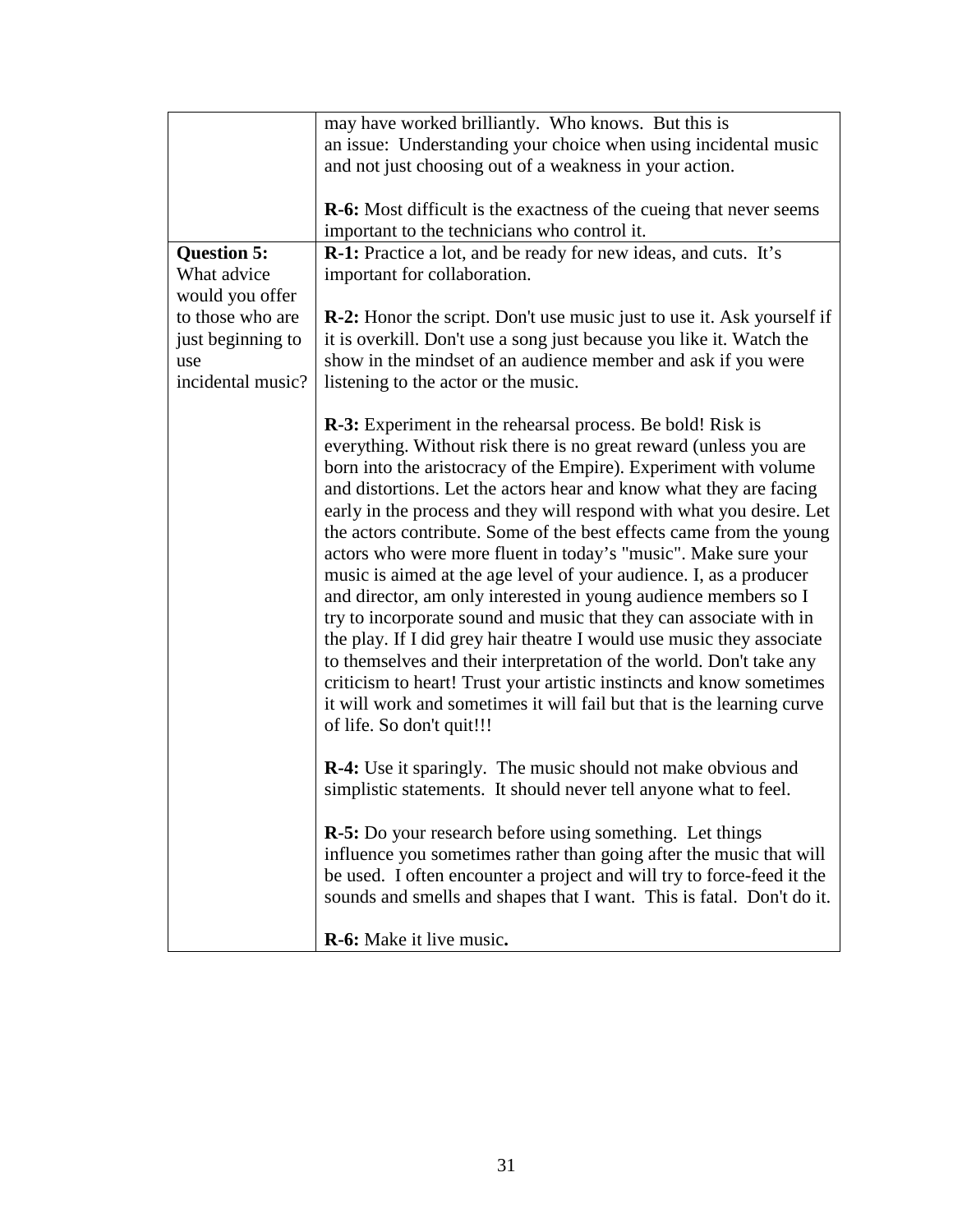|  |  |
|---|---|
|  | may have worked brilliantly. Who knows. But this is an issue: Understanding your choice when using incidental music and not just choosing out of a weakness in your action.<br><br>**R-6:** Most difficult is the exactness of the cueing that never seems important to the technicians who control it. |
| **Question 5:** What advice would you offer to those who are just beginning to use incidental music? | **R-1:** Practice a lot, and be ready for new ideas, and cuts. It's important for collaboration.<br><br>**R-2:** Honor the script. Don't use music just to use it. Ask yourself if it is overkill. Don't use a song just because you like it. Watch the show in the mindset of an audience member and ask if you were listening to the actor or the music.<br><br>**R-3:** Experiment in the rehearsal process. Be bold! Risk is everything. Without risk there is no great reward (unless you are born into the aristocracy of the Empire). Experiment with volume and distortions. Let the actors hear and know what they are facing early in the process and they will respond with what you desire. Let the actors contribute. Some of the best effects came from the young actors who were more fluent in today's "music". Make sure your music is aimed at the age level of your audience. I, as a producer and director, am only interested in young audience members so I try to incorporate sound and music that they can associate with in the play. If I did grey hair theatre I would use music they associate to themselves and their interpretation of the world. Don't take any criticism to heart! Trust your artistic instincts and know sometimes it will work and sometimes it will fail but that is the learning curve of life. So don't quit!!!<br><br>**R-4:** Use it sparingly. The music should not make obvious and simplistic statements. It should never tell anyone what to feel.<br><br>**R-5:** Do your research before using something. Let things influence you sometimes rather than going after the music that will be used. I often encounter a project and will try to force-feed it the sounds and smells and shapes that I want. This is fatal. Don't do it.<br><br>**R-6:** Make it live music**.** |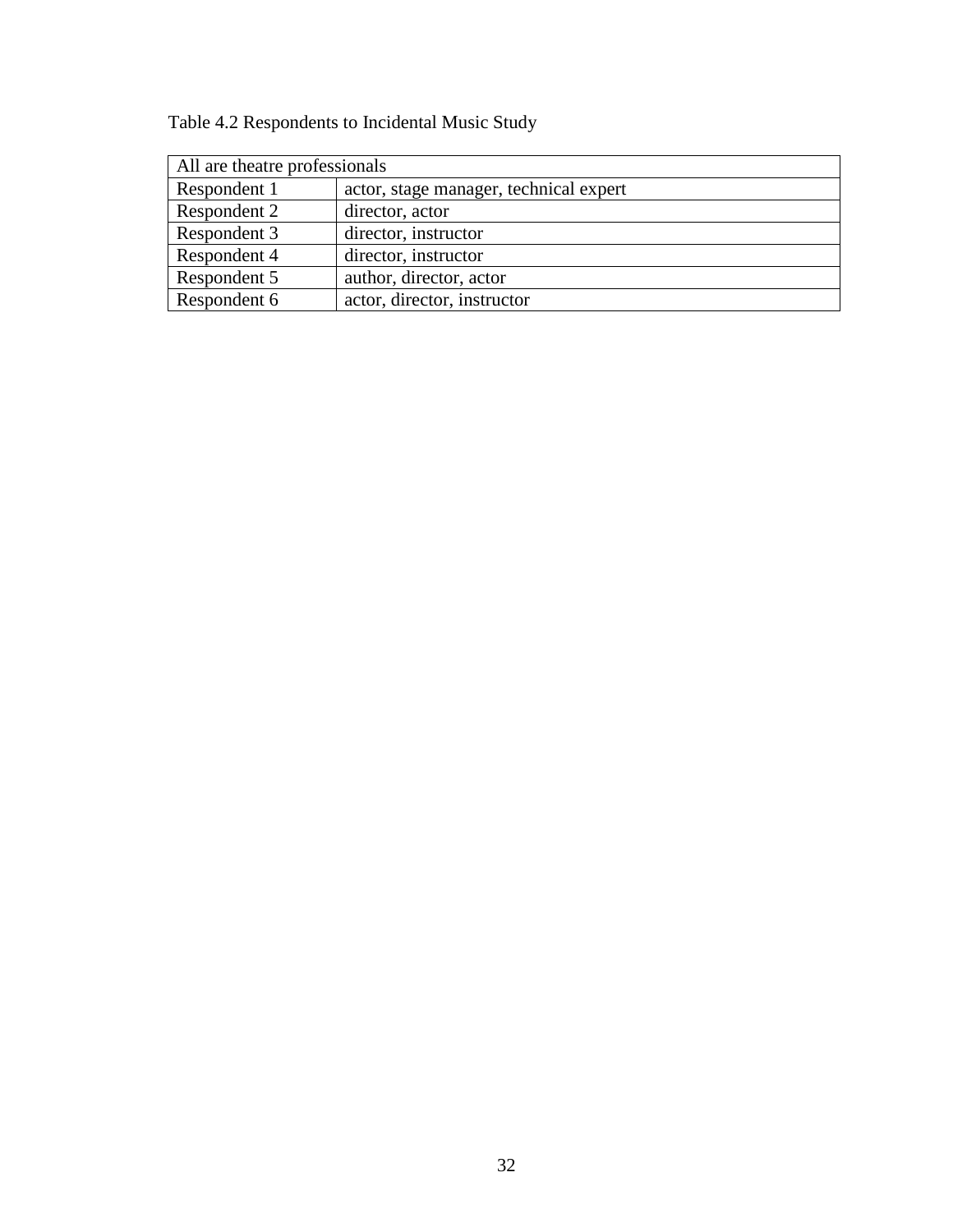Table 4.2 Respondents to Incidental Music Study

| All are theatre professionals | |
|---|---|
| Respondent 1 | actor, stage manager, technical expert |
| Respondent 2 | director, actor |
| Respondent 3 | director, instructor |
| Respondent 4 | director, instructor |
| Respondent 5 | author, director, actor |
| Respondent 6 | actor, director, instructor |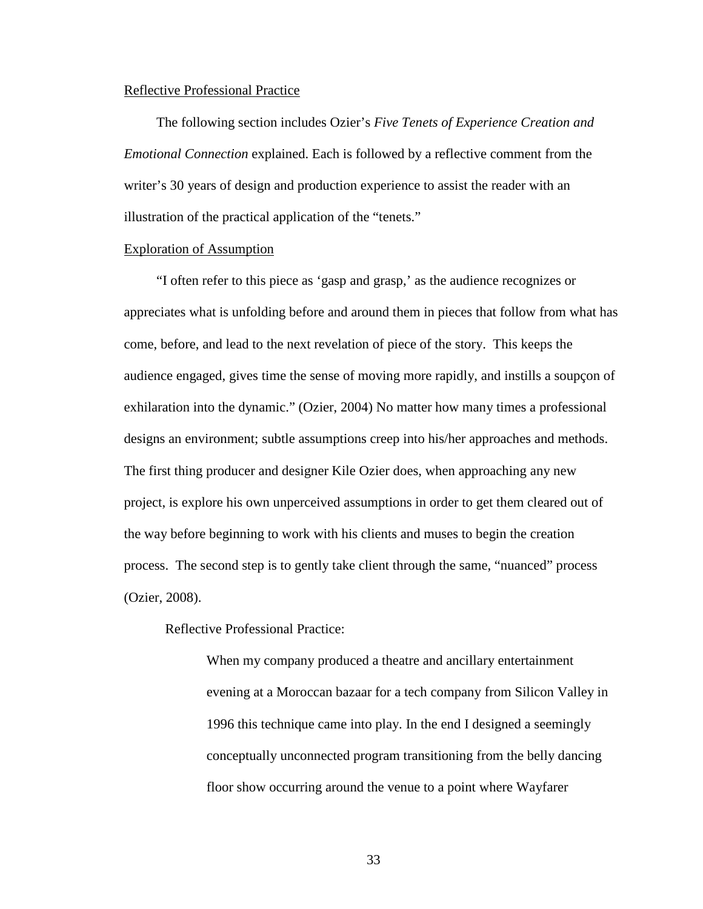Reflective Professional Practice

The following section includes Ozier's *Five Tenets of Experience Creation and Emotional Connection* explained. Each is followed by a reflective comment from the writer's 30 years of design and production experience to assist the reader with an illustration of the practical application of the "tenets."

Exploration of Assumption

"I often refer to this piece as 'gasp and grasp,' as the audience recognizes or appreciates what is unfolding before and around them in pieces that follow from what has come, before, and lead to the next revelation of piece of the story. This keeps the audience engaged, gives time the sense of moving more rapidly, and instills a soupçon of exhilaration into the dynamic." (Ozier, 2004) No matter how many times a professional designs an environment; subtle assumptions creep into his/her approaches and methods. The first thing producer and designer Kile Ozier does, when approaching any new project, is explore his own unperceived assumptions in order to get them cleared out of the way before beginning to work with his clients and muses to begin the creation process. The second step is to gently take client through the same, "nuanced" process (Ozier, 2008).

Reflective Professional Practice:

> When my company produced a theatre and ancillary entertainment evening at a Moroccan bazaar for a tech company from Silicon Valley in 1996 this technique came into play. In the end I designed a seemingly conceptually unconnected program transitioning from the belly dancing floor show occurring around the venue to a point where Wayfarer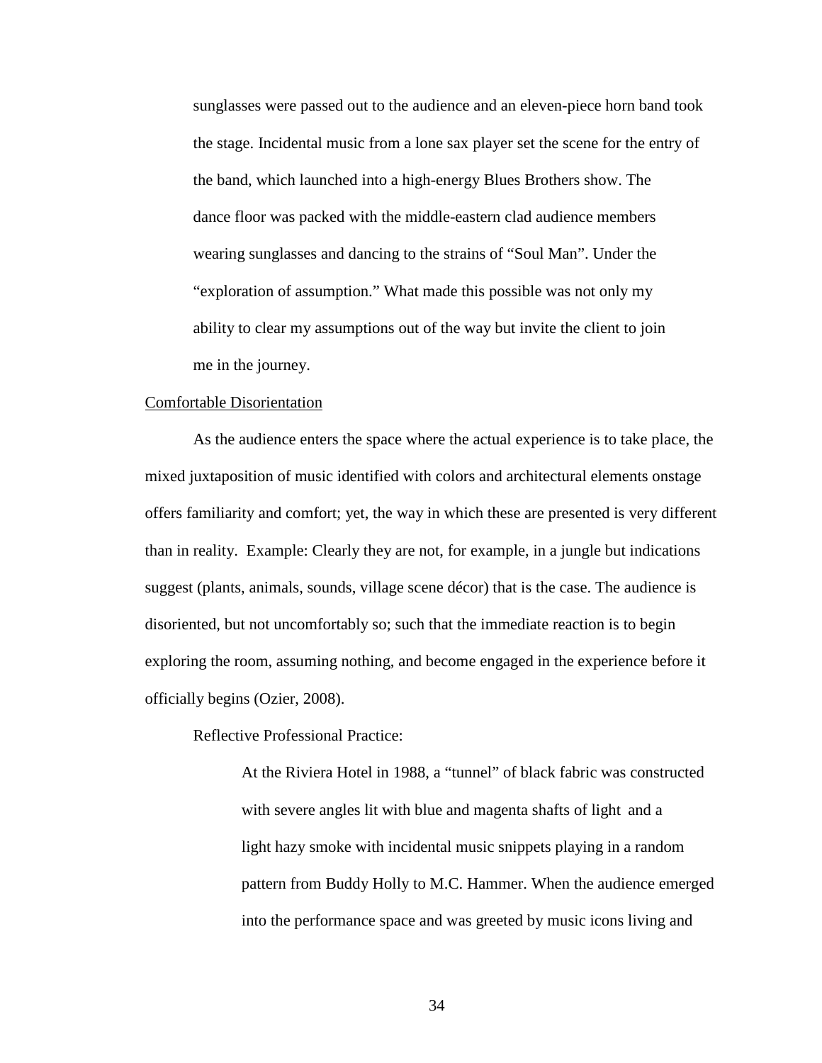> sunglasses were passed out to the audience and an eleven-piece horn band took the stage. Incidental music from a lone sax player set the scene for the entry of the band, which launched into a high-energy Blues Brothers show. The dance floor was packed with the middle-eastern clad audience members wearing sunglasses and dancing to the strains of "Soul Man". Under the "exploration of assumption." What made this possible was not only my ability to clear my assumptions out of the way but invite the client to join me in the journey.

Comfortable Disorientation

As the audience enters the space where the actual experience is to take place, the mixed juxtaposition of music identified with colors and architectural elements onstage offers familiarity and comfort; yet, the way in which these are presented is very different than in reality. Example: Clearly they are not, for example, in a jungle but indications suggest (plants, animals, sounds, village scene décor) that is the case. The audience is disoriented, but not uncomfortably so; such that the immediate reaction is to begin exploring the room, assuming nothing, and become engaged in the experience before it officially begins (Ozier, 2008).

Reflective Professional Practice:

> At the Riviera Hotel in 1988, a "tunnel" of black fabric was constructed with severe angles lit with blue and magenta shafts of light and a light hazy smoke with incidental music snippets playing in a random pattern from Buddy Holly to M.C. Hammer. When the audience emerged into the performance space and was greeted by music icons living and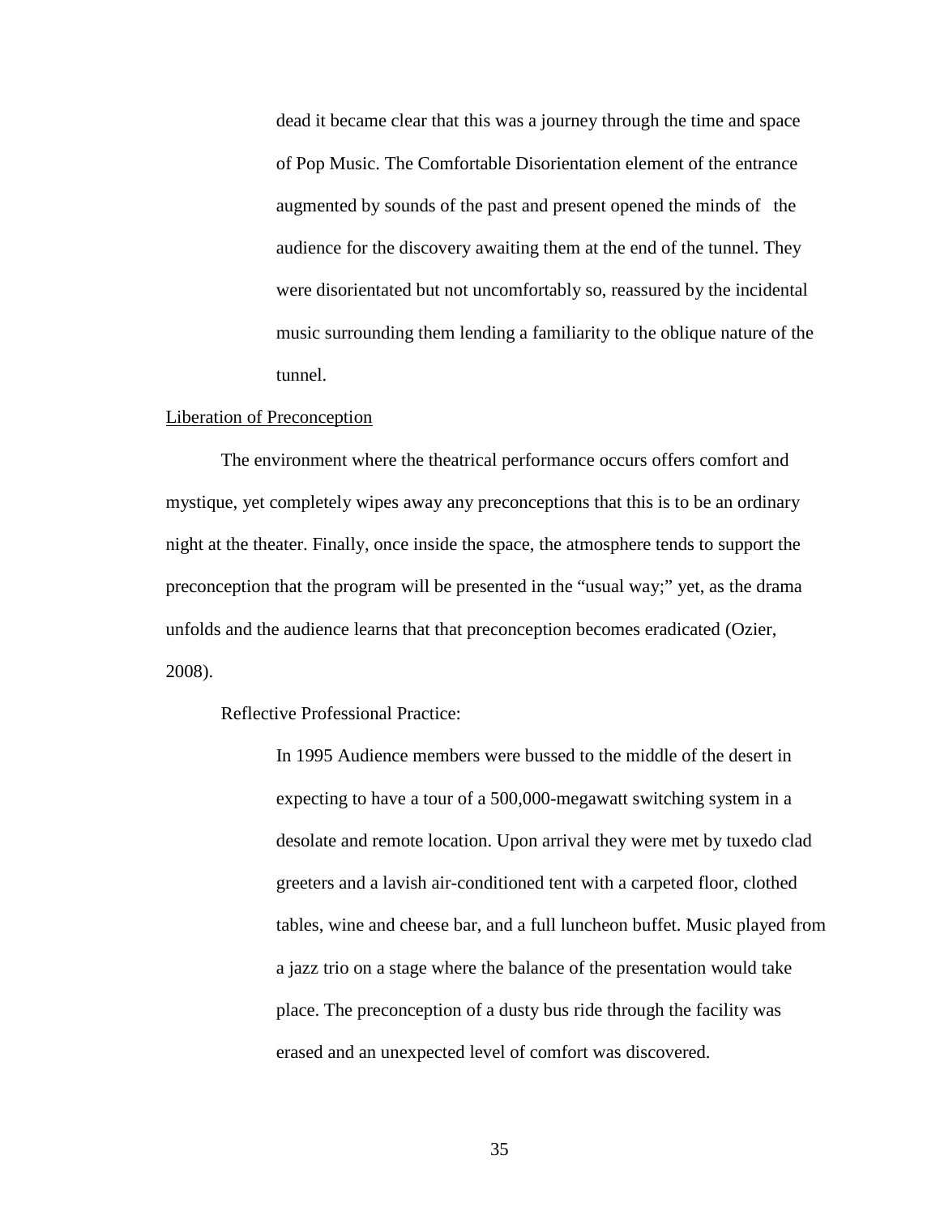> dead it became clear that this was a journey through the time and space of Pop Music. The Comfortable Disorientation element of the entrance augmented by sounds of the past and present opened the minds of the audience for the discovery awaiting them at the end of the tunnel. They were disorientated but not uncomfortably so, reassured by the incidental music surrounding them lending a familiarity to the oblique nature of the tunnel.

<u>Liberation of Preconception</u>

The environment where the theatrical performance occurs offers comfort and mystique, yet completely wipes away any preconceptions that this is to be an ordinary night at the theater. Finally, once inside the space, the atmosphere tends to support the preconception that the program will be presented in the "usual way;" yet, as the drama unfolds and the audience learns that that preconception becomes eradicated (Ozier, 2008).

Reflective Professional Practice:

> In 1995 Audience members were bussed to the middle of the desert in expecting to have a tour of a 500,000-megawatt switching system in a desolate and remote location. Upon arrival they were met by tuxedo clad greeters and a lavish air-conditioned tent with a carpeted floor, clothed tables, wine and cheese bar, and a full luncheon buffet. Music played from a jazz trio on a stage where the balance of the presentation would take place. The preconception of a dusty bus ride through the facility was erased and an unexpected level of comfort was discovered.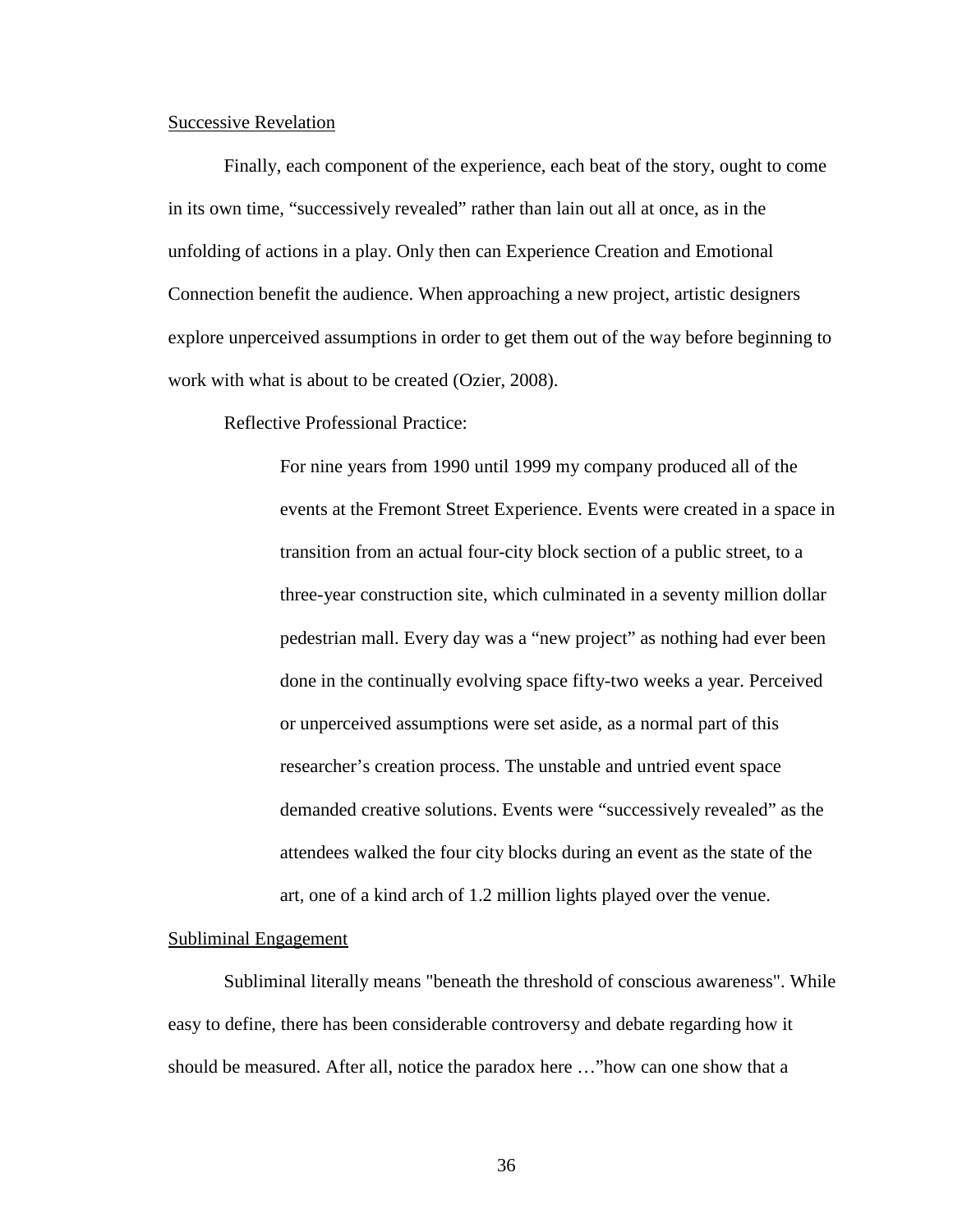Successive Revelation

Finally, each component of the experience, each beat of the story, ought to come in its own time, “successively revealed” rather than lain out all at once, as in the unfolding of actions in a play. Only then can Experience Creation and Emotional Connection benefit the audience. When approaching a new project, artistic designers explore unperceived assumptions in order to get them out of the way before beginning to work with what is about to be created (Ozier, 2008).

Reflective Professional Practice:

> For nine years from 1990 until 1999 my company produced all of the events at the Fremont Street Experience. Events were created in a space in transition from an actual four-city block section of a public street, to a three-year construction site, which culminated in a seventy million dollar pedestrian mall. Every day was a “new project” as nothing had ever been done in the continually evolving space fifty-two weeks a year. Perceived or unperceived assumptions were set aside, as a normal part of this researcher’s creation process. The unstable and untried event space demanded creative solutions. Events were “successively revealed” as the attendees walked the four city blocks during an event as the state of the art, one of a kind arch of 1.2 million lights played over the venue.

Subliminal Engagement

Subliminal literally means "beneath the threshold of conscious awareness". While easy to define, there has been considerable controversy and debate regarding how it should be measured. After all, notice the paradox here …”how can one show that a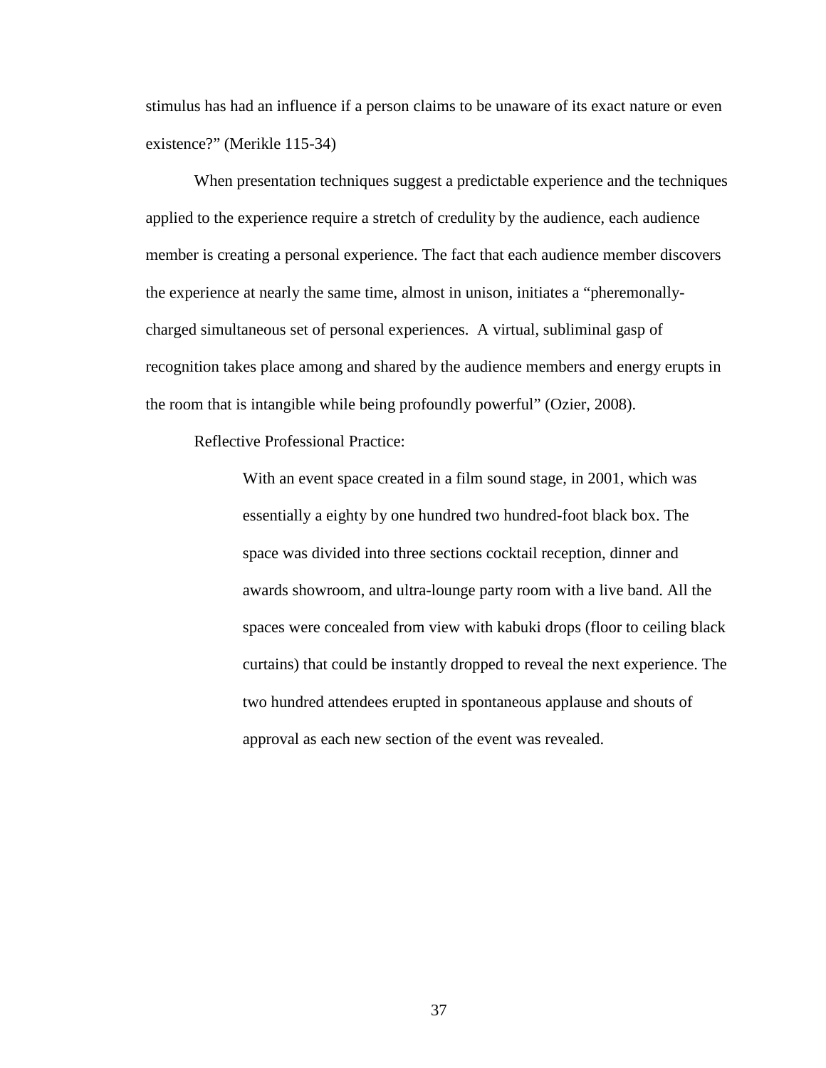stimulus has had an influence if a person claims to be unaware of its exact nature or even existence?" (Merikle 115-34)

When presentation techniques suggest a predictable experience and the techniques applied to the experience require a stretch of credulity by the audience, each audience member is creating a personal experience. The fact that each audience member discovers the experience at nearly the same time, almost in unison, initiates a "pheremonally-charged simultaneous set of personal experiences.  A virtual, subliminal gasp of recognition takes place among and shared by the audience members and energy erupts in the room that is intangible while being profoundly powerful" (Ozier, 2008).

Reflective Professional Practice:

> With an event space created in a film sound stage, in 2001, which was essentially a eighty by one hundred two hundred-foot black box. The space was divided into three sections cocktail reception, dinner and awards showroom, and ultra-lounge party room with a live band. All the spaces were concealed from view with kabuki drops (floor to ceiling black curtains) that could be instantly dropped to reveal the next experience. The two hundred attendees erupted in spontaneous applause and shouts of approval as each new section of the event was revealed.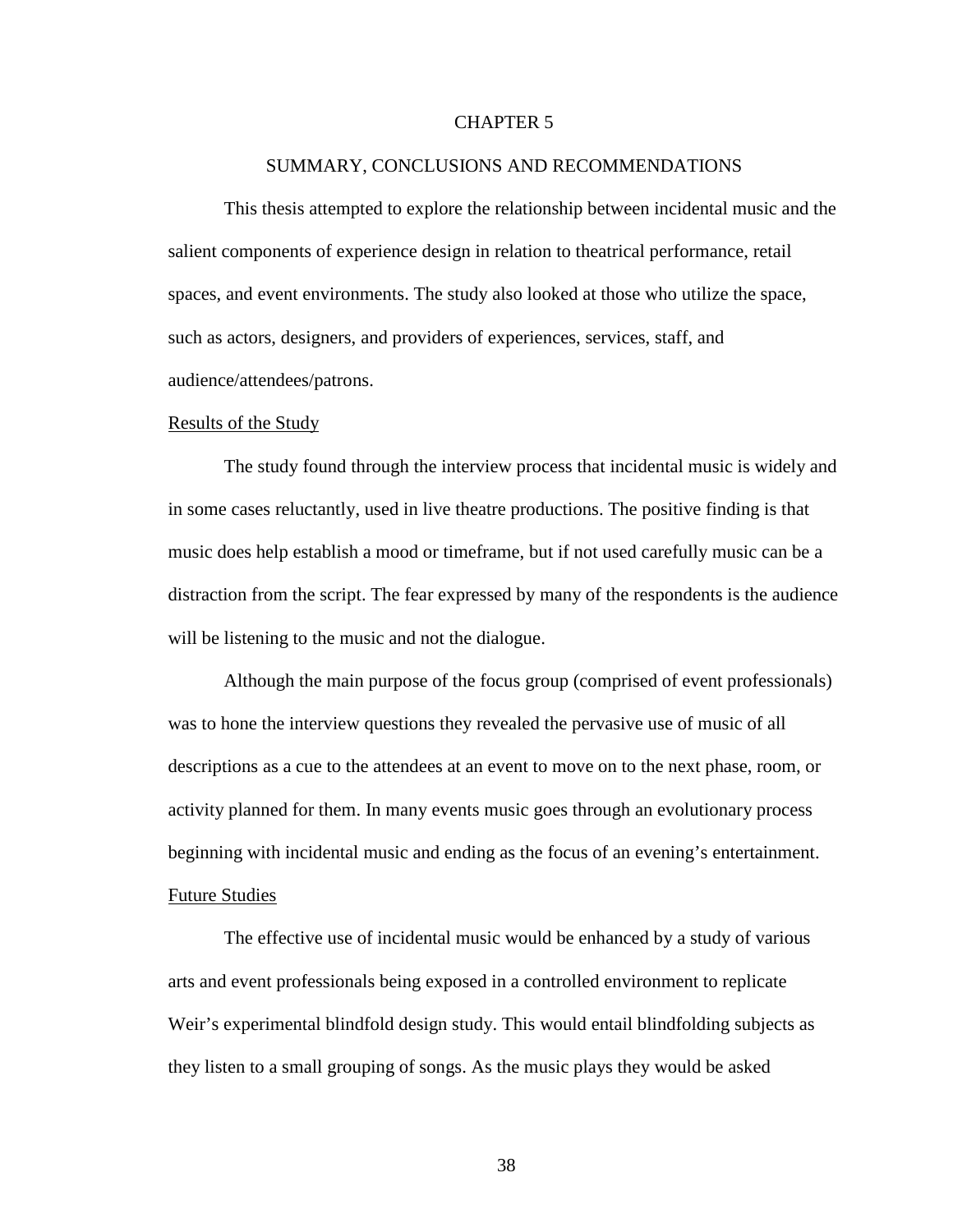# CHAPTER 5

# SUMMARY, CONCLUSIONS AND RECOMMENDATIONS

This thesis attempted to explore the relationship between incidental music and the salient components of experience design in relation to theatrical performance, retail spaces, and event environments. The study also looked at those who utilize the space, such as actors, designers, and providers of experiences, services, staff, and audience/attendees/patrons.

## Results of the Study

The study found through the interview process that incidental music is widely and in some cases reluctantly, used in live theatre productions. The positive finding is that music does help establish a mood or timeframe, but if not used carefully music can be a distraction from the script. The fear expressed by many of the respondents is the audience will be listening to the music and not the dialogue.

Although the main purpose of the focus group (comprised of event professionals) was to hone the interview questions they revealed the pervasive use of music of all descriptions as a cue to the attendees at an event to move on to the next phase, room, or activity planned for them. In many events music goes through an evolutionary process beginning with incidental music and ending as the focus of an evening's entertainment.

## Future Studies

The effective use of incidental music would be enhanced by a study of various arts and event professionals being exposed in a controlled environment to replicate Weir's experimental blindfold design study. This would entail blindfolding subjects as they listen to a small grouping of songs. As the music plays they would be asked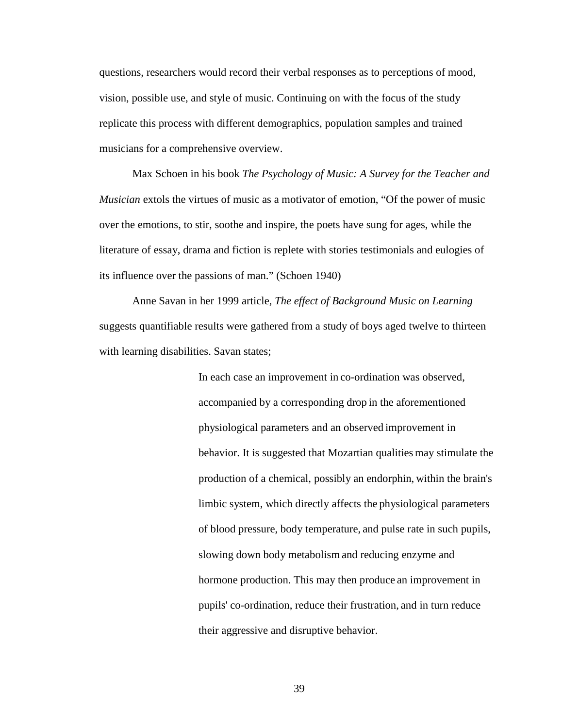questions, researchers would record their verbal responses as to perceptions of mood, vision, possible use, and style of music. Continuing on with the focus of the study replicate this process with different demographics, population samples and trained musicians for a comprehensive overview.

Max Schoen in his book *The Psychology of Music: A Survey for the Teacher and Musician* extols the virtues of music as a motivator of emotion, "Of the power of music over the emotions, to stir, soothe and inspire, the poets have sung for ages, while the literature of essay, drama and fiction is replete with stories testimonials and eulogies of its influence over the passions of man." (Schoen 1940)

Anne Savan in her 1999 article, *The effect of Background Music on Learning* suggests quantifiable results were gathered from a study of boys aged twelve to thirteen with learning disabilities. Savan states;

> In each case an improvement in co-ordination was observed, accompanied by a corresponding drop in the aforementioned physiological parameters and an observed improvement in behavior. It is suggested that Mozartian qualities may stimulate the production of a chemical, possibly an endorphin, within the brain's limbic system, which directly affects the physiological parameters of blood pressure, body temperature, and pulse rate in such pupils, slowing down body metabolism and reducing enzyme and hormone production. This may then produce an improvement in pupils' co-ordination, reduce their frustration, and in turn reduce their aggressive and disruptive behavior.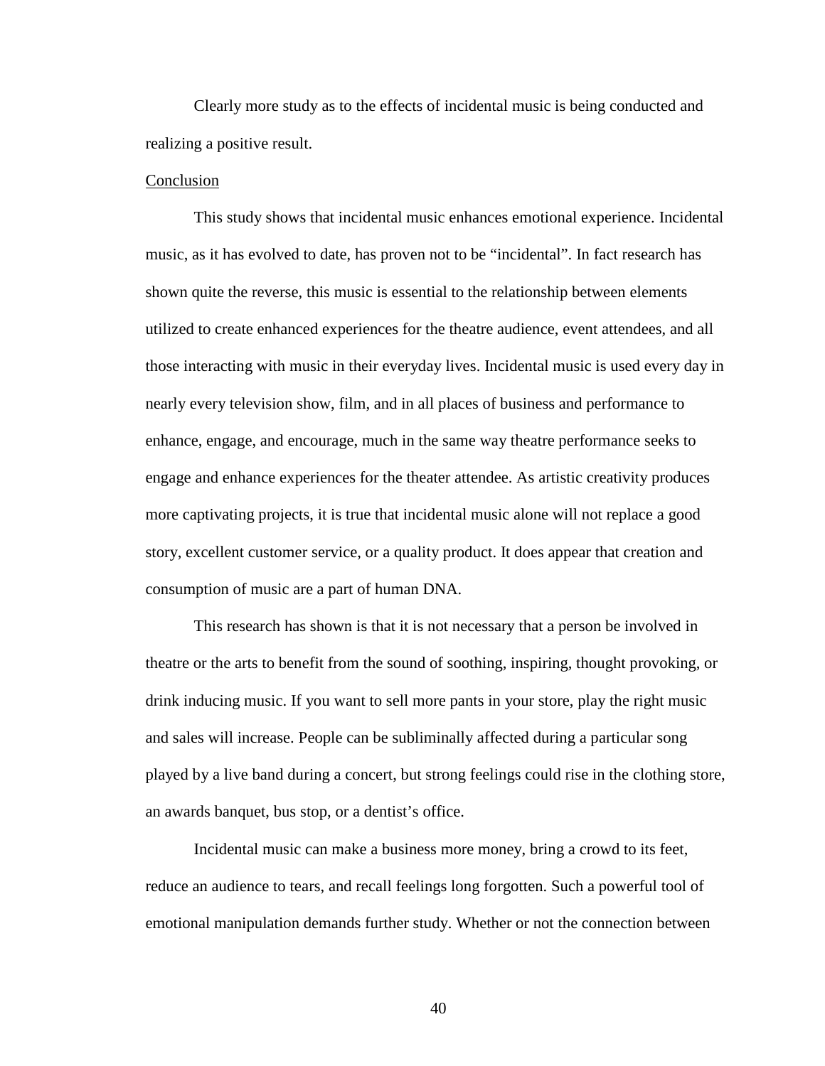Clearly more study as to the effects of incidental music is being conducted and realizing a positive result.

## Conclusion

This study shows that incidental music enhances emotional experience. Incidental music, as it has evolved to date, has proven not to be "incidental". In fact research has shown quite the reverse, this music is essential to the relationship between elements utilized to create enhanced experiences for the theatre audience, event attendees, and all those interacting with music in their everyday lives. Incidental music is used every day in nearly every television show, film, and in all places of business and performance to enhance, engage, and encourage, much in the same way theatre performance seeks to engage and enhance experiences for the theater attendee. As artistic creativity produces more captivating projects, it is true that incidental music alone will not replace a good story, excellent customer service, or a quality product. It does appear that creation and consumption of music are a part of human DNA.

This research has shown is that it is not necessary that a person be involved in theatre or the arts to benefit from the sound of soothing, inspiring, thought provoking, or drink inducing music. If you want to sell more pants in your store, play the right music and sales will increase. People can be subliminally affected during a particular song played by a live band during a concert, but strong feelings could rise in the clothing store, an awards banquet, bus stop, or a dentist's office.

Incidental music can make a business more money, bring a crowd to its feet, reduce an audience to tears, and recall feelings long forgotten. Such a powerful tool of emotional manipulation demands further study. Whether or not the connection between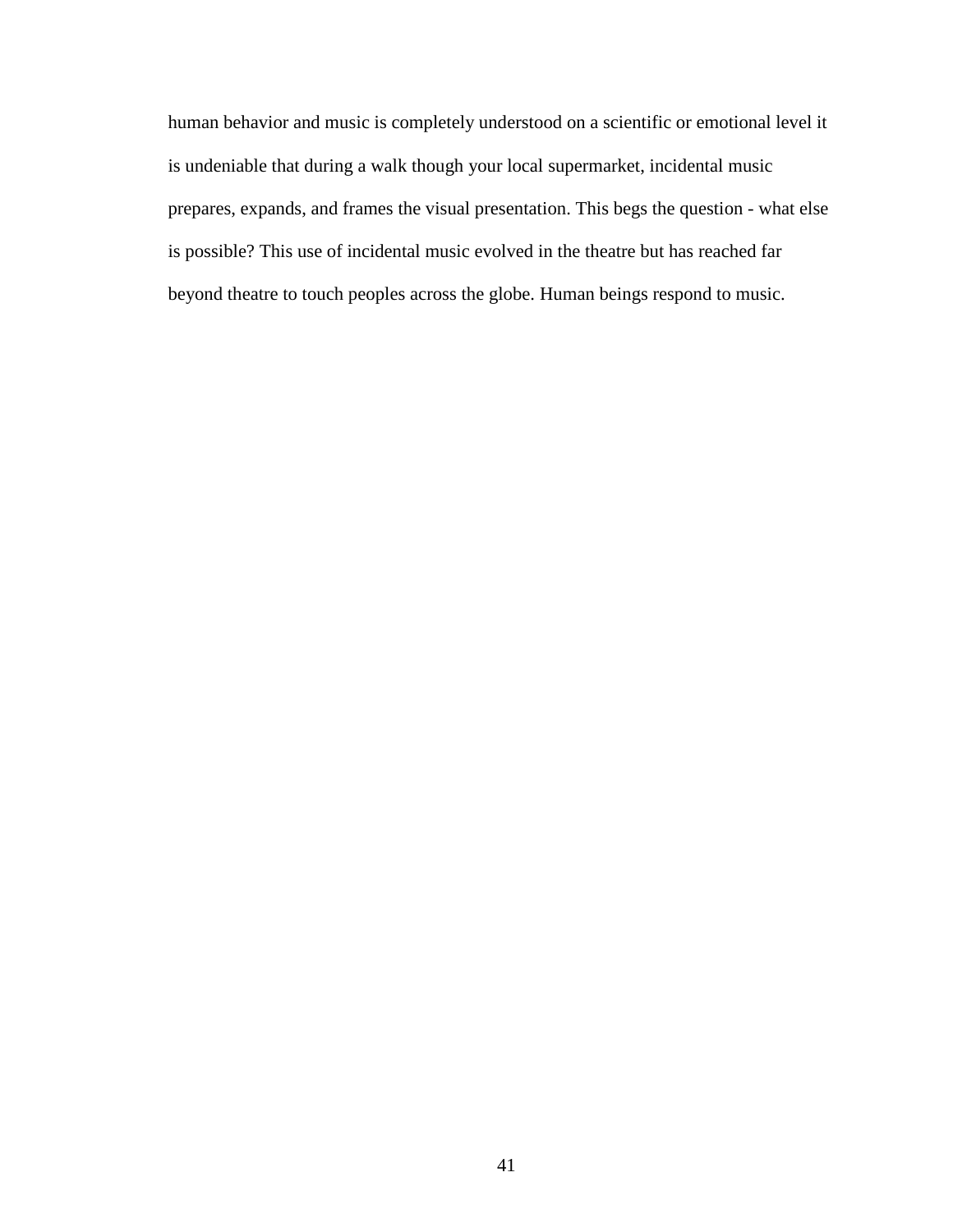human behavior and music is completely understood on a scientific or emotional level it is undeniable that during a walk though your local supermarket, incidental music prepares, expands, and frames the visual presentation. This begs the question - what else is possible? This use of incidental music evolved in the theatre but has reached far beyond theatre to touch peoples across the globe. Human beings respond to music.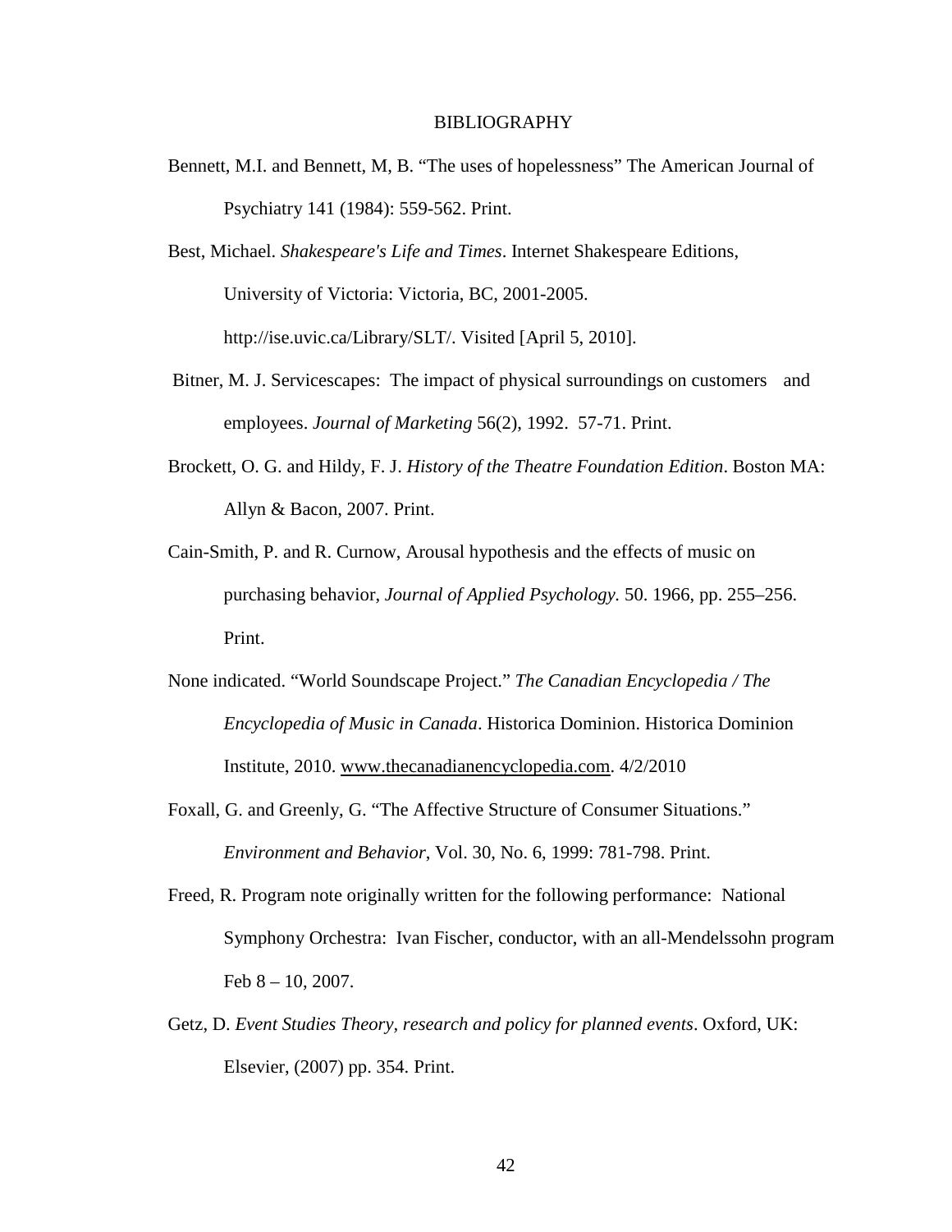# BIBLIOGRAPHY

Bennett, M.I. and Bennett, M, B. "The uses of hopelessness" The American Journal of Psychiatry 141 (1984): 559-562. Print.

Best, Michael. *Shakespeare's Life and Times*. Internet Shakespeare Editions, University of Victoria: Victoria, BC, 2001-2005. http://ise.uvic.ca/Library/SLT/. Visited [April 5, 2010].

Bitner, M. J. Servicescapes: The impact of physical surroundings on customers and employees. *Journal of Marketing* 56(2), 1992. 57-71. Print.

Brockett, O. G. and Hildy, F. J. *History of the Theatre Foundation Edition*. Boston MA: Allyn & Bacon, 2007. Print.

Cain-Smith, P. and R. Curnow, Arousal hypothesis and the effects of music on purchasing behavior, *Journal of Applied Psychology.* 50. 1966, pp. 255–256. Print.

None indicated. "World Soundscape Project." *The Canadian Encyclopedia / The Encyclopedia of Music in Canada*. Historica Dominion. Historica Dominion Institute, 2010. www.thecanadianencyclopedia.com. 4/2/2010

Foxall, G. and Greenly, G. "The Affective Structure of Consumer Situations." *Environment and Behavior*, Vol. 30, No. 6, 1999: 781-798. Print.

Freed, R. Program note originally written for the following performance: National Symphony Orchestra: Ivan Fischer, conductor, with an all-Mendelssohn program Feb 8 – 10, 2007.

Getz, D. *Event Studies Theory, research and policy for planned events*. Oxford, UK: Elsevier, (2007) pp. 354. Print.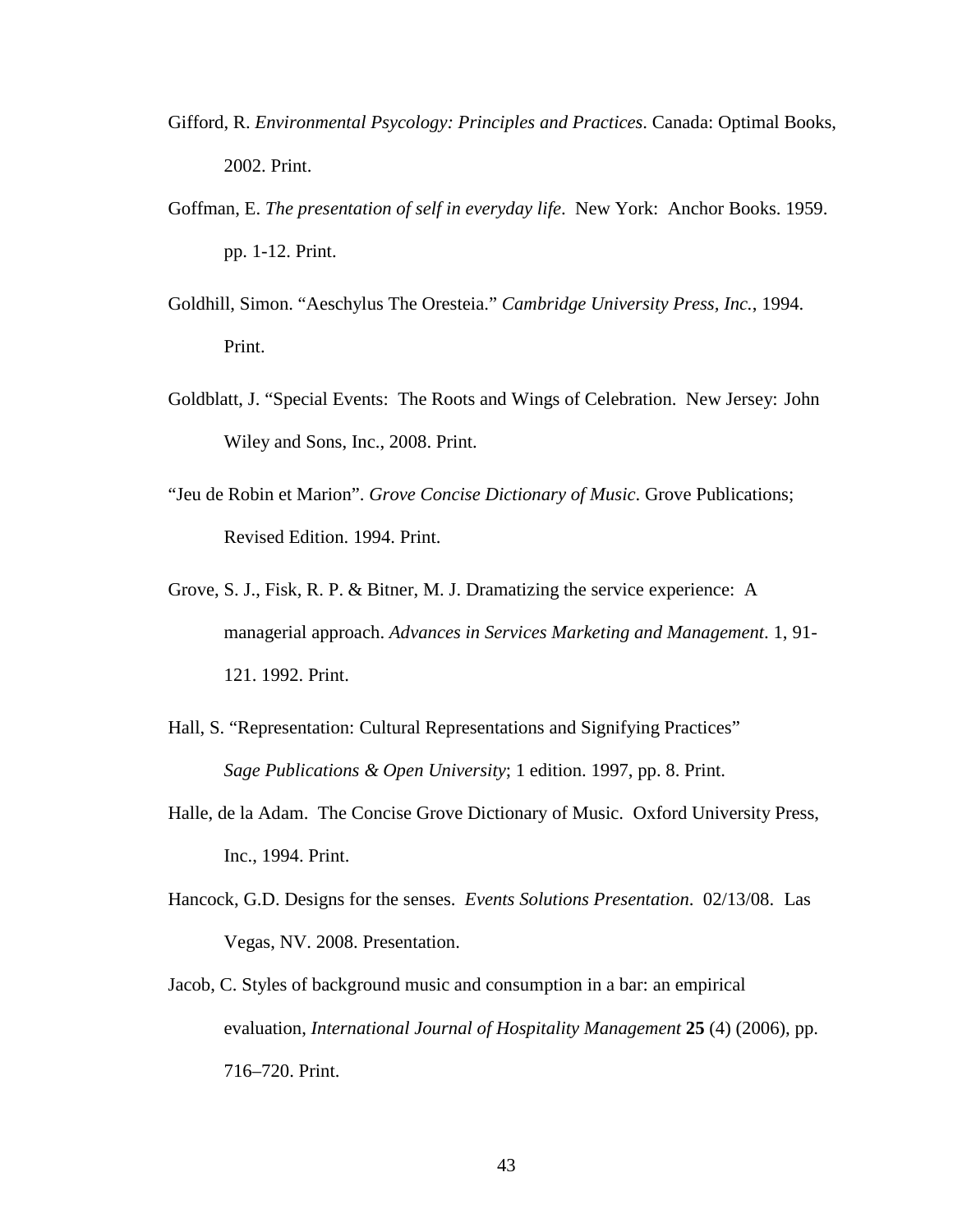Gifford, R. *Environmental Psycology: Principles and Practices*. Canada: Optimal Books, 2002. Print.

Goffman, E. *The presentation of self in everyday life*. New York: Anchor Books. 1959. pp. 1-12. Print.

Goldhill, Simon. "Aeschylus The Oresteia." *Cambridge University Press, Inc.*, 1994. Print.

Goldblatt, J. "Special Events: The Roots and Wings of Celebration. New Jersey: John Wiley and Sons, Inc., 2008. Print.

"Jeu de Robin et Marion". *Grove Concise Dictionary of Music*. Grove Publications; Revised Edition. 1994. Print.

Grove, S. J., Fisk, R. P. & Bitner, M. J. Dramatizing the service experience: A managerial approach. *Advances in Services Marketing and Management*. 1, 91-121. 1992. Print.

Hall, S. "Representation: Cultural Representations and Signifying Practices" *Sage Publications & Open University*; 1 edition. 1997, pp. 8. Print.

Halle, de la Adam. The Concise Grove Dictionary of Music. Oxford University Press, Inc., 1994. Print.

Hancock, G.D. Designs for the senses. *Events Solutions Presentation*. 02/13/08. Las Vegas, NV. 2008. Presentation.

Jacob, C. Styles of background music and consumption in a bar: an empirical evaluation, *International Journal of Hospitality Management* **25** (4) (2006), pp. 716–720. Print.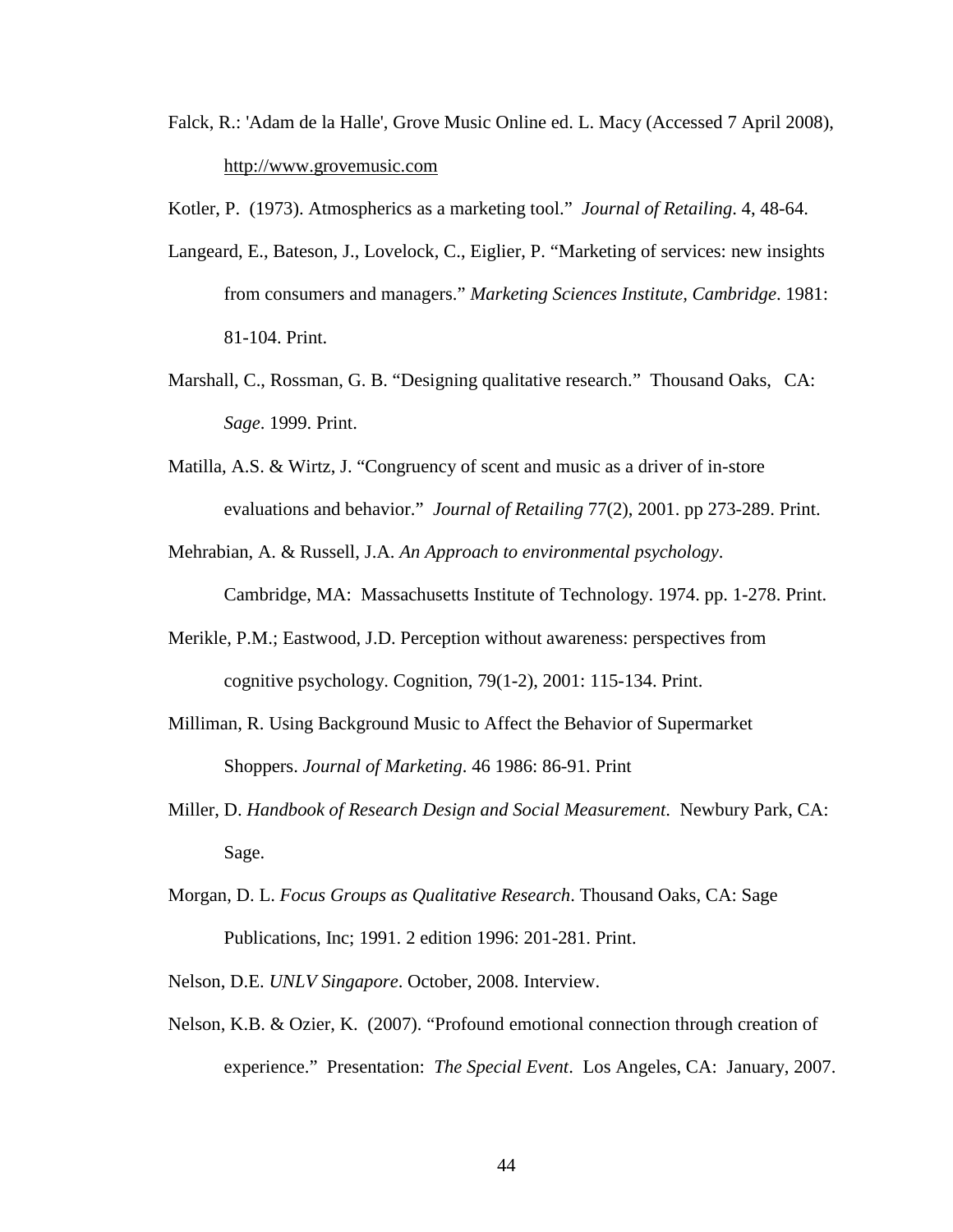Falck, R.: 'Adam de la Halle', Grove Music Online ed. L. Macy (Accessed 7 April 2008), http://www.grovemusic.com

Kotler, P. (1973). Atmospherics as a marketing tool." *Journal of Retailing*. 4, 48-64.

Langeard, E., Bateson, J., Lovelock, C., Eiglier, P. "Marketing of services: new insights from consumers and managers." *Marketing Sciences Institute, Cambridge*. 1981: 81-104. Print.

Marshall, C., Rossman, G. B. "Designing qualitative research." Thousand Oaks, CA: *Sage*. 1999. Print.

Matilla, A.S. & Wirtz, J. "Congruency of scent and music as a driver of in-store evaluations and behavior." *Journal of Retailing* 77(2), 2001. pp 273-289. Print.

Mehrabian, A. & Russell, J.A. *An Approach to environmental psychology*. Cambridge, MA: Massachusetts Institute of Technology. 1974. pp. 1-278. Print.

Merikle, P.M.; Eastwood, J.D. Perception without awareness: perspectives from cognitive psychology. Cognition, 79(1-2), 2001: 115-134. Print.

Milliman, R. Using Background Music to Affect the Behavior of Supermarket Shoppers. *Journal of Marketing*. 46 1986: 86-91. Print

Miller, D. *Handbook of Research Design and Social Measurement*. Newbury Park, CA: Sage.

Morgan, D. L. *Focus Groups as Qualitative Research*. Thousand Oaks, CA: Sage Publications, Inc; 1991. 2 edition 1996: 201-281. Print.

Nelson, D.E. *UNLV Singapore*. October, 2008. Interview.

Nelson, K.B. & Ozier, K. (2007). "Profound emotional connection through creation of experience." Presentation: *The Special Event*. Los Angeles, CA: January, 2007.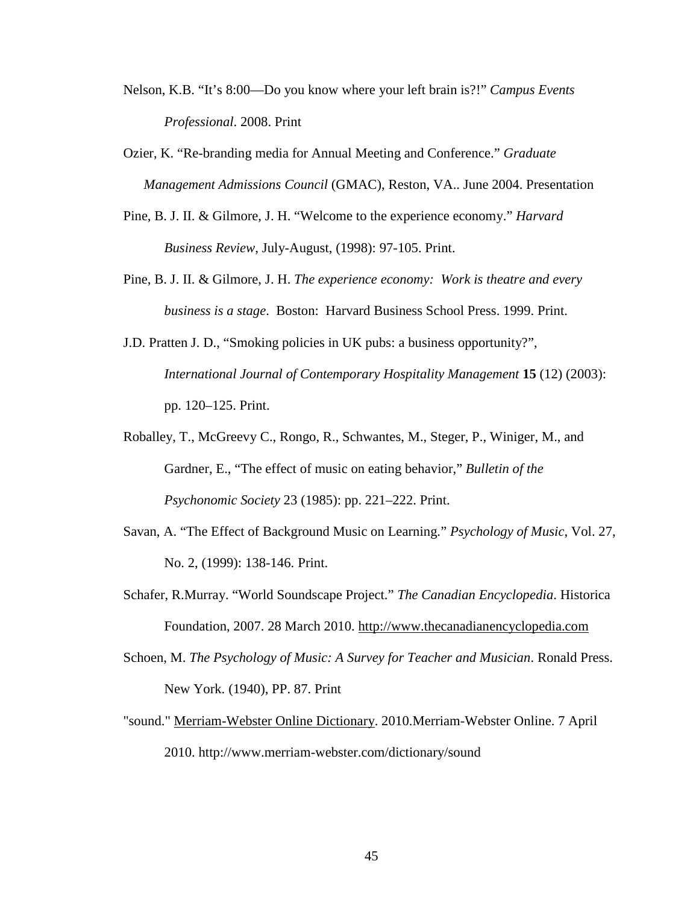Nelson, K.B. "It's 8:00—Do you know where your left brain is?!" *Campus Events Professional*. 2008. Print

Ozier, K. "Re-branding media for Annual Meeting and Conference." *Graduate Management Admissions Council* (GMAC), Reston, VA.. June 2004. Presentation

Pine, B. J. II. & Gilmore, J. H. "Welcome to the experience economy." *Harvard Business Review*, July-August, (1998): 97-105. Print.

Pine, B. J. II. & Gilmore, J. H. *The experience economy: Work is theatre and every business is a stage*. Boston: Harvard Business School Press. 1999. Print.

J.D. Pratten J. D., "Smoking policies in UK pubs: a business opportunity?", *International Journal of Contemporary Hospitality Management* **15** (12) (2003): pp. 120–125. Print.

Roballey, T., McGreevy C., Rongo, R., Schwantes, M., Steger, P., Winiger, M., and Gardner, E., "The effect of music on eating behavior," *Bulletin of the Psychonomic Society* 23 (1985): pp. 221–222. Print.

Savan, A. "The Effect of Background Music on Learning." *Psychology of Music*, Vol. 27, No. 2, (1999): 138-146. Print.

Schafer, R.Murray. "World Soundscape Project." *The Canadian Encyclopedia*. Historica Foundation, 2007. 28 March 2010. http://www.thecanadianencyclopedia.com

Schoen, M. *The Psychology of Music: A Survey for Teacher and Musician*. Ronald Press. New York. (1940), PP. 87. Print

"sound." Merriam-Webster Online Dictionary. 2010.Merriam-Webster Online. 7 April 2010. http://www.merriam-webster.com/dictionary/sound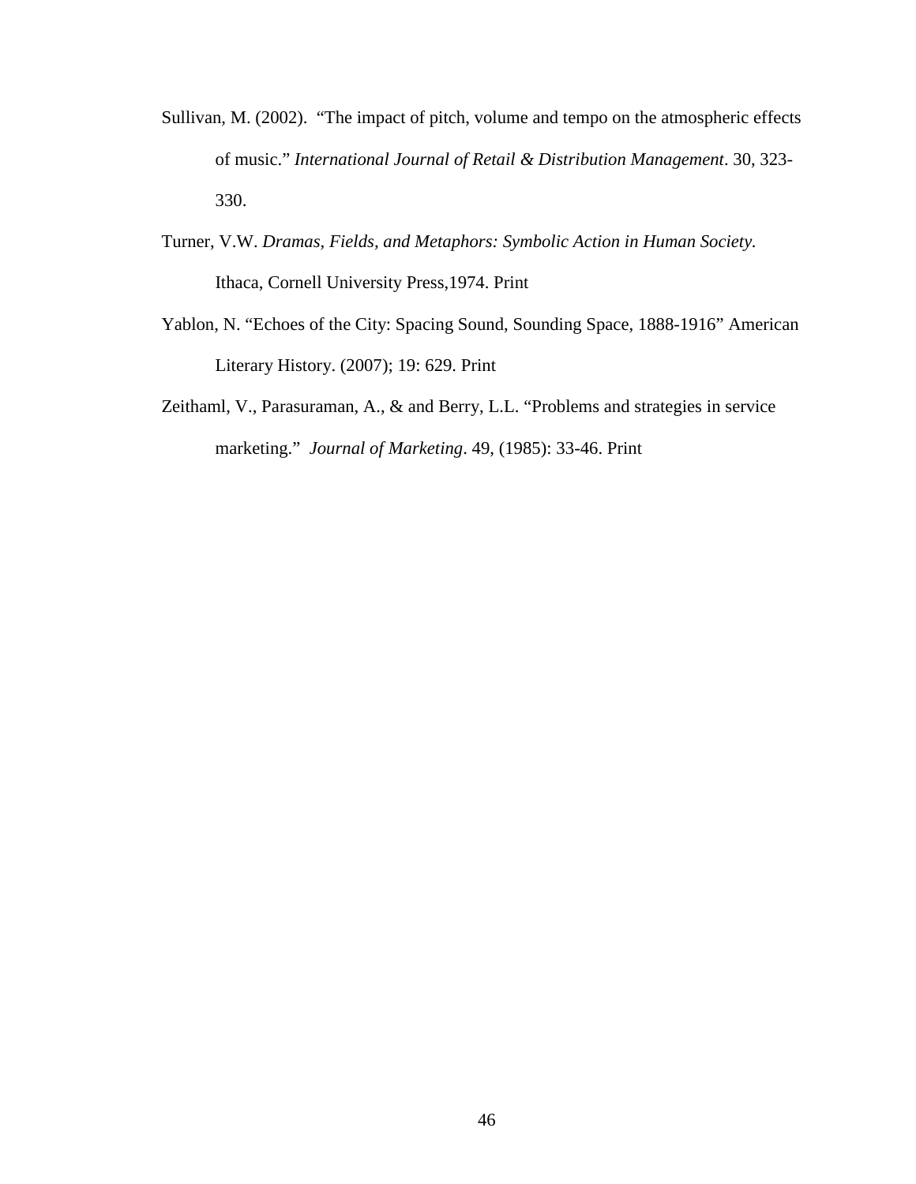Sullivan, M. (2002). "The impact of pitch, volume and tempo on the atmospheric effects of music." *International Journal of Retail & Distribution Management*. 30, 323-330.

Turner, V.W. *Dramas, Fields, and Metaphors: Symbolic Action in Human Society.* Ithaca, Cornell University Press,1974. Print

Yablon, N. "Echoes of the City: Spacing Sound, Sounding Space, 1888-1916" American Literary History. (2007); 19: 629. Print

Zeithaml, V., Parasuraman, A., & and Berry, L.L. "Problems and strategies in service marketing." *Journal of Marketing*. 49, (1985): 33-46. Print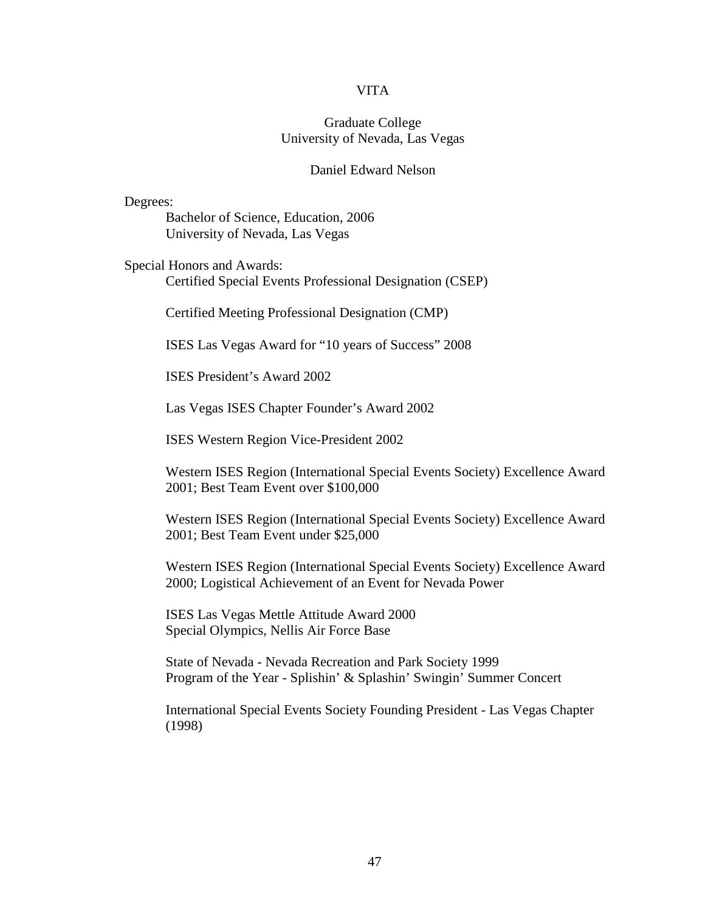# VITA

Graduate College
University of Nevada, Las Vegas

Daniel Edward Nelson

Degrees:

Bachelor of Science, Education, 2006
University of Nevada, Las Vegas

Special Honors and Awards:

Certified Special Events Professional Designation (CSEP)

Certified Meeting Professional Designation (CMP)

ISES Las Vegas Award for "10 years of Success" 2008

ISES President's Award 2002

Las Vegas ISES Chapter Founder's Award 2002

ISES Western Region Vice-President 2002

Western ISES Region (International Special Events Society) Excellence Award 2001; Best Team Event over $100,000

Western ISES Region (International Special Events Society) Excellence Award 2001; Best Team Event under $25,000

Western ISES Region (International Special Events Society) Excellence Award 2000; Logistical Achievement of an Event for Nevada Power

ISES Las Vegas Mettle Attitude Award 2000
Special Olympics, Nellis Air Force Base

State of Nevada - Nevada Recreation and Park Society 1999
Program of the Year - Splishin' & Splashin' Swingin' Summer Concert

International Special Events Society Founding President - Las Vegas Chapter (1998)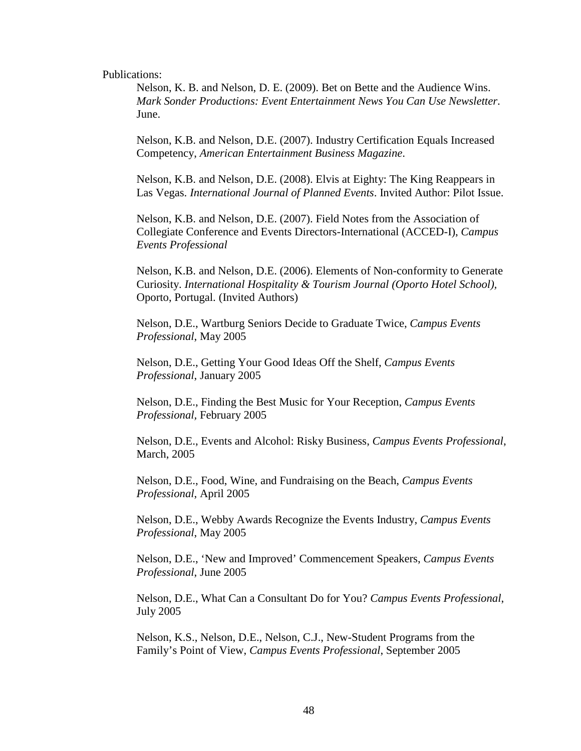Publications:

Nelson, K. B. and Nelson, D. E. (2009). Bet on Bette and the Audience Wins. *Mark Sonder Productions: Event Entertainment News You Can Use Newsletter*. June.

Nelson, K.B. and Nelson, D.E. (2007). Industry Certification Equals Increased Competency, *American Entertainment Business Magazine*.

Nelson, K.B. and Nelson, D.E. (2008). Elvis at Eighty: The King Reappears in Las Vegas. *International Journal of Planned Events*. Invited Author: Pilot Issue.

Nelson, K.B. and Nelson, D.E. (2007). Field Notes from the Association of Collegiate Conference and Events Directors-International (ACCED-I), *Campus Events Professional*

Nelson, K.B. and Nelson, D.E. (2006). Elements of Non-conformity to Generate Curiosity. *International Hospitality & Tourism Journal (Oporto Hotel School)*, Oporto, Portugal. (Invited Authors)

Nelson, D.E., Wartburg Seniors Decide to Graduate Twice, *Campus Events Professional*, May 2005

Nelson, D.E., Getting Your Good Ideas Off the Shelf, *Campus Events Professional*, January 2005

Nelson, D.E., Finding the Best Music for Your Reception, *Campus Events Professional*, February 2005

Nelson, D.E., Events and Alcohol: Risky Business, *Campus Events Professional*, March, 2005

Nelson, D.E., Food, Wine, and Fundraising on the Beach, *Campus Events Professional*, April 2005

Nelson, D.E., Webby Awards Recognize the Events Industry, *Campus Events Professional*, May 2005

Nelson, D.E., 'New and Improved' Commencement Speakers, *Campus Events Professional*, June 2005

Nelson, D.E., What Can a Consultant Do for You? *Campus Events Professional*, July 2005

Nelson, K.S., Nelson, D.E., Nelson, C.J., New-Student Programs from the Family's Point of View, *Campus Events Professional*, September 2005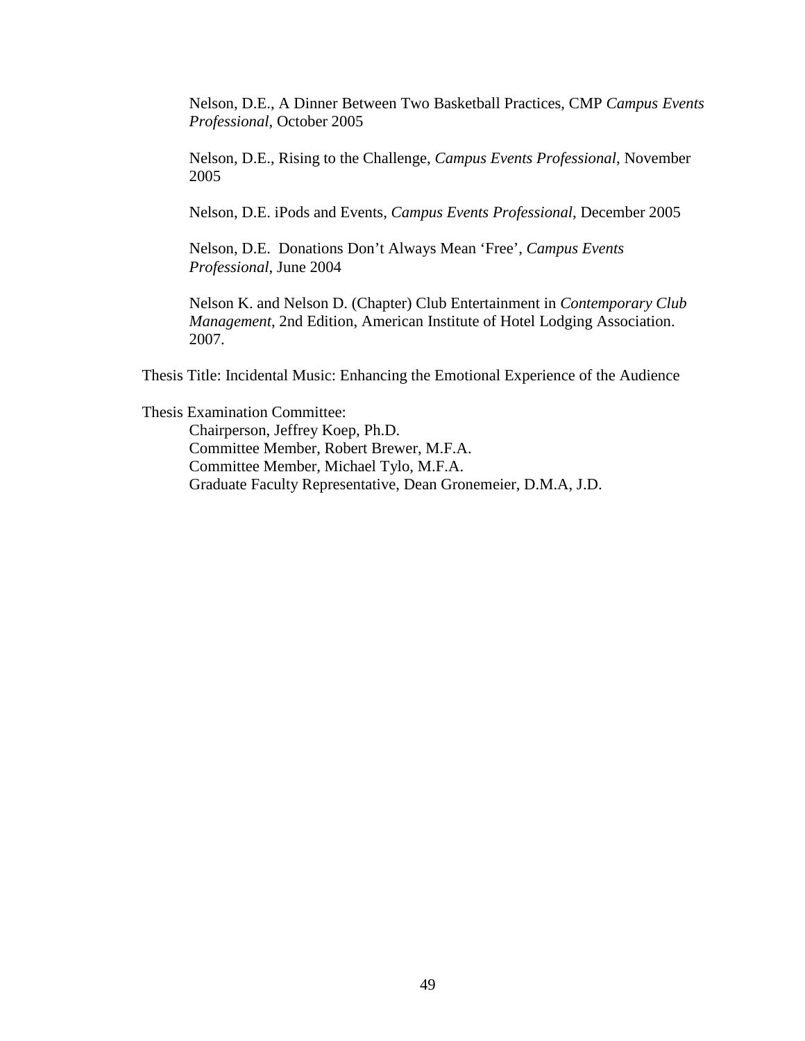Nelson, D.E., A Dinner Between Two Basketball Practices, CMP *Campus Events Professional*, October 2005

Nelson, D.E., Rising to the Challenge, *Campus Events Professional*, November 2005

Nelson, D.E. iPods and Events, *Campus Events Professional*, December 2005

Nelson, D.E.  Donations Don't Always Mean 'Free', *Campus Events Professional*, June 2004

Nelson K. and Nelson D. (Chapter) Club Entertainment in *Contemporary Club Management*, 2nd Edition, American Institute of Hotel Lodging Association. 2007.

Thesis Title: Incidental Music: Enhancing the Emotional Experience of the Audience

Thesis Examination Committee:

Chairperson, Jeffrey Koep, Ph.D.
Committee Member, Robert Brewer, M.F.A.
Committee Member, Michael Tylo, M.F.A.
Graduate Faculty Representative, Dean Gronemeier, D.M.A, J.D.